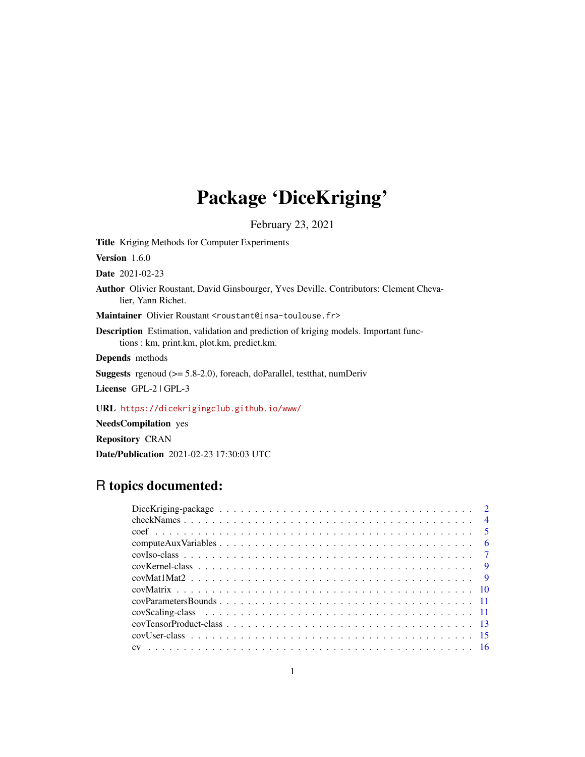# Package 'DiceKriging'

February 23, 2021

**Title** Kriging Methods for Computer Experiments

**Version** 1.6.0

**Date** 2021-02-23

**Author** Olivier Roustant, David Ginsbourger, Yves Deville. Contributors: Clement Chevalier, Yann Richet.

**Maintainer** Olivier Roustant <roustant@insa-toulouse.fr>

**Description** Estimation, validation and prediction of kriging models. Important functions : km, print.km, plot.km, predict.km.

**Depends** methods

**Suggests** rgenoud (>= 5.8-2.0), foreach, doParallel, testthat, numDeriv

**License** GPL-2 | GPL-3

**URL** https://dicekrigingclub.github.io/www/

**NeedsCompilation** yes

**Repository** CRAN

**Date/Publication** 2021-02-23 17:30:03 UTC

## R topics documented:

- DiceKriging-package . . . . . . . . . . 2
- checkNames . . . . . . . . . . 4
- coef . . . . . . . . . . 5
- computeAuxVariables . . . . . . . . . . 6
- covIso-class . . . . . . . . . . 7
- covKernel-class . . . . . . . . . . 9
- covMat1Mat2 . . . . . . . . . . 9
- covMatrix . . . . . . . . . . 10
- covParametersBounds . . . . . . . . . . 11
- covScaling-class . . . . . . . . . . 11
- covTensorProduct-class . . . . . . . . . . 13
- covUser-class . . . . . . . . . . 15
- cv . . . . . . . . . . 16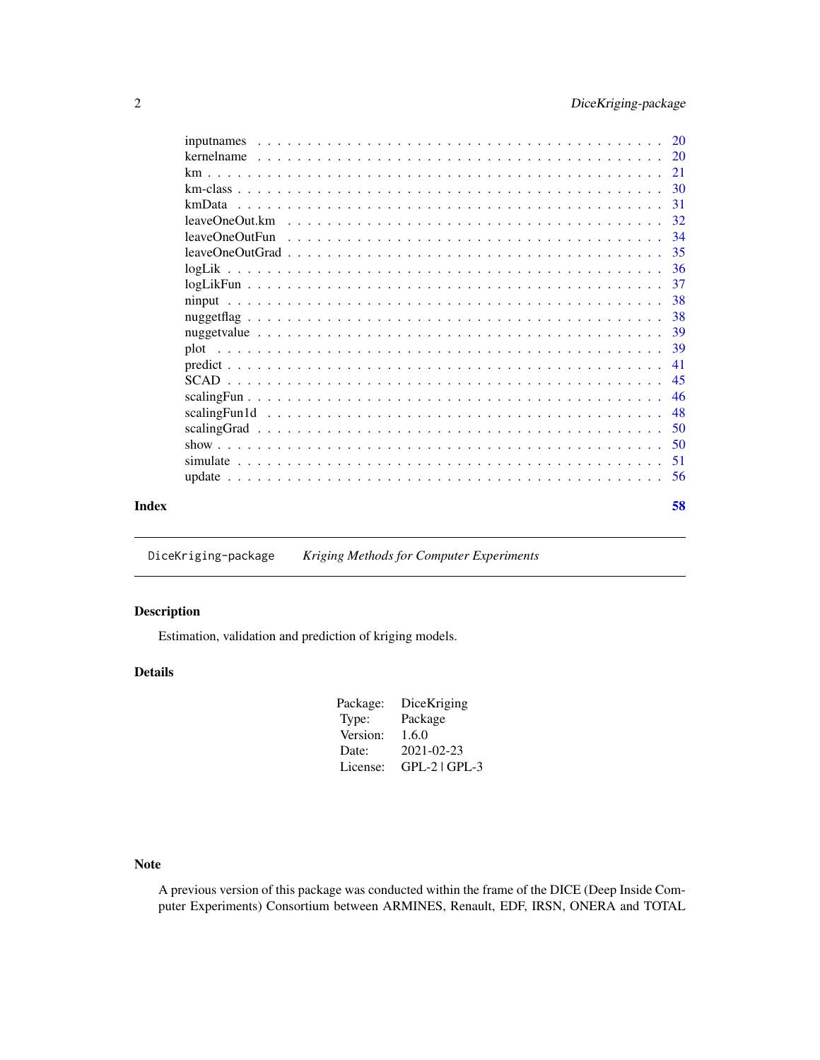| | |
|---|---|
| inputnames | 20 |
| kernelname | 20 |
| km | 21 |
| km-class | 30 |
| kmData | 31 |
| leaveOneOut.km | 32 |
| leaveOneOutFun | 34 |
| leaveOneOutGrad | 35 |
| logLik | 36 |
| logLikFun | 37 |
| ninput | 38 |
| nuggetflag | 38 |
| nuggetvalue | 39 |
| plot | 39 |
| predict | 41 |
| SCAD | 45 |
| scalingFun | 46 |
| scalingFun1d | 48 |
| scalingGrad | 50 |
| show | 50 |
| simulate | 51 |
| update | 56 |

**Index** **58**

---

DiceKriging-package *Kriging Methods for Computer Experiments*

---

## Description

Estimation, validation and prediction of kriging models.

## Details

| | |
|---|---|
| Package: | DiceKriging |
| Type: | Package |
| Version: | 1.6.0 |
| Date: | 2021-02-23 |
| License: | GPL-2 \| GPL-3 |

## Note

A previous version of this package was conducted within the frame of the DICE (Deep Inside Computer Experiments) Consortium between ARMINES, Renault, EDF, IRSN, ONERA and TOTAL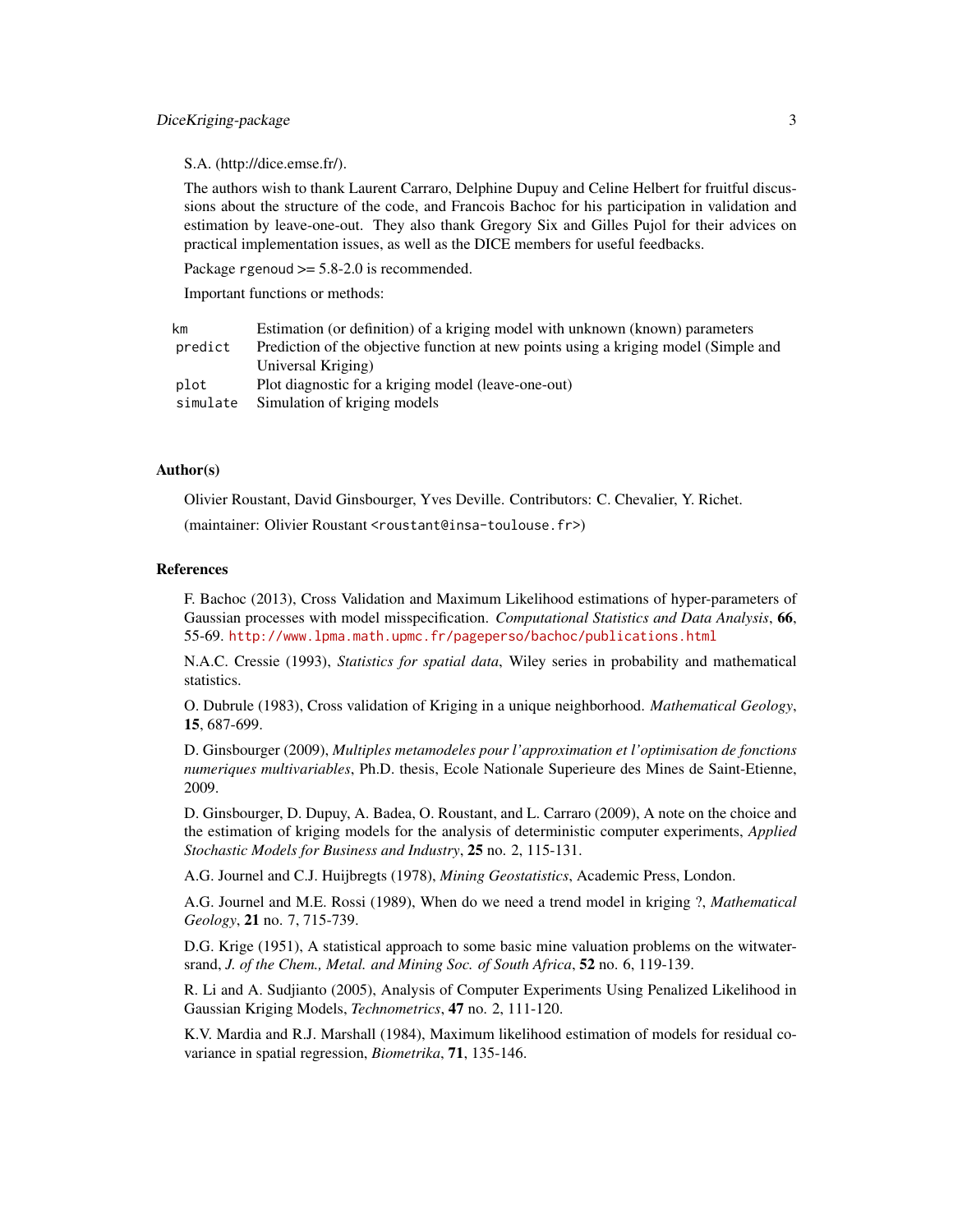S.A. (http://dice.emse.fr/).

The authors wish to thank Laurent Carraro, Delphine Dupuy and Celine Helbert for fruitful discussions about the structure of the code, and Francois Bachoc for his participation in validation and estimation by leave-one-out. They also thank Gregory Six and Gilles Pujol for their advices on practical implementation issues, as well as the DICE members for useful feedbacks.

Package `rgenoud` >= 5.8-2.0 is recommended.

Important functions or methods:

| | |
|---|---|
| `km` | Estimation (or definition) of a kriging model with unknown (known) parameters |
| `predict` | Prediction of the objective function at new points using a kriging model (Simple and Universal Kriging) |
| `plot` | Plot diagnostic for a kriging model (leave-one-out) |
| `simulate` | Simulation of kriging models |

## Author(s)

Olivier Roustant, David Ginsbourger, Yves Deville. Contributors: C. Chevalier, Y. Richet.

(maintainer: Olivier Roustant <roustant@insa-toulouse.fr>)

## References

F. Bachoc (2013), Cross Validation and Maximum Likelihood estimations of hyper-parameters of Gaussian processes with model misspecification. *Computational Statistics and Data Analysis*, **66**, 55-69. http://www.lpma.math.upmc.fr/pageperso/bachoc/publications.html

N.A.C. Cressie (1993), *Statistics for spatial data*, Wiley series in probability and mathematical statistics.

O. Dubrule (1983), Cross validation of Kriging in a unique neighborhood. *Mathematical Geology*, **15**, 687-699.

D. Ginsbourger (2009), *Multiples metamodeles pour l'approximation et l'optimisation de fonctions numeriques multivariables*, Ph.D. thesis, Ecole Nationale Superieure des Mines de Saint-Etienne, 2009.

D. Ginsbourger, D. Dupuy, A. Badea, O. Roustant, and L. Carraro (2009), A note on the choice and the estimation of kriging models for the analysis of deterministic computer experiments, *Applied Stochastic Models for Business and Industry*, **25** no. 2, 115-131.

A.G. Journel and C.J. Huijbregts (1978), *Mining Geostatistics*, Academic Press, London.

A.G. Journel and M.E. Rossi (1989), When do we need a trend model in kriging ?, *Mathematical Geology*, **21** no. 7, 715-739.

D.G. Krige (1951), A statistical approach to some basic mine valuation problems on the witwatersrand, *J. of the Chem., Metal. and Mining Soc. of South Africa*, **52** no. 6, 119-139.

R. Li and A. Sudjianto (2005), Analysis of Computer Experiments Using Penalized Likelihood in Gaussian Kriging Models, *Technometrics*, **47** no. 2, 111-120.

K.V. Mardia and R.J. Marshall (1984), Maximum likelihood estimation of models for residual covariance in spatial regression, *Biometrika*, **71**, 135-146.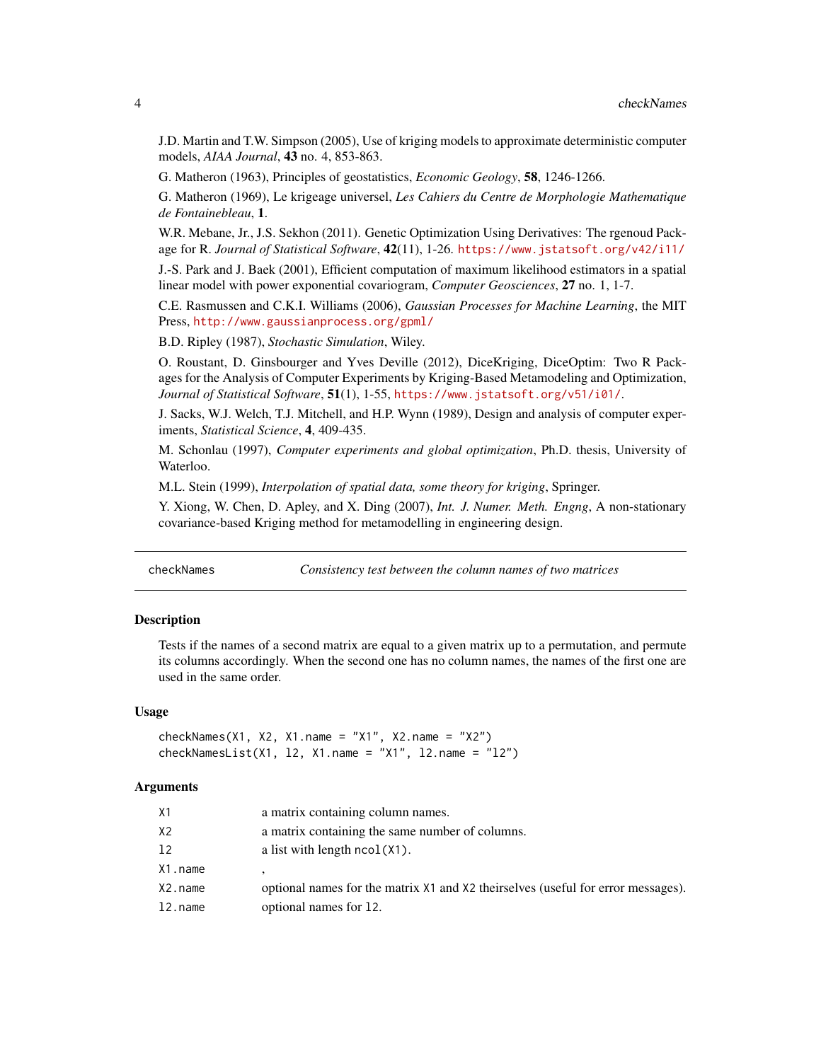J.D. Martin and T.W. Simpson (2005), Use of kriging models to approximate deterministic computer models, *AIAA Journal*, **43** no. 4, 853-863.

G. Matheron (1963), Principles of geostatistics, *Economic Geology*, **58**, 1246-1266.

G. Matheron (1969), Le krigeage universel, *Les Cahiers du Centre de Morphologie Mathematique de Fontainebleau*, **1**.

W.R. Mebane, Jr., J.S. Sekhon (2011). Genetic Optimization Using Derivatives: The rgenoud Package for R. *Journal of Statistical Software*, **42**(11), 1-26. https://www.jstatsoft.org/v42/i11/

J.-S. Park and J. Baek (2001), Efficient computation of maximum likelihood estimators in a spatial linear model with power exponential covariogram, *Computer Geosciences*, **27** no. 1, 1-7.

C.E. Rasmussen and C.K.I. Williams (2006), *Gaussian Processes for Machine Learning*, the MIT Press, http://www.gaussianprocess.org/gpml/

B.D. Ripley (1987), *Stochastic Simulation*, Wiley.

O. Roustant, D. Ginsbourger and Yves Deville (2012), DiceKriging, DiceOptim: Two R Packages for the Analysis of Computer Experiments by Kriging-Based Metamodeling and Optimization, *Journal of Statistical Software*, **51**(1), 1-55, https://www.jstatsoft.org/v51/i01/.

J. Sacks, W.J. Welch, T.J. Mitchell, and H.P. Wynn (1989), Design and analysis of computer experiments, *Statistical Science*, **4**, 409-435.

M. Schonlau (1997), *Computer experiments and global optimization*, Ph.D. thesis, University of Waterloo.

M.L. Stein (1999), *Interpolation of spatial data, some theory for kriging*, Springer.

Y. Xiong, W. Chen, D. Apley, and X. Ding (2007), *Int. J. Numer. Meth. Engng*, A non-stationary covariance-based Kriging method for metamodelling in engineering design.

---

## checkNames — *Consistency test between the column names of two matrices*

### Description

Tests if the names of a second matrix are equal to a given matrix up to a permutation, and permute its columns accordingly. When the second one has no column names, the names of the first one are used in the same order.

### Usage

```
checkNames(X1, X2, X1.name = "X1", X2.name = "X2")
checkNamesList(X1, l2, X1.name = "X1", l2.name = "l2")
```

### Arguments

| | |
|---|---|
| `X1` | a matrix containing column names. |
| `X2` | a matrix containing the same number of columns. |
| `l2` | a list with length `ncol(X1)`. |
| `X1.name` | , |
| `X2.name` | optional names for the matrix `X1` and `X2` theirselves (useful for error messages). |
| `l2.name` | optional names for `l2`. |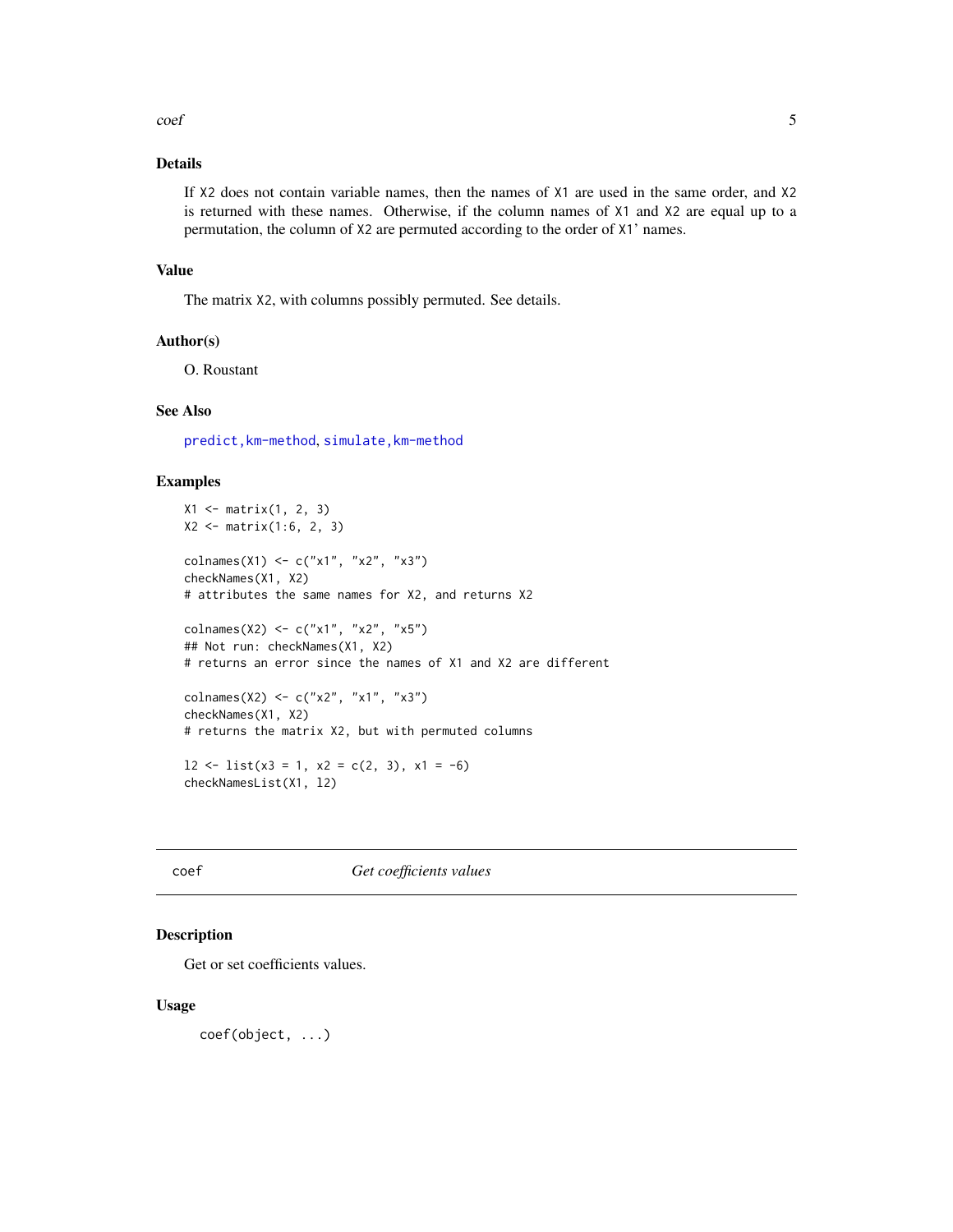### Details

If X2 does not contain variable names, then the names of X1 are used in the same order, and X2 is returned with these names. Otherwise, if the column names of X1 and X2 are equal up to a permutation, the column of X2 are permuted according to the order of X1' names.

### Value

The matrix X2, with columns possibly permuted. See details.

### Author(s)

O. Roustant

### See Also

predict,km-method, simulate,km-method

### Examples

```
X1 <- matrix(1, 2, 3)
X2 <- matrix(1:6, 2, 3)

colnames(X1) <- c("x1", "x2", "x3")
checkNames(X1, X2)
# attributes the same names for X2, and returns X2

colnames(X2) <- c("x1", "x2", "x5")
## Not run: checkNames(X1, X2)
# returns an error since the names of X1 and X2 are different

colnames(X2) <- c("x2", "x1", "x3")
checkNames(X1, X2)
# returns the matrix X2, but with permuted columns

l2 <- list(x3 = 1, x2 = c(2, 3), x1 = -6)
checkNamesList(X1, l2)
```

---

## coef — *Get coefficients values*

### Description

Get or set coefficients values.

### Usage

```
coef(object, ...)
```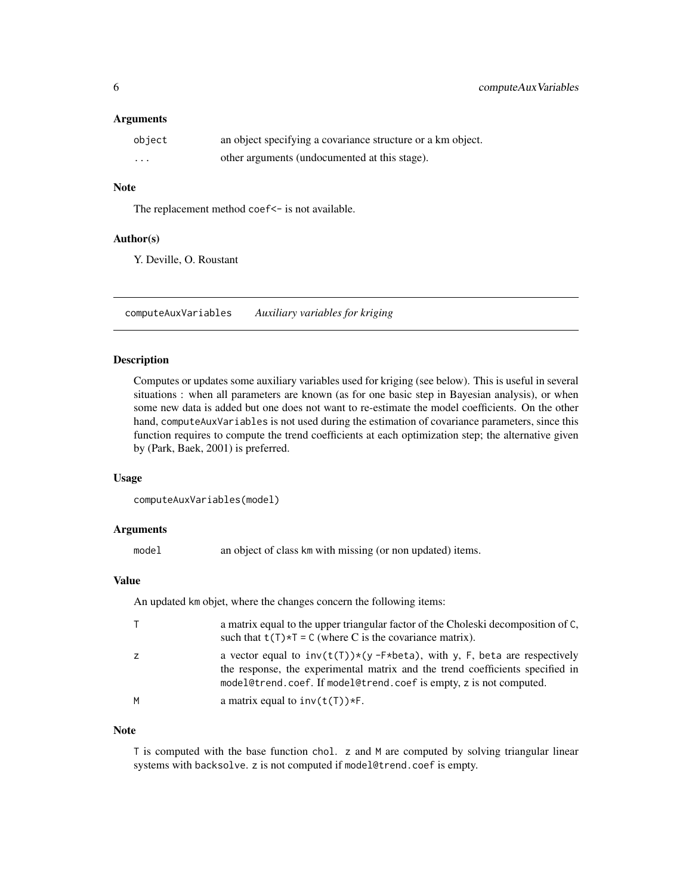### Arguments

| | |
|---|---|
| `object` | an object specifying a covariance structure or a km object. |
| `...` | other arguments (undocumented at this stage). |

### Note

The replacement method `coef<-` is not available.

### Author(s)

Y. Deville, O. Roustant

---

## computeAuxVariables *Auxiliary variables for kriging*

### Description

Computes or updates some auxiliary variables used for kriging (see below). This is useful in several situations : when all parameters are known (as for one basic step in Bayesian analysis), or when some new data is added but one does not want to re-estimate the model coefficients. On the other hand, `computeAuxVariables` is not used during the estimation of covariance parameters, since this function requires to compute the trend coefficients at each optimization step; the alternative given by (Park, Baek, 2001) is preferred.

### Usage

```
computeAuxVariables(model)
```

### Arguments

| | |
|---|---|
| `model` | an object of class `km` with missing (or non updated) items. |

### Value

An updated `km` objet, where the changes concern the following items:

| | |
|---|---|
| `T` | a matrix equal to the upper triangular factor of the Choleski decomposition of `C`, such that `t(T)*T = C` (where C is the covariance matrix). |
| `z` | a vector equal to `inv(t(T))*(y -F*beta)`, with `y`, `F`, `beta` are respectively the response, the experimental matrix and the trend coefficients specified in `model@trend.coef`. If `model@trend.coef` is empty, `z` is not computed. |
| `M` | a matrix equal to `inv(t(T))*F`. |

### Note

`T` is computed with the base function `chol`. `z` and `M` are computed by solving triangular linear systems with `backsolve`. `z` is not computed if `model@trend.coef` is empty.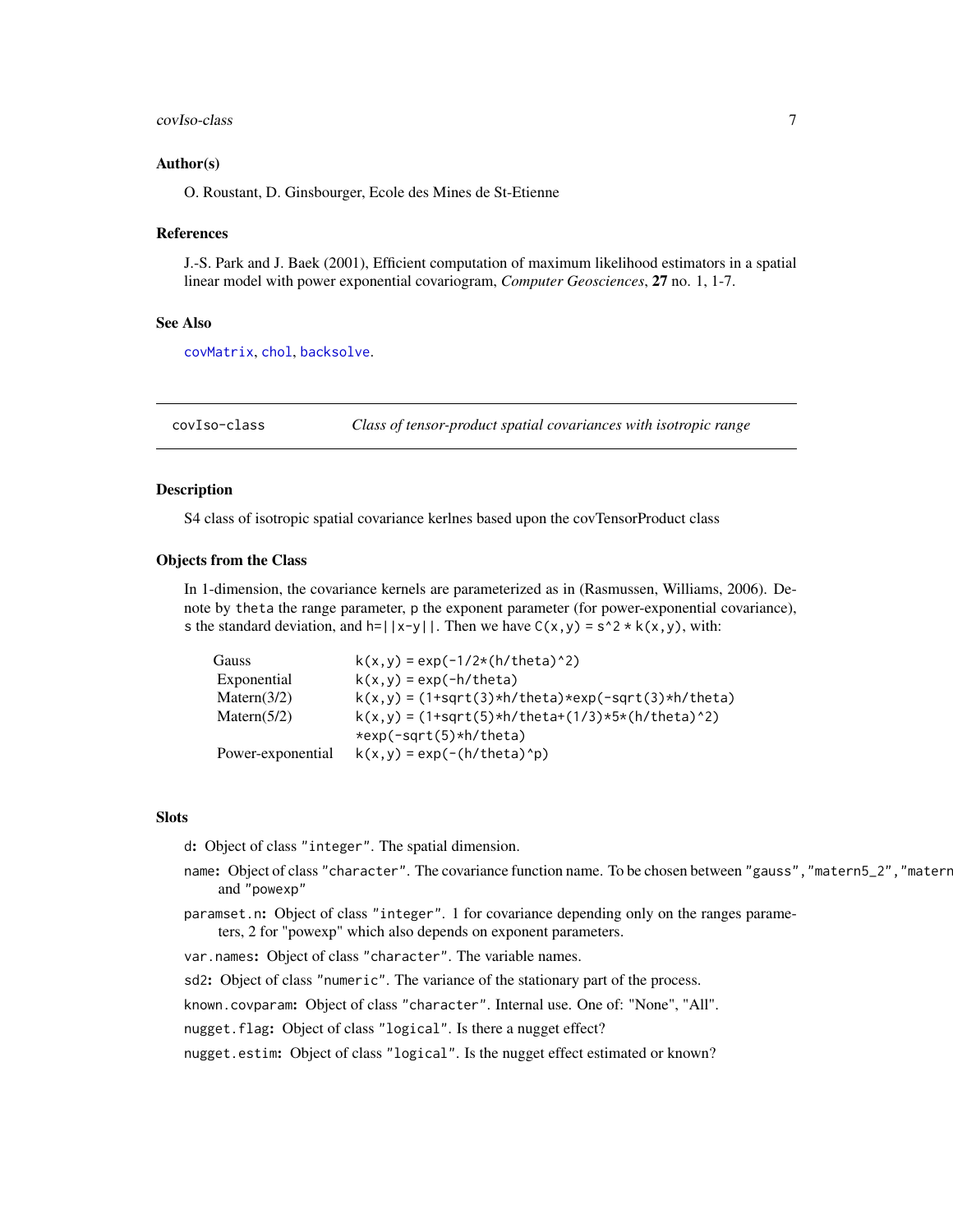### Author(s)

O. Roustant, D. Ginsbourger, Ecole des Mines de St-Etienne

### References

J.-S. Park and J. Baek (2001), Efficient computation of maximum likelihood estimators in a spatial linear model with power exponential covariogram, *Computer Geosciences*, **27** no. 1, 1-7.

### See Also

covMatrix, chol, backsolve.

---

## covIso-class — *Class of tensor-product spatial covariances with isotropic range*

### Description

S4 class of isotropic spatial covariance kerlnes based upon the covTensorProduct class

### Objects from the Class

In 1-dimension, the covariance kernels are parameterized as in (Rasmussen, Williams, 2006). Denote by `theta` the range parameter, `p` the exponent parameter (for power-exponential covariance), `s` the standard deviation, and `h=||x-y||`. Then we have `C(x,y) = s^2 * k(x,y)`, with:

| | |
|---|---|
| Gauss | `k(x,y) = exp(-1/2*(h/theta)^2)` |
| Exponential | `k(x,y) = exp(-h/theta)` |
| Matern(3/2) | `k(x,y) = (1+sqrt(3)*h/theta)*exp(-sqrt(3)*h/theta)` |
| Matern(5/2) | `k(x,y) = (1+sqrt(5)*h/theta+(1/3)*5*(h/theta)^2)` `*exp(-sqrt(5)*h/theta)` |
| Power-exponential | `k(x,y) = exp(-(h/theta)^p)` |

### Slots

- **`d`:** Object of class `"integer"`. The spatial dimension.
- **`name`:** Object of class `"character"`. The covariance function name. To be chosen between `"gauss"`, `"matern5_2"`, `"matern` and `"powexp"`
- **`paramset.n`:** Object of class `"integer"`. 1 for covariance depending only on the ranges parameters, 2 for "powexp" which also depends on exponent parameters.
- **`var.names`:** Object of class `"character"`. The variable names.
- **`sd2`:** Object of class `"numeric"`. The variance of the stationary part of the process.
- **`known.covparam`:** Object of class `"character"`. Internal use. One of: "None", "All".
- **`nugget.flag`:** Object of class `"logical"`. Is there a nugget effect?
- **`nugget.estim`:** Object of class `"logical"`. Is the nugget effect estimated or known?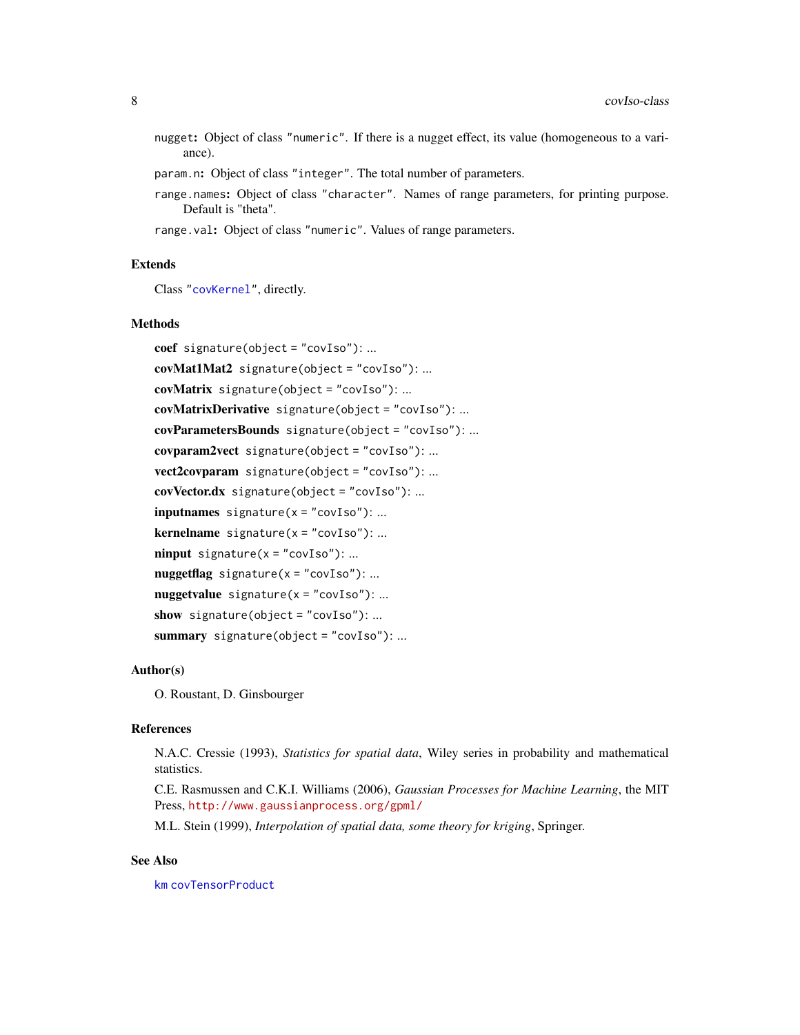- `nugget`: Object of class `"numeric"`. If there is a nugget effect, its value (homogeneous to a variance).
- `param.n`: Object of class `"integer"`. The total number of parameters.
- `range.names`: Object of class `"character"`. Names of range parameters, for printing purpose. Default is "theta".
- `range.val`: Object of class `"numeric"`. Values of range parameters.

## Extends

Class `"covKernel"`, directly.

## Methods

- **coef** `signature(object = "covIso")`: ...
- **covMat1Mat2** `signature(object = "covIso")`: ...
- **covMatrix** `signature(object = "covIso")`: ...
- **covMatrixDerivative** `signature(object = "covIso")`: ...
- **covParametersBounds** `signature(object = "covIso")`: ...
- **covparam2vect** `signature(object = "covIso")`: ...
- **vect2covparam** `signature(object = "covIso")`: ...
- **covVector.dx** `signature(object = "covIso")`: ...
- **inputnames** `signature(x = "covIso")`: ...
- **kernelname** `signature(x = "covIso")`: ...
- **ninput** `signature(x = "covIso")`: ...
- **nuggetflag** `signature(x = "covIso")`: ...
- **nuggetvalue** `signature(x = "covIso")`: ...
- **show** `signature(object = "covIso")`: ...
- **summary** `signature(object = "covIso")`: ...

## Author(s)

O. Roustant, D. Ginsbourger

## References

N.A.C. Cressie (1993), *Statistics for spatial data*, Wiley series in probability and mathematical statistics.

C.E. Rasmussen and C.K.I. Williams (2006), *Gaussian Processes for Machine Learning*, the MIT Press, `http://www.gaussianprocess.org/gpml/`

M.L. Stein (1999), *Interpolation of spatial data, some theory for kriging*, Springer.

## See Also

`km` `covTensorProduct`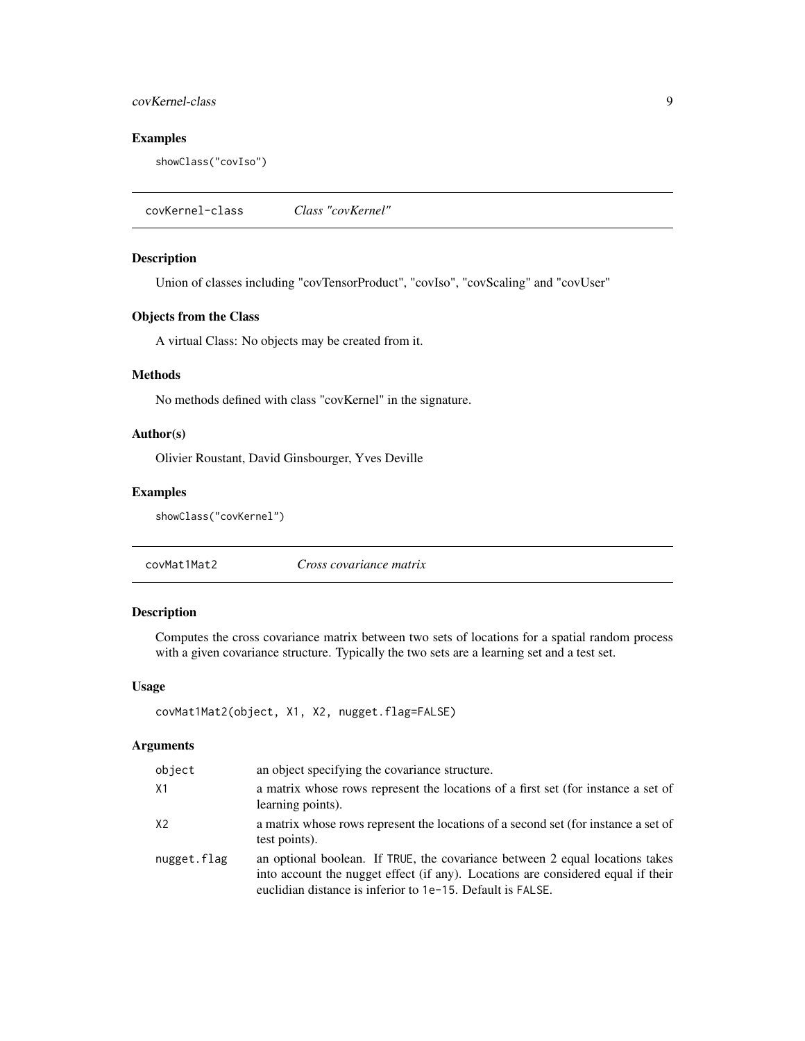## Examples

```
showClass("covIso")
```

---

# covKernel-class — *Class "covKernel"*

## Description

Union of classes including "covTensorProduct", "covIso", "covScaling" and "covUser"

## Objects from the Class

A virtual Class: No objects may be created from it.

## Methods

No methods defined with class "covKernel" in the signature.

## Author(s)

Olivier Roustant, David Ginsbourger, Yves Deville

## Examples

```
showClass("covKernel")
```

---

# covMat1Mat2 — *Cross covariance matrix*

## Description

Computes the cross covariance matrix between two sets of locations for a spatial random process with a given covariance structure. Typically the two sets are a learning set and a test set.

## Usage

```
covMat1Mat2(object, X1, X2, nugget.flag=FALSE)
```

## Arguments

| | |
|---|---|
| `object` | an object specifying the covariance structure. |
| `X1` | a matrix whose rows represent the locations of a first set (for instance a set of learning points). |
| `X2` | a matrix whose rows represent the locations of a second set (for instance a set of test points). |
| `nugget.flag` | an optional boolean. If `TRUE`, the covariance between 2 equal locations takes into account the nugget effect (if any). Locations are considered equal if their euclidian distance is inferior to `1e-15`. Default is `FALSE`. |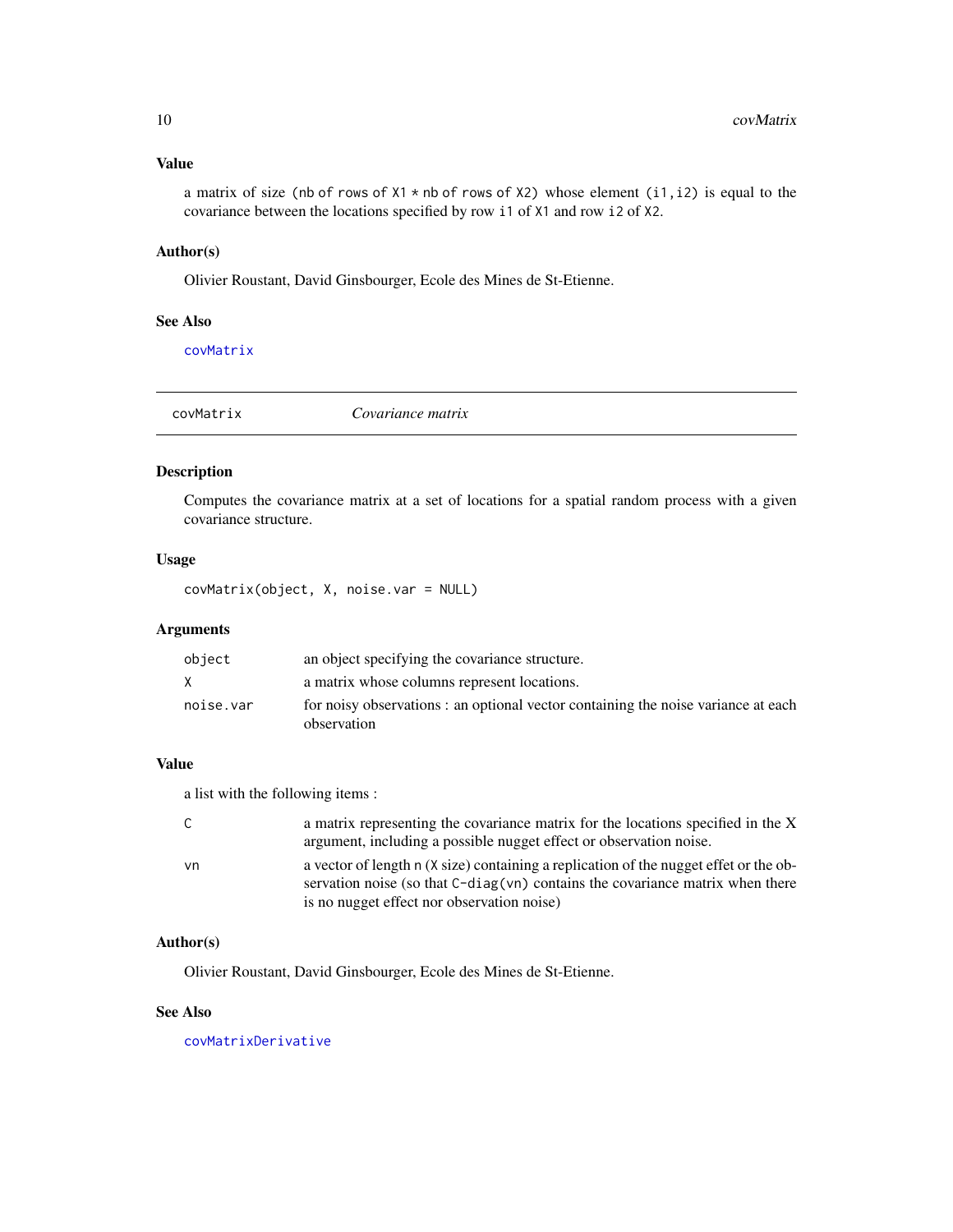### Value

a matrix of size (`nb of rows of X1 * nb of rows of X2`) whose element (`i1,i2`) is equal to the covariance between the locations specified by row `i1` of `X1` and row `i2` of `X2`.

### Author(s)

Olivier Roustant, David Ginsbourger, Ecole des Mines de St-Etienne.

### See Also

`covMatrix`

---

## covMatrix *Covariance matrix*

---

### Description

Computes the covariance matrix at a set of locations for a spatial random process with a given covariance structure.

### Usage

```
covMatrix(object, X, noise.var = NULL)
```

### Arguments

| | |
|---|---|
| `object` | an object specifying the covariance structure. |
| `X` | a matrix whose columns represent locations. |
| `noise.var` | for noisy observations : an optional vector containing the noise variance at each observation |

### Value

a list with the following items :

| | |
|---|---|
| `C` | a matrix representing the covariance matrix for the locations specified in the X argument, including a possible nugget effect or observation noise. |
| `vn` | a vector of length `n` (`X` size) containing a replication of the nugget effet or the observation noise (so that `C-diag(vn)` contains the covariance matrix when there is no nugget effect nor observation noise) |

### Author(s)

Olivier Roustant, David Ginsbourger, Ecole des Mines de St-Etienne.

### See Also

`covMatrixDerivative`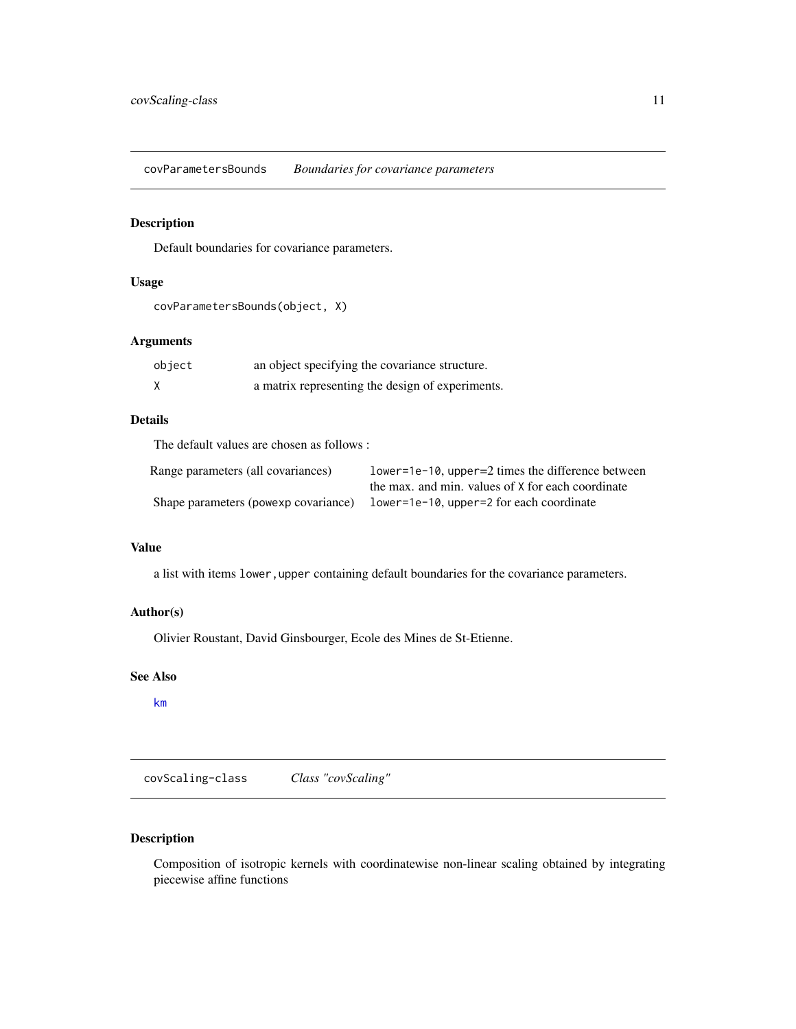## covParametersBounds *Boundaries for covariance parameters*

### Description

Default boundaries for covariance parameters.

### Usage

```
covParametersBounds(object, X)
```

### Arguments

| | |
|---|---|
| `object` | an object specifying the covariance structure. |
| `X` | a matrix representing the design of experiments. |

### Details

The default values are chosen as follows :

| | |
|---|---|
| Range parameters (all covariances) | `lower=1e-10`, `upper=`2 times the difference between the max. and min. values of `X` for each coordinate |
| Shape parameters (`powexp` covariance) | `lower=1e-10`, `upper=2` for each coordinate |

### Value

a list with items `lower,upper` containing default boundaries for the covariance parameters.

### Author(s)

Olivier Roustant, David Ginsbourger, Ecole des Mines de St-Etienne.

### See Also

`km`

## covScaling-class *Class "covScaling"*

### Description

Composition of isotropic kernels with coordinatewise non-linear scaling obtained by integrating piecewise affine functions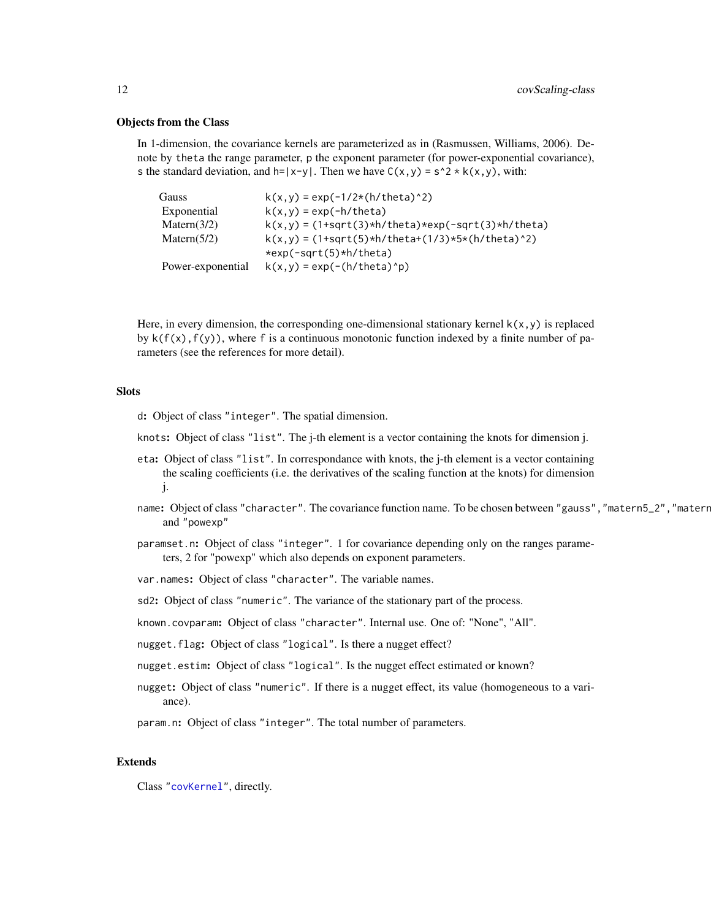### Objects from the Class

In 1-dimension, the covariance kernels are parameterized as in (Rasmussen, Williams, 2006). Denote by `theta` the range parameter, `p` the exponent parameter (for power-exponential covariance), `s` the standard deviation, and `h=|x-y|`. Then we have `C(x,y) = s^2 * k(x,y)`, with:

| | |
|---|---|
| Gauss | `k(x,y) = exp(-1/2*(h/theta)^2)` |
| Exponential | `k(x,y) = exp(-h/theta)` |
| Matern(3/2) | `k(x,y) = (1+sqrt(3)*h/theta)*exp(-sqrt(3)*h/theta)` |
| Matern(5/2) | `k(x,y) = (1+sqrt(5)*h/theta+(1/3)*5*(h/theta)^2)` `*exp(-sqrt(5)*h/theta)` |
| Power-exponential | `k(x,y) = exp(-(h/theta)^p)` |

Here, in every dimension, the corresponding one-dimensional stationary kernel `k(x,y)` is replaced by `k(f(x),f(y))`, where `f` is a continuous monotonic function indexed by a finite number of parameters (see the references for more detail).

### Slots

- `d`: Object of class `"integer"`. The spatial dimension.
- `knots`: Object of class `"list"`. The j-th element is a vector containing the knots for dimension j.
- `eta`: Object of class `"list"`. In correspondance with knots, the j-th element is a vector containing the scaling coefficients (i.e. the derivatives of the scaling function at the knots) for dimension j.
- `name`: Object of class `"character"`. The covariance function name. To be chosen between `"gauss"`, `"matern5_2"`, `"matern` and `"powexp"`
- `paramset.n`: Object of class `"integer"`. 1 for covariance depending only on the ranges parameters, 2 for "powexp" which also depends on exponent parameters.
- `var.names`: Object of class `"character"`. The variable names.
- `sd2`: Object of class `"numeric"`. The variance of the stationary part of the process.
- `known.covparam`: Object of class `"character"`. Internal use. One of: "None", "All".
- `nugget.flag`: Object of class `"logical"`. Is there a nugget effect?
- `nugget.estim`: Object of class `"logical"`. Is the nugget effect estimated or known?
- `nugget`: Object of class `"numeric"`. If there is a nugget effect, its value (homogeneous to a variance).
- `param.n`: Object of class `"integer"`. The total number of parameters.

### Extends

Class `"covKernel"`, directly.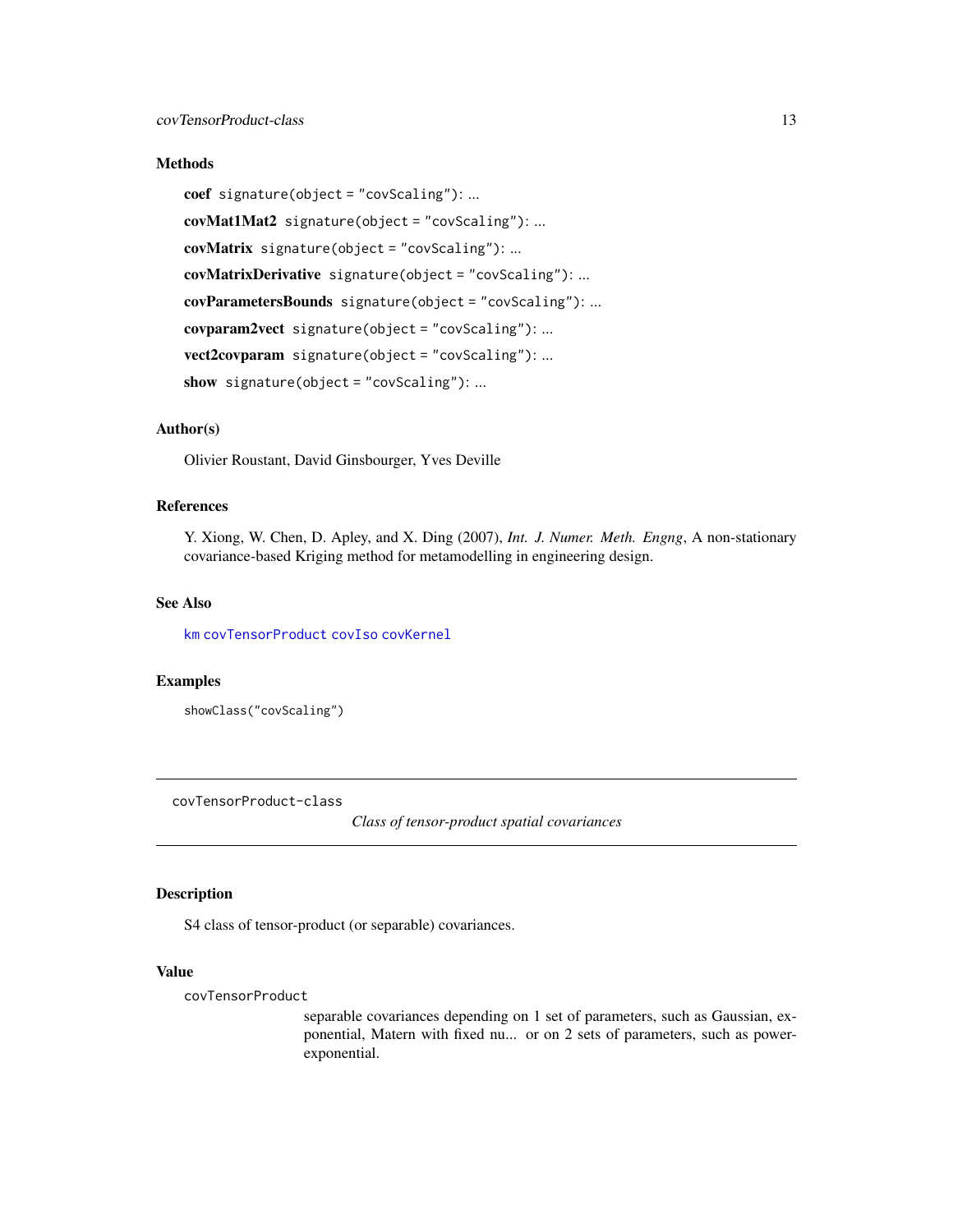### Methods

**coef** `signature(object = "covScaling")`: ...

**covMat1Mat2** `signature(object = "covScaling")`: ...

**covMatrix** `signature(object = "covScaling")`: ...

**covMatrixDerivative** `signature(object = "covScaling")`: ...

**covParametersBounds** `signature(object = "covScaling")`: ...

**covparam2vect** `signature(object = "covScaling")`: ...

**vect2covparam** `signature(object = "covScaling")`: ...

**show** `signature(object = "covScaling")`: ...

### Author(s)

Olivier Roustant, David Ginsbourger, Yves Deville

### References

Y. Xiong, W. Chen, D. Apley, and X. Ding (2007), *Int. J. Numer. Meth. Engng*, A non-stationary covariance-based Kriging method for metamodelling in engineering design.

### See Also

`km` `covTensorProduct` `covIso` `covKernel`

### Examples

```
showClass("covScaling")
```

---

## covTensorProduct-class — *Class of tensor-product spatial covariances*

---

### Description

S4 class of tensor-product (or separable) covariances.

### Value

`covTensorProduct`
: separable covariances depending on 1 set of parameters, such as Gaussian, exponential, Matern with fixed nu... or on 2 sets of parameters, such as power-exponential.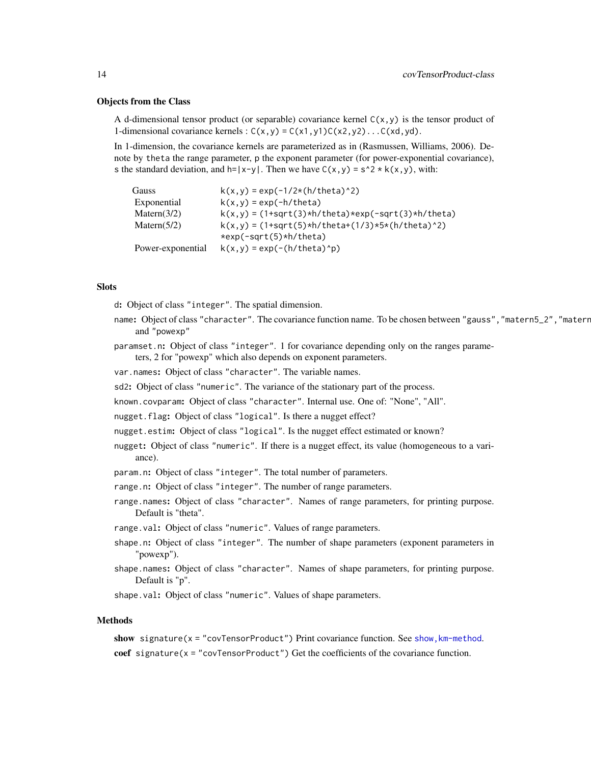### Objects from the Class

A d-dimensional tensor product (or separable) covariance kernel `C(x,y)` is the tensor product of 1-dimensional covariance kernels : `C(x,y) = C(x1,y1)C(x2,y2)...C(xd,yd)`.

In 1-dimension, the covariance kernels are parameterized as in (Rasmussen, Williams, 2006). Denote by `theta` the range parameter, `p` the exponent parameter (for power-exponential covariance), `s` the standard deviation, and `h=|x-y|`. Then we have `C(x,y) = s^2 * k(x,y)`, with:

| | |
|---|---|
| Gauss | `k(x,y) = exp(-1/2*(h/theta)^2)` |
| Exponential | `k(x,y) = exp(-h/theta)` |
| Matern(3/2) | `k(x,y) = (1+sqrt(3)*h/theta)*exp(-sqrt(3)*h/theta)` |
| Matern(5/2) | `k(x,y) = (1+sqrt(5)*h/theta+(1/3)*5*(h/theta)^2) *exp(-sqrt(5)*h/theta)` |
| Power-exponential | `k(x,y) = exp(-(h/theta)^p)` |

### Slots

**`d`:** Object of class `"integer"`. The spatial dimension.

**`name`:** Object of class `"character"`. The covariance function name. To be chosen between `"gauss"`, `"matern5_2"`, `"matern`
and `"powexp"`

**`paramset.n`:** Object of class `"integer"`. 1 for covariance depending only on the ranges parameters, 2 for "powexp" which also depends on exponent parameters.

**`var.names`:** Object of class `"character"`. The variable names.

**`sd2`:** Object of class `"numeric"`. The variance of the stationary part of the process.

**`known.covparam`:** Object of class `"character"`. Internal use. One of: "None", "All".

**`nugget.flag`:** Object of class `"logical"`. Is there a nugget effect?

**`nugget.estim`:** Object of class `"logical"`. Is the nugget effect estimated or known?

**`nugget`:** Object of class `"numeric"`. If there is a nugget effect, its value (homogeneous to a variance).

**`param.n`:** Object of class `"integer"`. The total number of parameters.

**`range.n`:** Object of class `"integer"`. The number of range parameters.

**`range.names`:** Object of class `"character"`. Names of range parameters, for printing purpose. Default is "theta".

**`range.val`:** Object of class `"numeric"`. Values of range parameters.

**`shape.n`:** Object of class `"integer"`. The number of shape parameters (exponent parameters in "powexp").

**`shape.names`:** Object of class `"character"`. Names of shape parameters, for printing purpose. Default is "p".

**`shape.val`:** Object of class `"numeric"`. Values of shape parameters.

### Methods

**show** `signature(x = "covTensorProduct")` Print covariance function. See `show,km-method`.

**coef** `signature(x = "covTensorProduct")` Get the coefficients of the covariance function.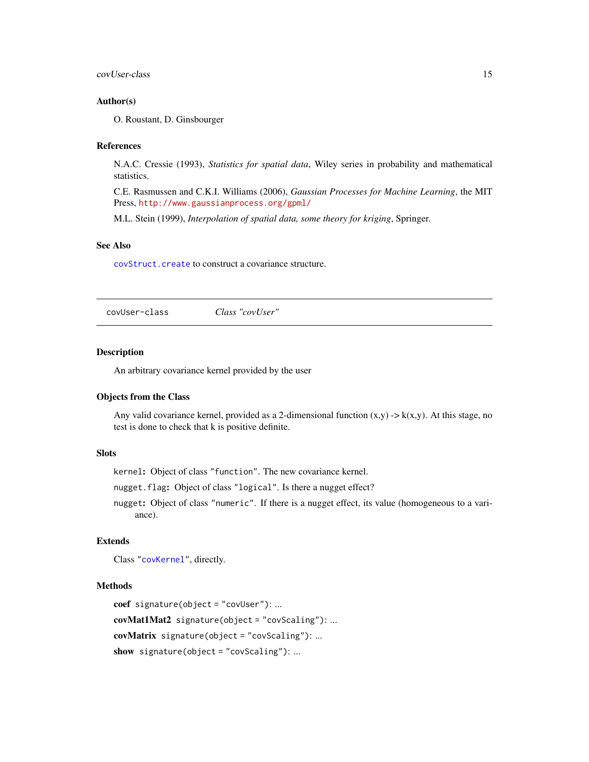### Author(s)

O. Roustant, D. Ginsbourger

### References

N.A.C. Cressie (1993), *Statistics for spatial data*, Wiley series in probability and mathematical statistics.

C.E. Rasmussen and C.K.I. Williams (2006), *Gaussian Processes for Machine Learning*, the MIT Press, http://www.gaussianprocess.org/gpml/

M.L. Stein (1999), *Interpolation of spatial data, some theory for kriging*, Springer.

### See Also

`covStruct.create` to construct a covariance structure.

---

## covUser-class — *Class "covUser"*

---

### Description

An arbitrary covariance kernel provided by the user

### Objects from the Class

Any valid covariance kernel, provided as a 2-dimensional function (x,y) -> k(x,y). At this stage, no test is done to check that k is positive definite.

### Slots

`kernel`**:** Object of class `"function"`. The new covariance kernel.

`nugget.flag`**:** Object of class `"logical"`. Is there a nugget effect?

`nugget`**:** Object of class `"numeric"`. If there is a nugget effect, its value (homogeneous to a variance).

### Extends

Class `"covKernel"`, directly.

### Methods

**coef** `signature(object = "covUser")`: ...

**covMat1Mat2** `signature(object = "covScaling")`: ...

**covMatrix** `signature(object = "covScaling")`: ...

**show** `signature(object = "covScaling")`: ...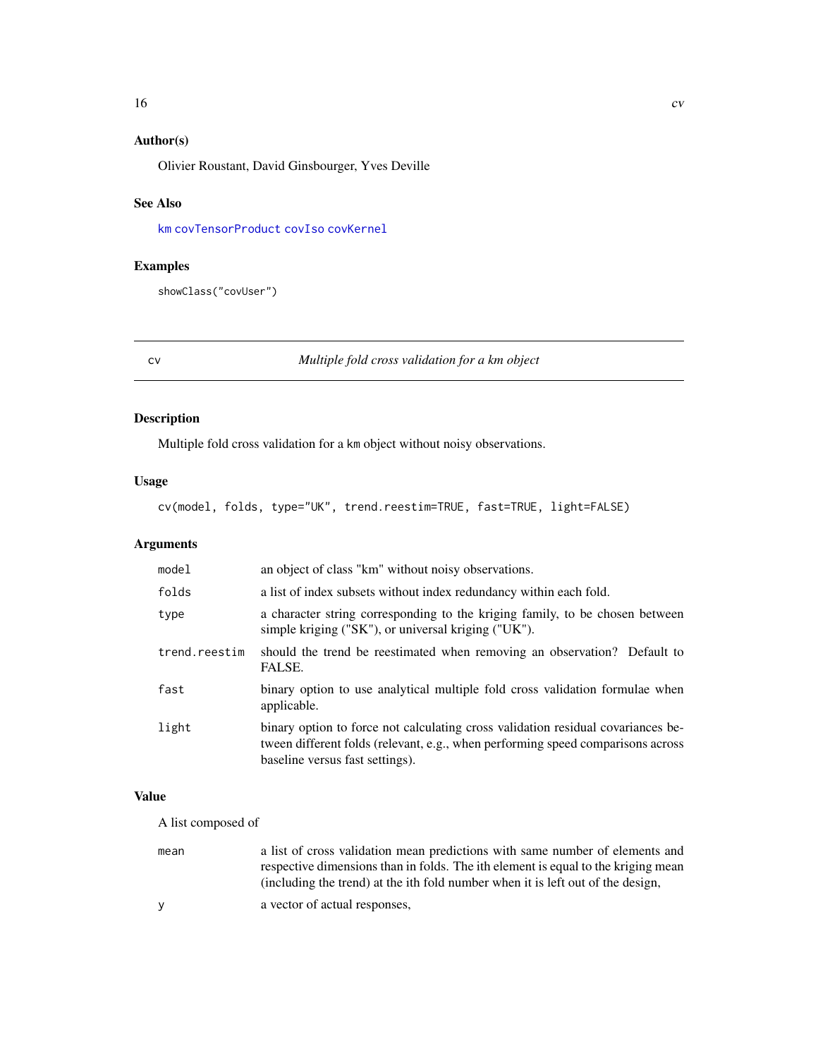### Author(s)

Olivier Roustant, David Ginsbourger, Yves Deville

### See Also

km covTensorProduct covIso covKernel

### Examples

```
showClass("covUser")
```

---

## cv — *Multiple fold cross validation for a km object*

### Description

Multiple fold cross validation for a km object without noisy observations.

### Usage

```
cv(model, folds, type="UK", trend.reestim=TRUE, fast=TRUE, light=FALSE)
```

### Arguments

| | |
|---|---|
| model | an object of class "km" without noisy observations. |
| folds | a list of index subsets without index redundancy within each fold. |
| type | a character string corresponding to the kriging family, to be chosen between simple kriging ("SK"), or universal kriging ("UK"). |
| trend.reestim | should the trend be reestimated when removing an observation? Default to FALSE. |
| fast | binary option to use analytical multiple fold cross validation formulae when applicable. |
| light | binary option to force not calculating cross validation residual covariances between different folds (relevant, e.g., when performing speed comparisons across baseline versus fast settings). |

### Value

A list composed of

| | |
|---|---|
| mean | a list of cross validation mean predictions with same number of elements and respective dimensions than in folds. The ith element is equal to the kriging mean (including the trend) at the ith fold number when it is left out of the design, |
| y | a vector of actual responses, |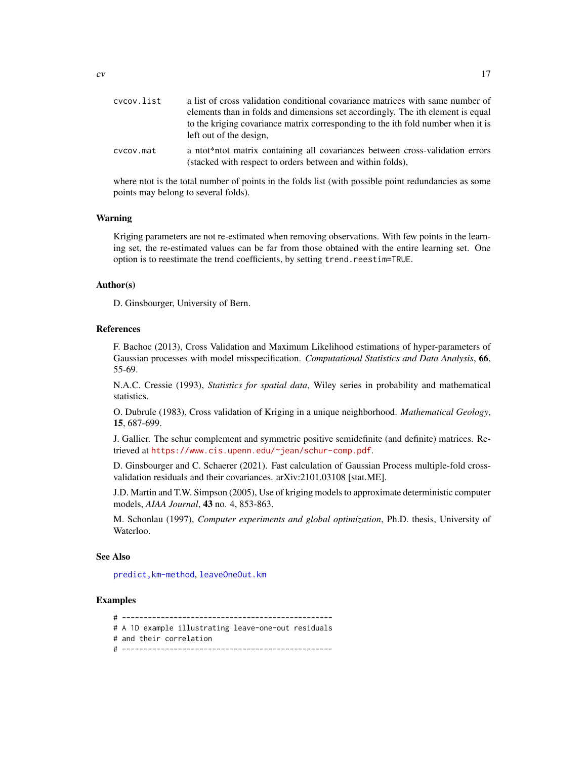cvcov.list
: a list of cross validation conditional covariance matrices with same number of elements than in folds and dimensions set accordingly. The ith element is equal to the kriging covariance matrix corresponding to the ith fold number when it is left out of the design,

cvcov.mat
: a ntot*ntot matrix containing all covariances between cross-validation errors (stacked with respect to orders between and within folds),

where ntot is the total number of points in the folds list (with possible point redundancies as some points may belong to several folds).

### Warning

Kriging parameters are not re-estimated when removing observations. With few points in the learning set, the re-estimated values can be far from those obtained with the entire learning set. One option is to reestimate the trend coefficients, by setting `trend.reestim=TRUE`.

### Author(s)

D. Ginsbourger, University of Bern.

### References

F. Bachoc (2013), Cross Validation and Maximum Likelihood estimations of hyper-parameters of Gaussian processes with model misspecification. *Computational Statistics and Data Analysis*, **66**, 55-69.

N.A.C. Cressie (1993), *Statistics for spatial data*, Wiley series in probability and mathematical statistics.

O. Dubrule (1983), Cross validation of Kriging in a unique neighborhood. *Mathematical Geology*, **15**, 687-699.

J. Gallier. The schur complement and symmetric positive semidefinite (and definite) matrices. Retrieved at https://www.cis.upenn.edu/~jean/schur-comp.pdf.

D. Ginsbourger and C. Schaerer (2021). Fast calculation of Gaussian Process multiple-fold cross-validation residuals and their covariances. arXiv:2101.03108 [stat.ME].

J.D. Martin and T.W. Simpson (2005), Use of kriging models to approximate deterministic computer models, *AIAA Journal*, **43** no. 4, 853-863.

M. Schonlau (1997), *Computer experiments and global optimization*, Ph.D. thesis, University of Waterloo.

### See Also

predict,km-method, leaveOneOut.km

### Examples

```
# -------------------------------------------------
# A 1D example illustrating leave-one-out residuals
# and their correlation
# -------------------------------------------------
```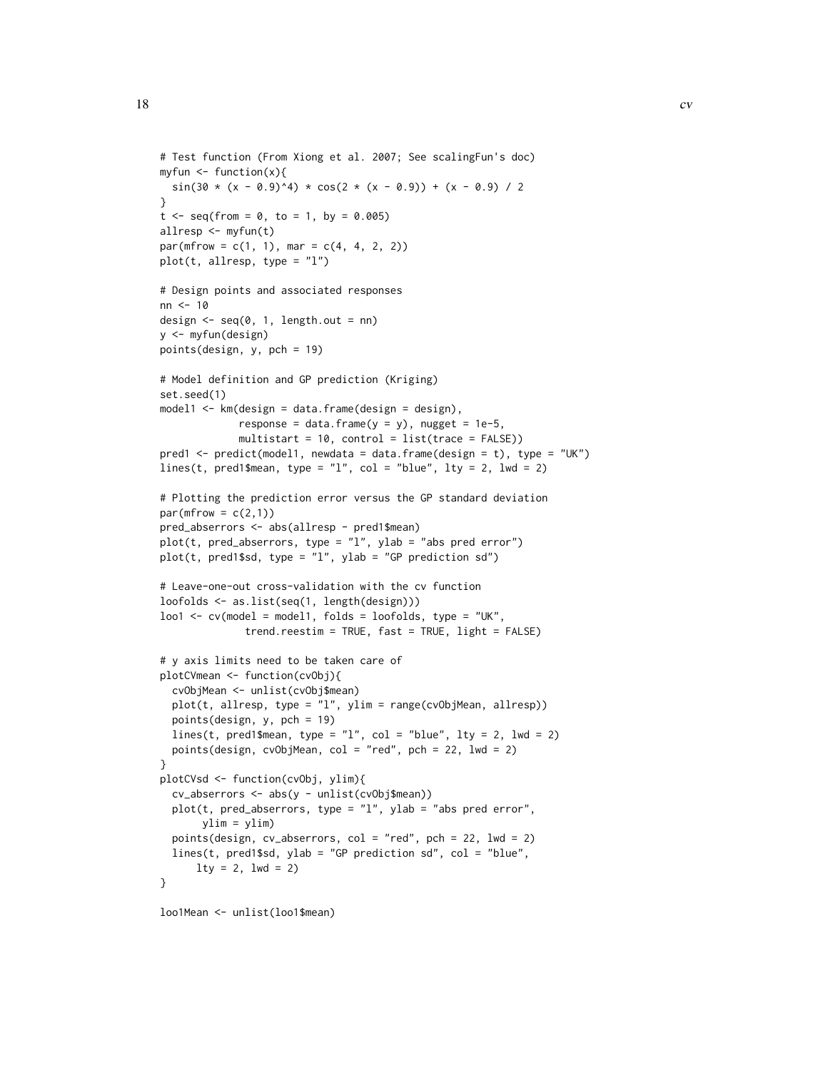```
# Test function (From Xiong et al. 2007; See scalingFun's doc)
myfun <- function(x){
  sin(30 * (x - 0.9)^4) * cos(2 * (x - 0.9)) + (x - 0.9) / 2
}
t <- seq(from = 0, to = 1, by = 0.005)
allresp <- myfun(t)
par(mfrow = c(1, 1), mar = c(4, 4, 2, 2))
plot(t, allresp, type = "l")

# Design points and associated responses
nn <- 10
design <- seq(0, 1, length.out = nn)
y <- myfun(design)
points(design, y, pch = 19)

# Model definition and GP prediction (Kriging)
set.seed(1)
model1 <- km(design = data.frame(design = design),
             response = data.frame(y = y), nugget = 1e-5,
             multistart = 10, control = list(trace = FALSE))
pred1 <- predict(model1, newdata = data.frame(design = t), type = "UK")
lines(t, pred1$mean, type = "l", col = "blue", lty = 2, lwd = 2)

# Plotting the prediction error versus the GP standard deviation
par(mfrow = c(2,1))
pred_abserrors <- abs(allresp - pred1$mean)
plot(t, pred_abserrors, type = "l", ylab = "abs pred error")
plot(t, pred1$sd, type = "l", ylab = "GP prediction sd")

# Leave-one-out cross-validation with the cv function
loofolds <- as.list(seq(1, length(design)))
loo1 <- cv(model = model1, folds = loofolds, type = "UK",
              trend.reestim = TRUE, fast = TRUE, light = FALSE)

# y axis limits need to be taken care of
plotCVmean <- function(cvObj){
  cvObjMean <- unlist(cvObj$mean)
  plot(t, allresp, type = "l", ylim = range(cvObjMean, allresp))
  points(design, y, pch = 19)
  lines(t, pred1$mean, type = "l", col = "blue", lty = 2, lwd = 2)
  points(design, cvObjMean, col = "red", pch = 22, lwd = 2)
}
plotCVsd <- function(cvObj, ylim){
  cv_abserrors <- abs(y - unlist(cvObj$mean))
  plot(t, pred_abserrors, type = "l", ylab = "abs pred error",
       ylim = ylim)
  points(design, cv_abserrors, col = "red", pch = 22, lwd = 2)
  lines(t, pred1$sd, ylab = "GP prediction sd", col = "blue",
      lty = 2, lwd = 2)
}

loo1Mean <- unlist(loo1$mean)
```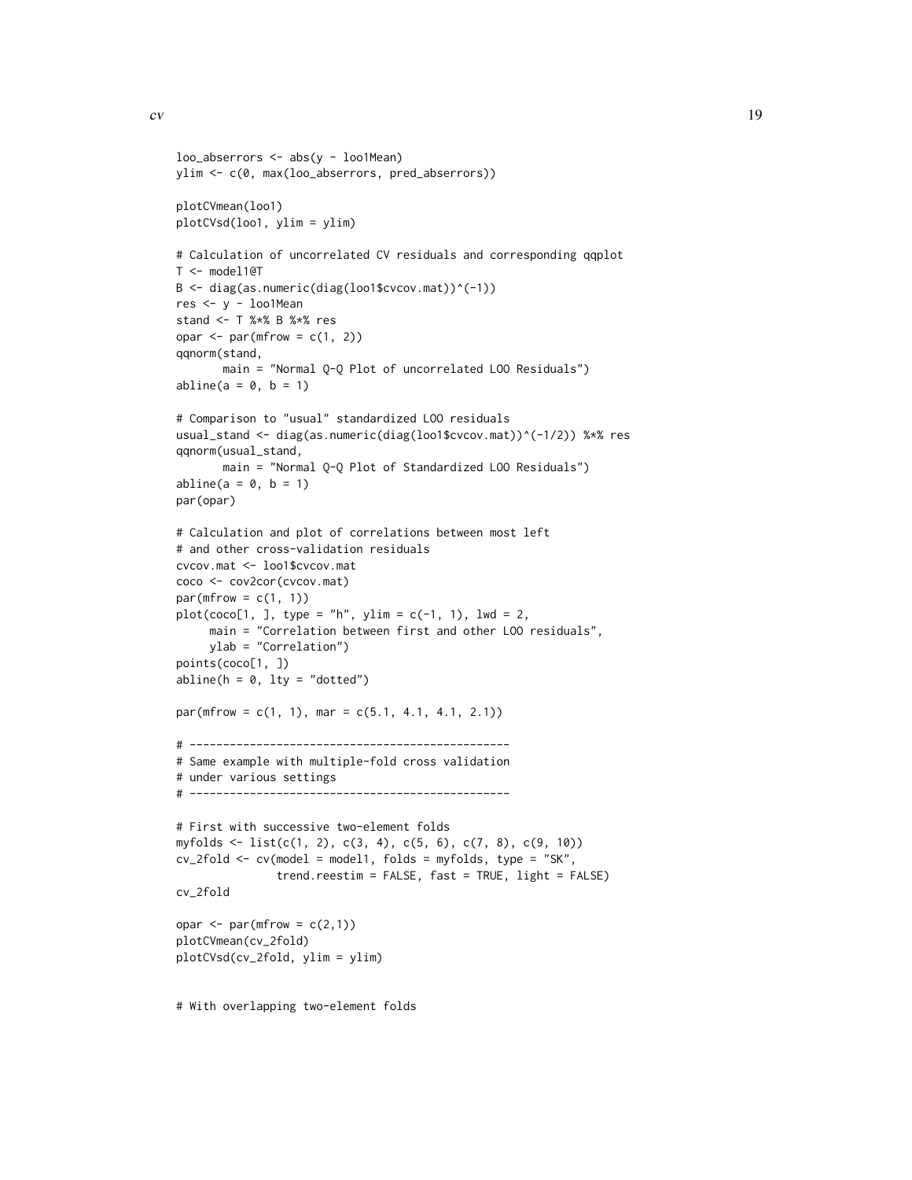```
loo_abserrors <- abs(y - loo1Mean)
ylim <- c(0, max(loo_abserrors, pred_abserrors))

plotCVmean(loo1)
plotCVsd(loo1, ylim = ylim)

# Calculation of uncorrelated CV residuals and corresponding qqplot
T <- model1@T
B <- diag(as.numeric(diag(loo1$cvcov.mat))^(-1))
res <- y - loo1Mean
stand <- T %*% B %*% res
opar <- par(mfrow = c(1, 2))
qqnorm(stand,
       main = "Normal Q-Q Plot of uncorrelated LOO Residuals")
abline(a = 0, b = 1)

# Comparison to "usual" standardized LOO residuals
usual_stand <- diag(as.numeric(diag(loo1$cvcov.mat))^(-1/2)) %*% res
qqnorm(usual_stand,
       main = "Normal Q-Q Plot of Standardized LOO Residuals")
abline(a = 0, b = 1)
par(opar)

# Calculation and plot of correlations between most left
# and other cross-validation residuals
cvcov.mat <- loo1$cvcov.mat
coco <- cov2cor(cvcov.mat)
par(mfrow = c(1, 1))
plot(coco[1, ], type = "h", ylim = c(-1, 1), lwd = 2,
     main = "Correlation between first and other LOO residuals",
     ylab = "Correlation")
points(coco[1, ])
abline(h = 0, lty = "dotted")

par(mfrow = c(1, 1), mar = c(5.1, 4.1, 4.1, 2.1))

# ------------------------------------------------
# Same example with multiple-fold cross validation
# under various settings
# ------------------------------------------------

# First with successive two-element folds
myfolds <- list(c(1, 2), c(3, 4), c(5, 6), c(7, 8), c(9, 10))
cv_2fold <- cv(model = model1, folds = myfolds, type = "SK",
               trend.reestim = FALSE, fast = TRUE, light = FALSE)
cv_2fold

opar <- par(mfrow = c(2,1))
plotCVmean(cv_2fold)
plotCVsd(cv_2fold, ylim = ylim)


# With overlapping two-element folds
```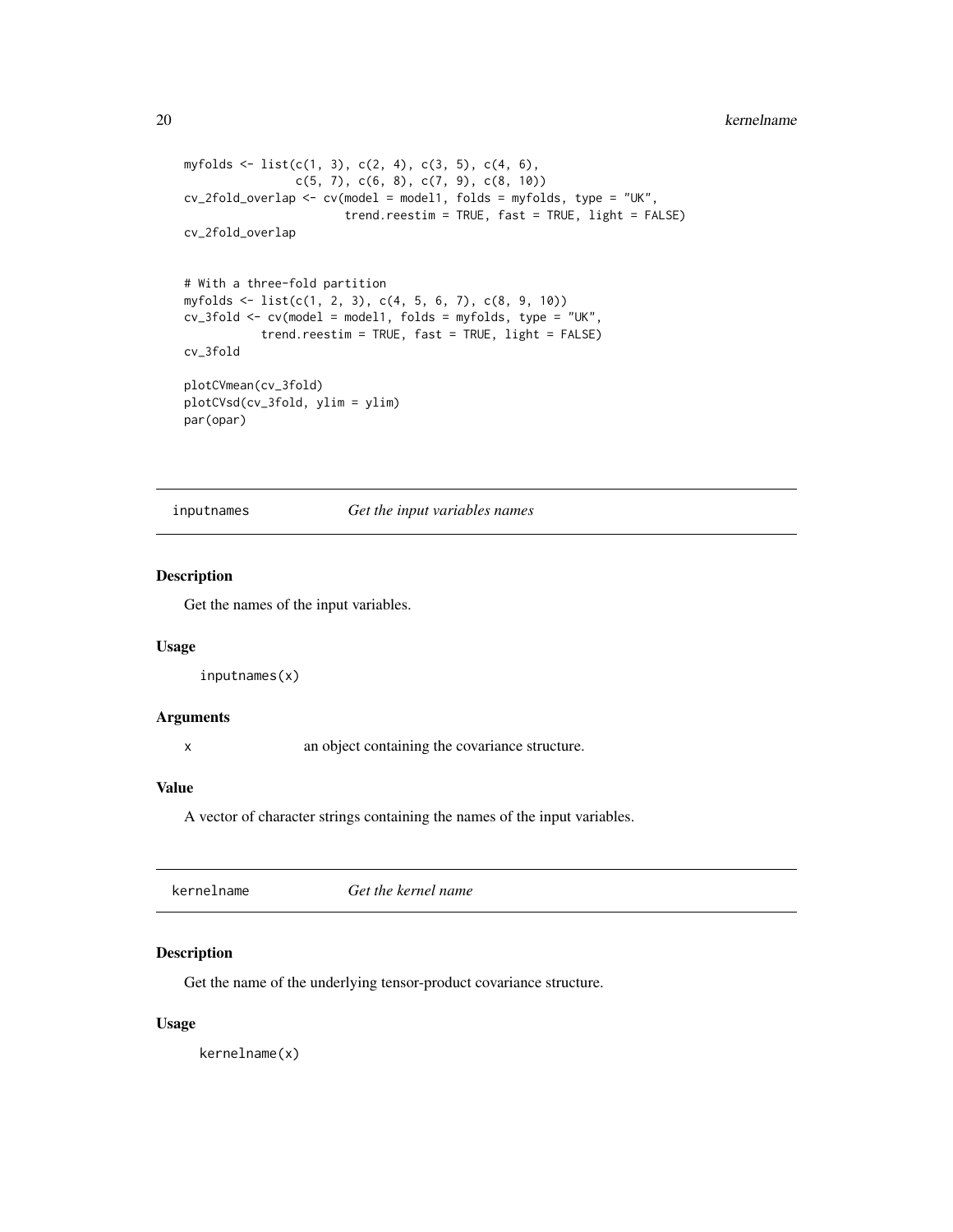```
myfolds <- list(c(1, 3), c(2, 4), c(3, 5), c(4, 6),
                c(5, 7), c(6, 8), c(7, 9), c(8, 10))
cv_2fold_overlap <- cv(model = model1, folds = myfolds, type = "UK",
                       trend.reestim = TRUE, fast = TRUE, light = FALSE)
cv_2fold_overlap


# With a three-fold partition
myfolds <- list(c(1, 2, 3), c(4, 5, 6, 7), c(8, 9, 10))
cv_3fold <- cv(model = model1, folds = myfolds, type = "UK",
          trend.reestim = TRUE, fast = TRUE, light = FALSE)
cv_3fold

plotCVmean(cv_3fold)
plotCVsd(cv_3fold, ylim = ylim)
par(opar)
```

## inputnames — *Get the input variables names*

### Description

Get the names of the input variables.

### Usage

```
inputnames(x)
```

### Arguments

| | |
|---|---|
| x | an object containing the covariance structure. |

### Value

A vector of character strings containing the names of the input variables.

## kernelname — *Get the kernel name*

### Description

Get the name of the underlying tensor-product covariance structure.

### Usage

```
kernelname(x)
```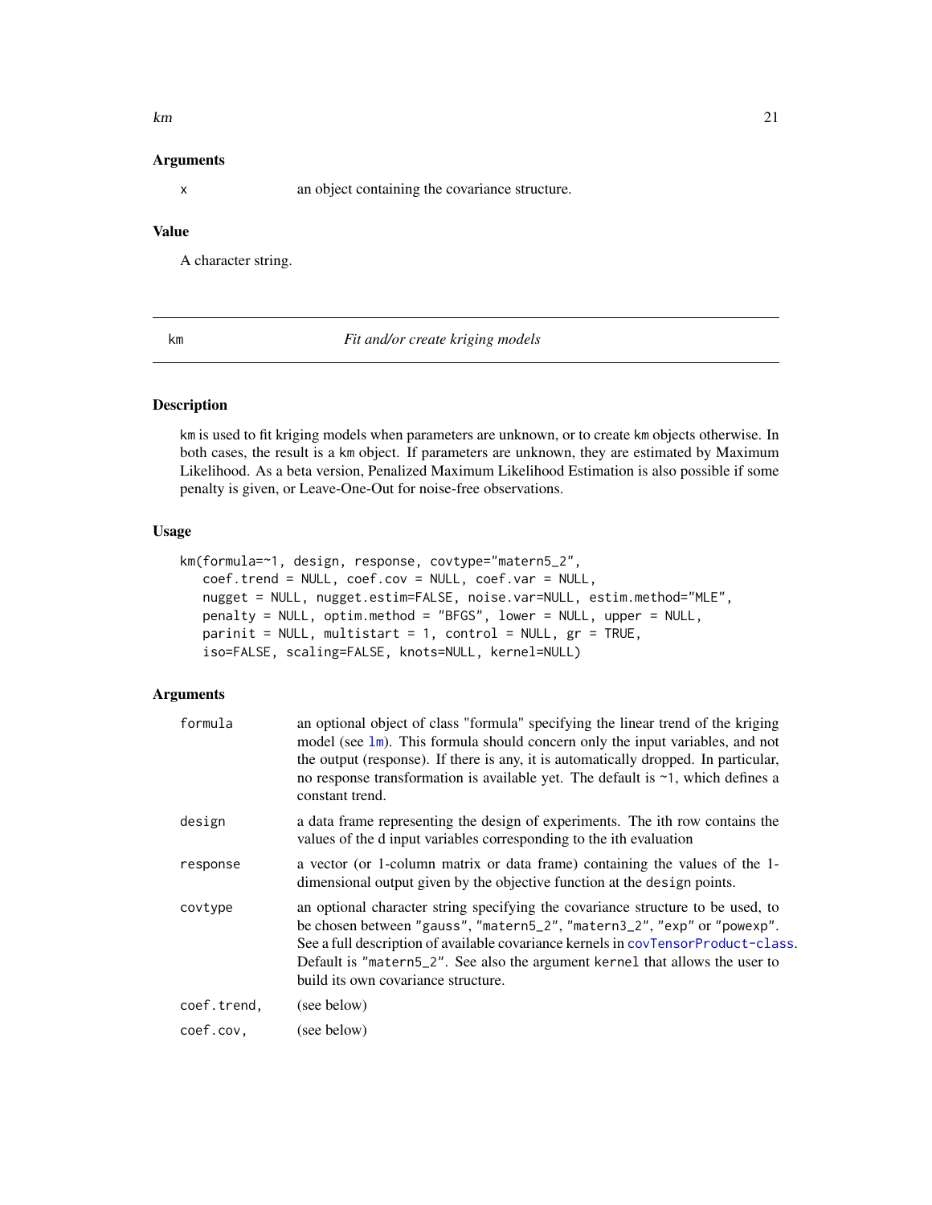### Arguments

| | |
|---|---|
| x | an object containing the covariance structure. |

### Value

A character string.

---

## km — *Fit and/or create kriging models*

---

### Description

km is used to fit kriging models when parameters are unknown, or to create km objects otherwise. In both cases, the result is a km object. If parameters are unknown, they are estimated by Maximum Likelihood. As a beta version, Penalized Maximum Likelihood Estimation is also possible if some penalty is given, or Leave-One-Out for noise-free observations.

### Usage

```
km(formula=~1, design, response, covtype="matern5_2",
   coef.trend = NULL, coef.cov = NULL, coef.var = NULL,
   nugget = NULL, nugget.estim=FALSE, noise.var=NULL, estim.method="MLE",
   penalty = NULL, optim.method = "BFGS", lower = NULL, upper = NULL,
   parinit = NULL, multistart = 1, control = NULL, gr = TRUE,
   iso=FALSE, scaling=FALSE, knots=NULL, kernel=NULL)
```

### Arguments

| | |
|---|---|
| formula | an optional object of class "formula" specifying the linear trend of the kriging model (see lm). This formula should concern only the input variables, and not the output (response). If there is any, it is automatically dropped. In particular, no response transformation is available yet. The default is ~1, which defines a constant trend. |
| design | a data frame representing the design of experiments. The ith row contains the values of the d input variables corresponding to the ith evaluation |
| response | a vector (or 1-column matrix or data frame) containing the values of the 1-dimensional output given by the objective function at the design points. |
| covtype | an optional character string specifying the covariance structure to be used, to be chosen between "gauss", "matern5_2", "matern3_2", "exp" or "powexp". See a full description of available covariance kernels in covTensorProduct-class. Default is "matern5_2". See also the argument kernel that allows the user to build its own covariance structure. |
| coef.trend, | (see below) |
| coef.cov, | (see below) |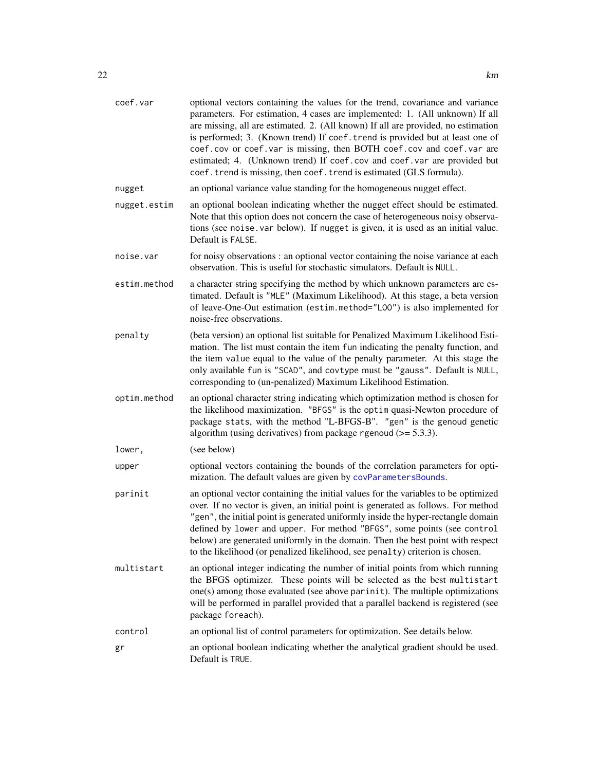| | |
|---|---|
| `coef.var` | optional vectors containing the values for the trend, covariance and variance parameters. For estimation, 4 cases are implemented: 1. (All unknown) If all are missing, all are estimated. 2. (All known) If all are provided, no estimation is performed; 3. (Known trend) If `coef.trend` is provided but at least one of `coef.cov` or `coef.var` is missing, then BOTH `coef.cov` and `coef.var` are estimated; 4. (Unknown trend) If `coef.cov` and `coef.var` are provided but `coef.trend` is missing, then `coef.trend` is estimated (GLS formula). |
| `nugget` | an optional variance value standing for the homogeneous nugget effect. |
| `nugget.estim` | an optional boolean indicating whether the nugget effect should be estimated. Note that this option does not concern the case of heterogeneous noisy observations (see `noise.var` below). If `nugget` is given, it is used as an initial value. Default is `FALSE`. |
| `noise.var` | for noisy observations : an optional vector containing the noise variance at each observation. This is useful for stochastic simulators. Default is `NULL`. |
| `estim.method` | a character string specifying the method by which unknown parameters are estimated. Default is `"MLE"` (Maximum Likelihood). At this stage, a beta version of leave-One-Out estimation (`estim.method="LOO"`) is also implemented for noise-free observations. |
| `penalty` | (beta version) an optional list suitable for Penalized Maximum Likelihood Estimation. The list must contain the item `fun` indicating the penalty function, and the item `value` equal to the value of the penalty parameter. At this stage the only available `fun` is `"SCAD"`, and `covtype` must be `"gauss"`. Default is `NULL`, corresponding to (un-penalized) Maximum Likelihood Estimation. |
| `optim.method` | an optional character string indicating which optimization method is chosen for the likelihood maximization. `"BFGS"` is the `optim` quasi-Newton procedure of package `stats`, with the method "L-BFGS-B". `"gen"` is the `genoud` genetic algorithm (using derivatives) from package `rgenoud` (>= 5.3.3). |
| `lower`, | (see below) |
| `upper` | optional vectors containing the bounds of the correlation parameters for optimization. The default values are given by `covParametersBounds`. |
| `parinit` | an optional vector containing the initial values for the variables to be optimized over. If no vector is given, an initial point is generated as follows. For method `"gen"`, the initial point is generated uniformly inside the hyper-rectangle domain defined by `lower` and `upper`. For method `"BFGS"`, some points (see `control` below) are generated uniformly in the domain. Then the best point with respect to the likelihood (or penalized likelihood, see `penalty`) criterion is chosen. |
| `multistart` | an optional integer indicating the number of initial points from which running the BFGS optimizer. These points will be selected as the best `multistart` one(s) among those evaluated (see above `parinit`). The multiple optimizations will be performed in parallel provided that a parallel backend is registered (see package `foreach`). |
| `control` | an optional list of control parameters for optimization. See details below. |
| `gr` | an optional boolean indicating whether the analytical gradient should be used. Default is `TRUE`. |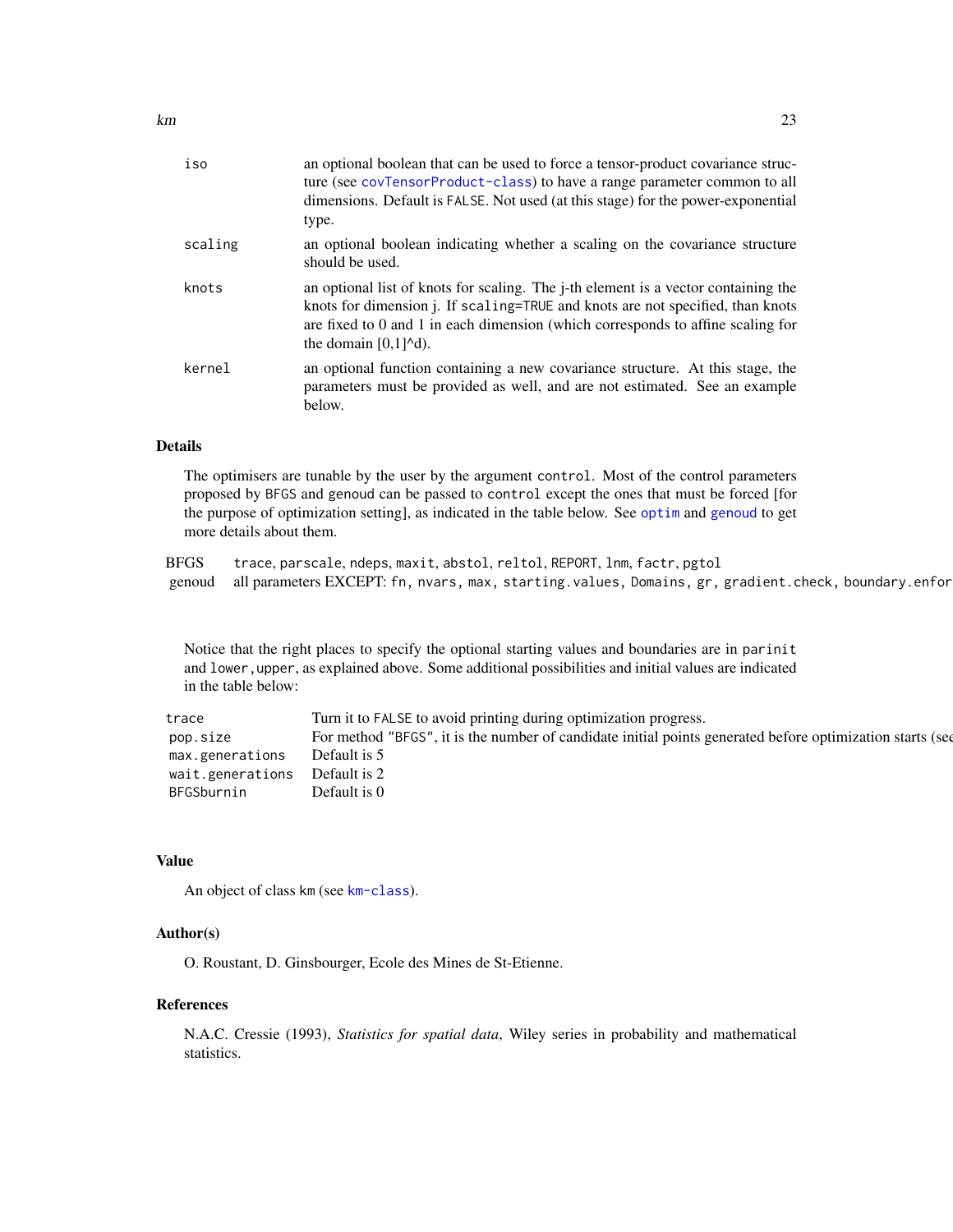| | |
|---|---|
| iso | an optional boolean that can be used to force a tensor-product covariance structure (see `covTensorProduct-class`) to have a range parameter common to all dimensions. Default is `FALSE`. Not used (at this stage) for the power-exponential type. |
| scaling | an optional boolean indicating whether a scaling on the covariance structure should be used. |
| knots | an optional list of knots for scaling. The j-th element is a vector containing the knots for dimension j. If `scaling=TRUE` and knots are not specified, than knots are fixed to 0 and 1 in each dimension (which corresponds to affine scaling for the domain [0,1]^d). |
| kernel | an optional function containing a new covariance structure. At this stage, the parameters must be provided as well, and are not estimated. See an example below. |

## Details

The optimisers are tunable by the user by the argument `control`. Most of the control parameters proposed by `BFGS` and `genoud` can be passed to `control` except the ones that must be forced [for the purpose of optimization setting], as indicated in the table below. See `optim` and `genoud` to get more details about them.

| | |
|---|---|
| BFGS | `trace`, `parscale`, `ndeps`, `maxit`, `abstol`, `reltol`, `REPORT`, `lnm`, `factr`, `pgtol` |
| genoud | all parameters EXCEPT: `fn`, `nvars`, `max`, `starting.values`, `Domains`, `gr`, `gradient.check`, `boundary.enfor` |

Notice that the right places to specify the optional starting values and boundaries are in `parinit` and `lower,upper`, as explained above. Some additional possibilities and initial values are indicated in the table below:

| | |
|---|---|
| `trace` | Turn it to `FALSE` to avoid printing during optimization progress. |
| `pop.size` | For method `"BFGS"`, it is the number of candidate initial points generated before optimization starts (see |
| `max.generations` | Default is 5 |
| `wait.generations` | Default is 2 |
| `BFGSburnin` | Default is 0 |

## Value

An object of class `km` (see `km-class`).

## Author(s)

O. Roustant, D. Ginsbourger, Ecole des Mines de St-Etienne.

## References

N.A.C. Cressie (1993), *Statistics for spatial data*, Wiley series in probability and mathematical statistics.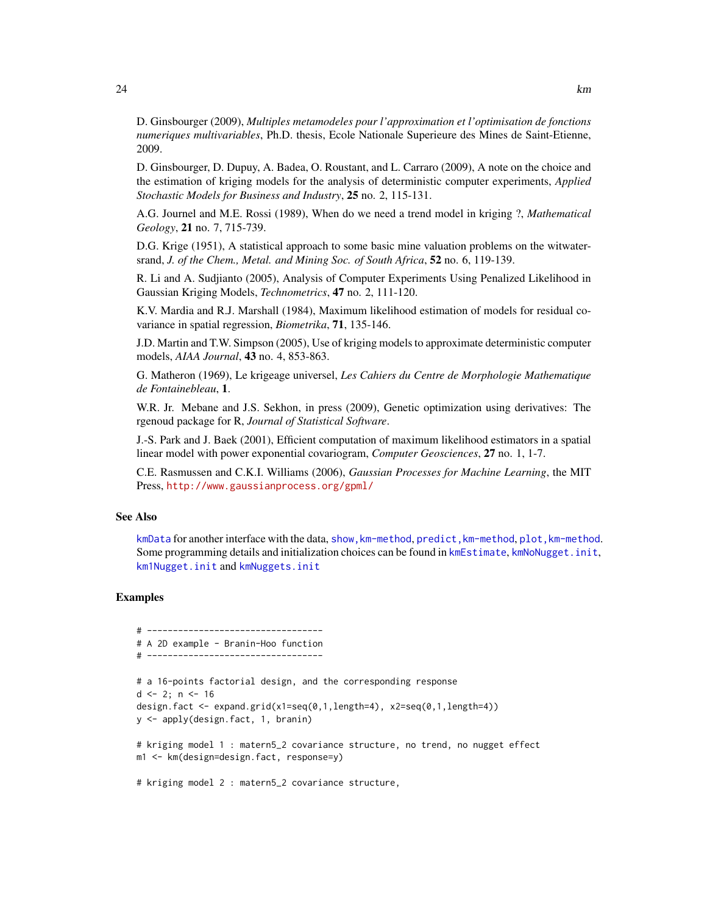D. Ginsbourger (2009), *Multiples metamodeles pour l'approximation et l'optimisation de fonctions numeriques multivariables*, Ph.D. thesis, Ecole Nationale Superieure des Mines de Saint-Etienne, 2009.

D. Ginsbourger, D. Dupuy, A. Badea, O. Roustant, and L. Carraro (2009), A note on the choice and the estimation of kriging models for the analysis of deterministic computer experiments, *Applied Stochastic Models for Business and Industry*, **25** no. 2, 115-131.

A.G. Journel and M.E. Rossi (1989), When do we need a trend model in kriging ?, *Mathematical Geology*, **21** no. 7, 715-739.

D.G. Krige (1951), A statistical approach to some basic mine valuation problems on the witwatersrand, *J. of the Chem., Metal. and Mining Soc. of South Africa*, **52** no. 6, 119-139.

R. Li and A. Sudjianto (2005), Analysis of Computer Experiments Using Penalized Likelihood in Gaussian Kriging Models, *Technometrics*, **47** no. 2, 111-120.

K.V. Mardia and R.J. Marshall (1984), Maximum likelihood estimation of models for residual covariance in spatial regression, *Biometrika*, **71**, 135-146.

J.D. Martin and T.W. Simpson (2005), Use of kriging models to approximate deterministic computer models, *AIAA Journal*, **43** no. 4, 853-863.

G. Matheron (1969), Le krigeage universel, *Les Cahiers du Centre de Morphologie Mathematique de Fontainebleau*, **1**.

W.R. Jr. Mebane and J.S. Sekhon, in press (2009), Genetic optimization using derivatives: The rgenoud package for R, *Journal of Statistical Software*.

J.-S. Park and J. Baek (2001), Efficient computation of maximum likelihood estimators in a spatial linear model with power exponential covariogram, *Computer Geosciences*, **27** no. 1, 1-7.

C.E. Rasmussen and C.K.I. Williams (2006), *Gaussian Processes for Machine Learning*, the MIT Press, http://www.gaussianprocess.org/gpml/

## See Also

kmData for another interface with the data, show,km-method, predict,km-method, plot,km-method. Some programming details and initialization choices can be found in kmEstimate, kmNoNugget.init, km1Nugget.init and kmNuggets.init

## Examples

```
# ----------------------------------
# A 2D example - Branin-Hoo function
# ----------------------------------

# a 16-points factorial design, and the corresponding response
d <- 2; n <- 16
design.fact <- expand.grid(x1=seq(0,1,length=4), x2=seq(0,1,length=4))
y <- apply(design.fact, 1, branin)

# kriging model 1 : matern5_2 covariance structure, no trend, no nugget effect
m1 <- km(design=design.fact, response=y)

# kriging model 2 : matern5_2 covariance structure,
```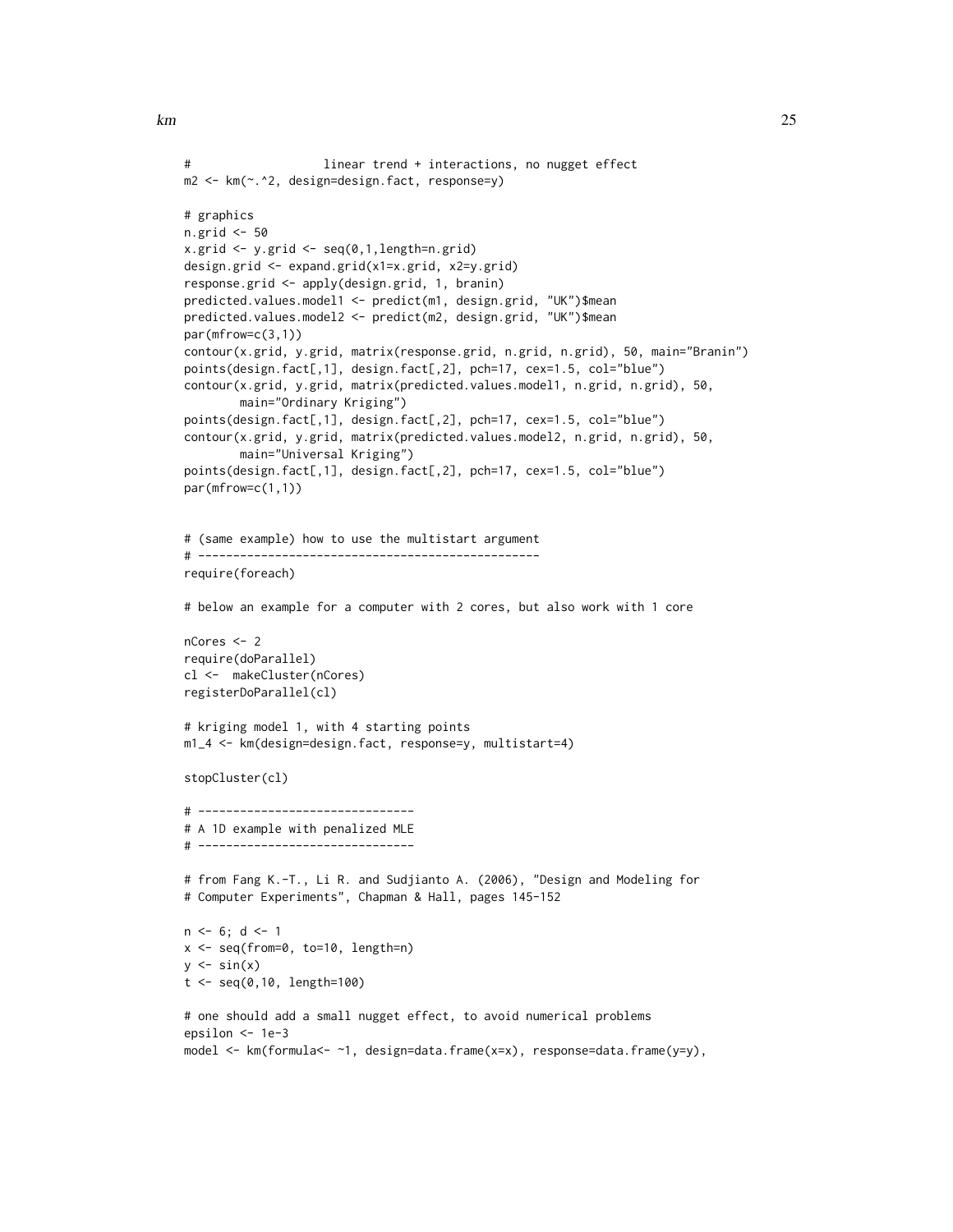```
#                   linear trend + interactions, no nugget effect
m2 <- km(~.^2, design=design.fact, response=y)

# graphics
n.grid <- 50
x.grid <- y.grid <- seq(0,1,length=n.grid)
design.grid <- expand.grid(x1=x.grid, x2=y.grid)
response.grid <- apply(design.grid, 1, branin)
predicted.values.model1 <- predict(m1, design.grid, "UK")$mean
predicted.values.model2 <- predict(m2, design.grid, "UK")$mean
par(mfrow=c(3,1))
contour(x.grid, y.grid, matrix(response.grid, n.grid, n.grid), 50, main="Branin")
points(design.fact[,1], design.fact[,2], pch=17, cex=1.5, col="blue")
contour(x.grid, y.grid, matrix(predicted.values.model1, n.grid, n.grid), 50,
        main="Ordinary Kriging")
points(design.fact[,1], design.fact[,2], pch=17, cex=1.5, col="blue")
contour(x.grid, y.grid, matrix(predicted.values.model2, n.grid, n.grid), 50,
        main="Universal Kriging")
points(design.fact[,1], design.fact[,2], pch=17, cex=1.5, col="blue")
par(mfrow=c(1,1))


# (same example) how to use the multistart argument
# -------------------------------------------------
require(foreach)

# below an example for a computer with 2 cores, but also work with 1 core

nCores <- 2
require(doParallel)
cl <-  makeCluster(nCores)
registerDoParallel(cl)

# kriging model 1, with 4 starting points
m1_4 <- km(design=design.fact, response=y, multistart=4)

stopCluster(cl)

# -------------------------------
# A 1D example with penalized MLE
# -------------------------------

# from Fang K.-T., Li R. and Sudjianto A. (2006), "Design and Modeling for
# Computer Experiments", Chapman & Hall, pages 145-152

n <- 6; d <- 1
x <- seq(from=0, to=10, length=n)
y <- sin(x)
t <- seq(0,10, length=100)

# one should add a small nugget effect, to avoid numerical problems
epsilon <- 1e-3
model <- km(formula<- ~1, design=data.frame(x=x), response=data.frame(y=y),
```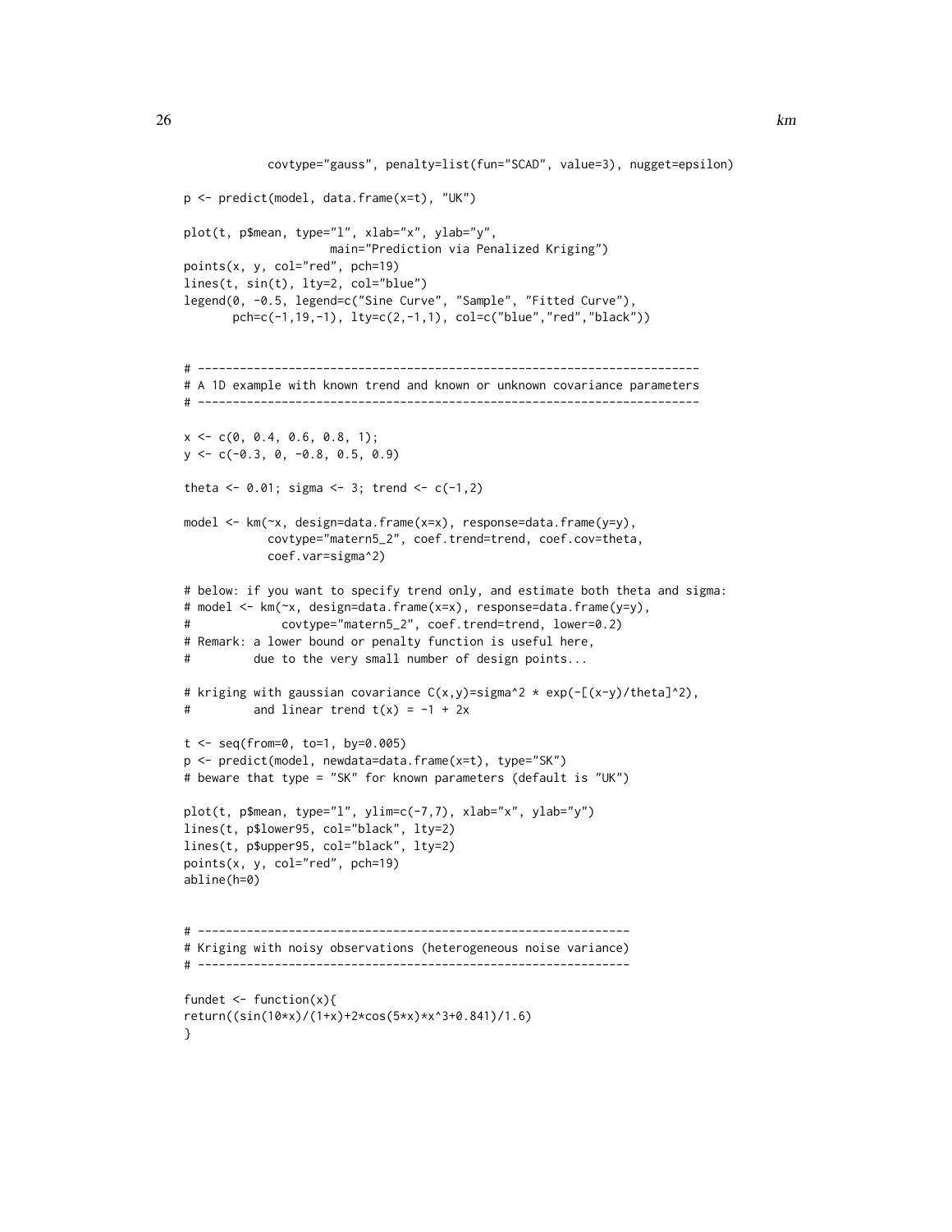```
            covtype="gauss", penalty=list(fun="SCAD", value=3), nugget=epsilon)

p <- predict(model, data.frame(x=t), "UK")

plot(t, p$mean, type="l", xlab="x", ylab="y",
                    main="Prediction via Penalized Kriging")
points(x, y, col="red", pch=19)
lines(t, sin(t), lty=2, col="blue")
legend(0, -0.5, legend=c("Sine Curve", "Sample", "Fitted Curve"),
       pch=c(-1,19,-1), lty=c(2,-1,1), col=c("blue","red","black"))


# ----------------------------------------------------------------------
# A 1D example with known trend and known or unknown covariance parameters
# ----------------------------------------------------------------------

x <- c(0, 0.4, 0.6, 0.8, 1);
y <- c(-0.3, 0, -0.8, 0.5, 0.9)

theta <- 0.01; sigma <- 3; trend <- c(-1,2)

model <- km(~x, design=data.frame(x=x), response=data.frame(y=y),
            covtype="matern5_2", coef.trend=trend, coef.cov=theta,
            coef.var=sigma^2)

# below: if you want to specify trend only, and estimate both theta and sigma:
# model <- km(~x, design=data.frame(x=x), response=data.frame(y=y),
#             covtype="matern5_2", coef.trend=trend, lower=0.2)
# Remark: a lower bound or penalty function is useful here,
#         due to the very small number of design points...

# kriging with gaussian covariance C(x,y)=sigma^2 * exp(-[(x-y)/theta]^2),
#         and linear trend t(x) = -1 + 2x

t <- seq(from=0, to=1, by=0.005)
p <- predict(model, newdata=data.frame(x=t), type="SK")
# beware that type = "SK" for known parameters (default is "UK")

plot(t, p$mean, type="l", ylim=c(-7,7), xlab="x", ylab="y")
lines(t, p$lower95, col="black", lty=2)
lines(t, p$upper95, col="black", lty=2)
points(x, y, col="red", pch=19)
abline(h=0)


# --------------------------------------------------------------
# Kriging with noisy observations (heterogeneous noise variance)
# --------------------------------------------------------------

fundet <- function(x){
return((sin(10*x)/(1+x)+2*cos(5*x)*x^3+0.841)/1.6)
}
```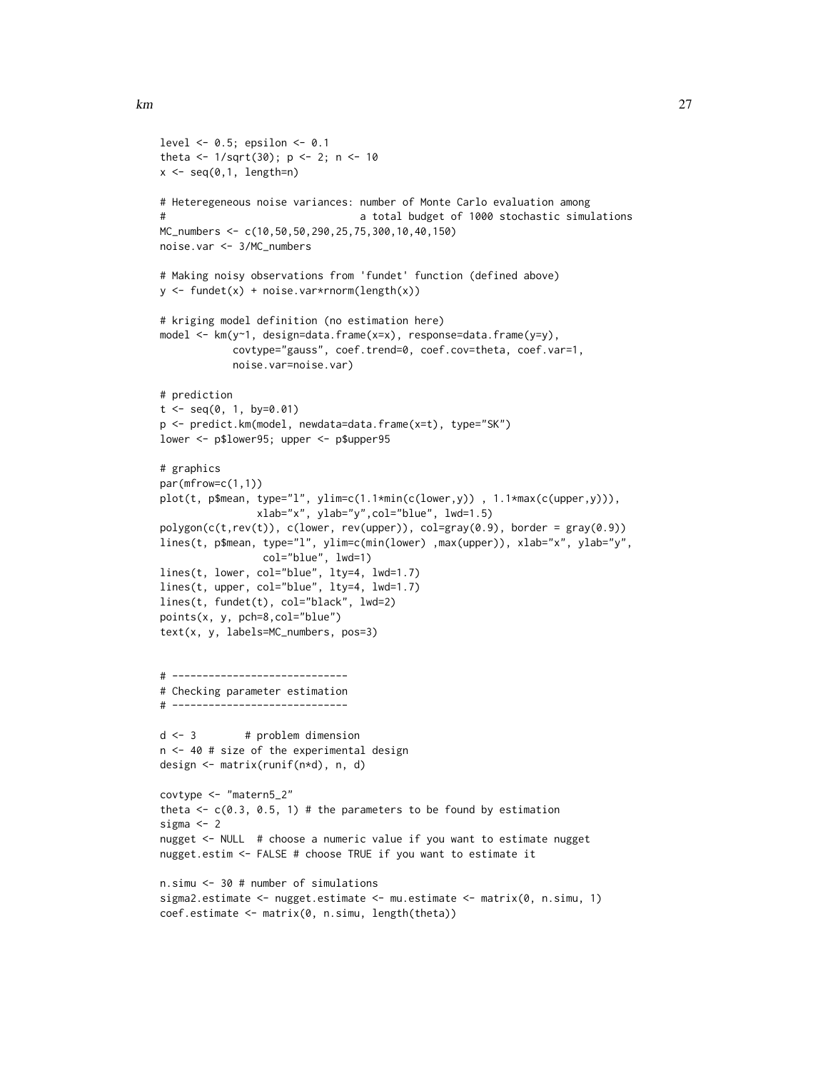```
level <- 0.5; epsilon <- 0.1
theta <- 1/sqrt(30); p <- 2; n <- 10
x <- seq(0,1, length=n)

# Heteregeneous noise variances: number of Monte Carlo evaluation among
#                                a total budget of 1000 stochastic simulations
MC_numbers <- c(10,50,50,290,25,75,300,10,40,150)
noise.var <- 3/MC_numbers

# Making noisy observations from 'fundet' function (defined above)
y <- fundet(x) + noise.var*rnorm(length(x))

# kriging model definition (no estimation here)
model <- km(y~1, design=data.frame(x=x), response=data.frame(y=y),
            covtype="gauss", coef.trend=0, coef.cov=theta, coef.var=1,
            noise.var=noise.var)

# prediction
t <- seq(0, 1, by=0.01)
p <- predict.km(model, newdata=data.frame(x=t), type="SK")
lower <- p$lower95; upper <- p$upper95

# graphics
par(mfrow=c(1,1))
plot(t, p$mean, type="l", ylim=c(1.1*min(c(lower,y)) , 1.1*max(c(upper,y))),
                xlab="x", ylab="y",col="blue", lwd=1.5)
polygon(c(t,rev(t)), c(lower, rev(upper)), col=gray(0.9), border = gray(0.9))
lines(t, p$mean, type="l", ylim=c(min(lower) ,max(upper)), xlab="x", ylab="y",
                 col="blue", lwd=1)
lines(t, lower, col="blue", lty=4, lwd=1.7)
lines(t, upper, col="blue", lty=4, lwd=1.7)
lines(t, fundet(t), col="black", lwd=2)
points(x, y, pch=8,col="blue")
text(x, y, labels=MC_numbers, pos=3)


# -----------------------------
# Checking parameter estimation
# -----------------------------

d <- 3        # problem dimension
n <- 40 # size of the experimental design
design <- matrix(runif(n*d), n, d)

covtype <- "matern5_2"
theta <- c(0.3, 0.5, 1) # the parameters to be found by estimation
sigma <- 2
nugget <- NULL  # choose a numeric value if you want to estimate nugget
nugget.estim <- FALSE # choose TRUE if you want to estimate it

n.simu <- 30 # number of simulations
sigma2.estimate <- nugget.estimate <- mu.estimate <- matrix(0, n.simu, 1)
coef.estimate <- matrix(0, n.simu, length(theta))
```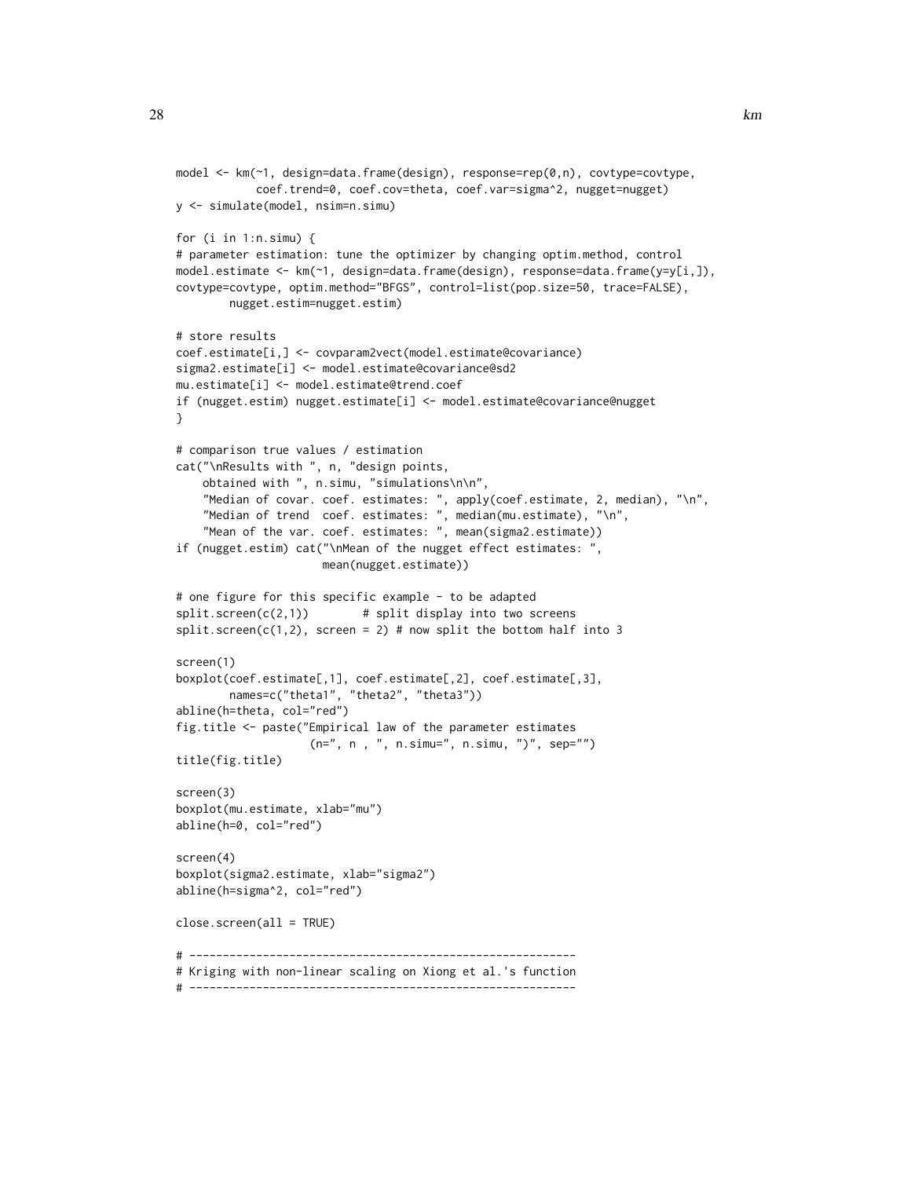```
model <- km(~1, design=data.frame(design), response=rep(0,n), covtype=covtype,
            coef.trend=0, coef.cov=theta, coef.var=sigma^2, nugget=nugget)
y <- simulate(model, nsim=n.simu)

for (i in 1:n.simu) {
# parameter estimation: tune the optimizer by changing optim.method, control
model.estimate <- km(~1, design=data.frame(design), response=data.frame(y=y[i,]),
covtype=covtype, optim.method="BFGS", control=list(pop.size=50, trace=FALSE),
        nugget.estim=nugget.estim)

# store results
coef.estimate[i,] <- covparam2vect(model.estimate@covariance)
sigma2.estimate[i] <- model.estimate@covariance@sd2
mu.estimate[i] <- model.estimate@trend.coef
if (nugget.estim) nugget.estimate[i] <- model.estimate@covariance@nugget
}

# comparison true values / estimation
cat("\nResults with ", n, "design points,
    obtained with ", n.simu, "simulations\n\n",
    "Median of covar. coef. estimates: ", apply(coef.estimate, 2, median), "\n",
    "Median of trend  coef. estimates: ", median(mu.estimate), "\n",
    "Mean of the var. coef. estimates: ", mean(sigma2.estimate))
if (nugget.estim) cat("\nMean of the nugget effect estimates: ",
                      mean(nugget.estimate))

# one figure for this specific example - to be adapted
split.screen(c(2,1))        # split display into two screens
split.screen(c(1,2), screen = 2) # now split the bottom half into 3

screen(1)
boxplot(coef.estimate[,1], coef.estimate[,2], coef.estimate[,3],
        names=c("theta1", "theta2", "theta3"))
abline(h=theta, col="red")
fig.title <- paste("Empirical law of the parameter estimates
                   (n=", n , ", n.simu=", n.simu, ")", sep="")
title(fig.title)

screen(3)
boxplot(mu.estimate, xlab="mu")
abline(h=0, col="red")

screen(4)
boxplot(sigma2.estimate, xlab="sigma2")
abline(h=sigma^2, col="red")

close.screen(all = TRUE)

# ----------------------------------------------------------
# Kriging with non-linear scaling on Xiong et al.'s function
# ----------------------------------------------------------
```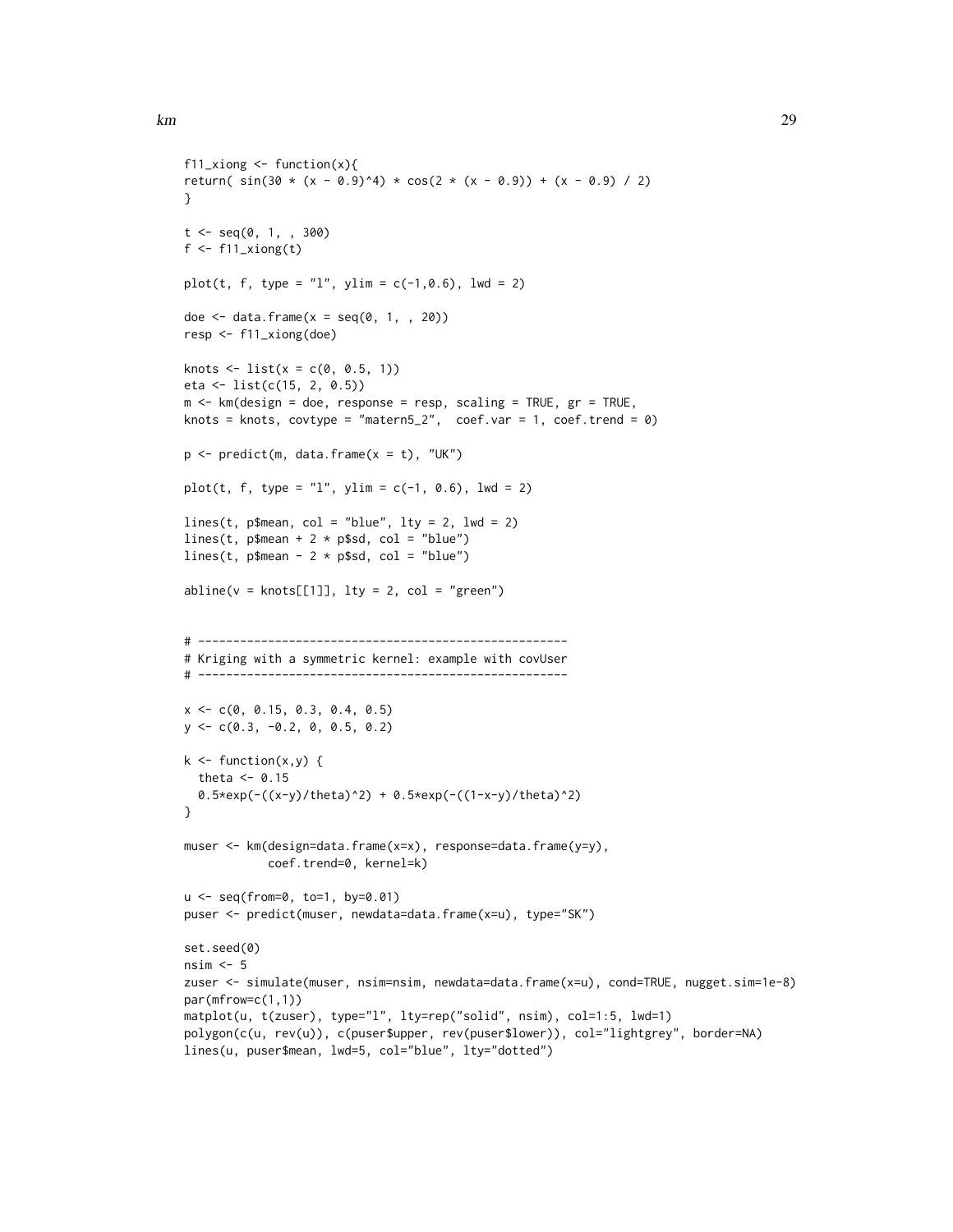```
f11_xiong <- function(x){
return( sin(30 * (x - 0.9)^4) * cos(2 * (x - 0.9)) + (x - 0.9) / 2)
}

t <- seq(0, 1, , 300)
f <- f11_xiong(t)

plot(t, f, type = "l", ylim = c(-1,0.6), lwd = 2)

doe <- data.frame(x = seq(0, 1, , 20))
resp <- f11_xiong(doe)

knots <- list(x = c(0, 0.5, 1))
eta <- list(c(15, 2, 0.5))
m <- km(design = doe, response = resp, scaling = TRUE, gr = TRUE,
knots = knots, covtype = "matern5_2",  coef.var = 1, coef.trend = 0)

p <- predict(m, data.frame(x = t), "UK")

plot(t, f, type = "l", ylim = c(-1, 0.6), lwd = 2)

lines(t, p$mean, col = "blue", lty = 2, lwd = 2)
lines(t, p$mean + 2 * p$sd, col = "blue")
lines(t, p$mean - 2 * p$sd, col = "blue")

abline(v = knots[[1]], lty = 2, col = "green")


# ----------------------------------------------------
# Kriging with a symmetric kernel: example with covUser
# ----------------------------------------------------

x <- c(0, 0.15, 0.3, 0.4, 0.5)
y <- c(0.3, -0.2, 0, 0.5, 0.2)

k <- function(x,y) {
  theta <- 0.15
  0.5*exp(-((x-y)/theta)^2) + 0.5*exp(-((1-x-y)/theta)^2)
}

muser <- km(design=data.frame(x=x), response=data.frame(y=y),
            coef.trend=0, kernel=k)

u <- seq(from=0, to=1, by=0.01)
puser <- predict(muser, newdata=data.frame(x=u), type="SK")

set.seed(0)
nsim <- 5
zuser <- simulate(muser, nsim=nsim, newdata=data.frame(x=u), cond=TRUE, nugget.sim=1e-8)
par(mfrow=c(1,1))
matplot(u, t(zuser), type="l", lty=rep("solid", nsim), col=1:5, lwd=1)
polygon(c(u, rev(u)), c(puser$upper, rev(puser$lower)), col="lightgrey", border=NA)
lines(u, puser$mean, lwd=5, col="blue", lty="dotted")
```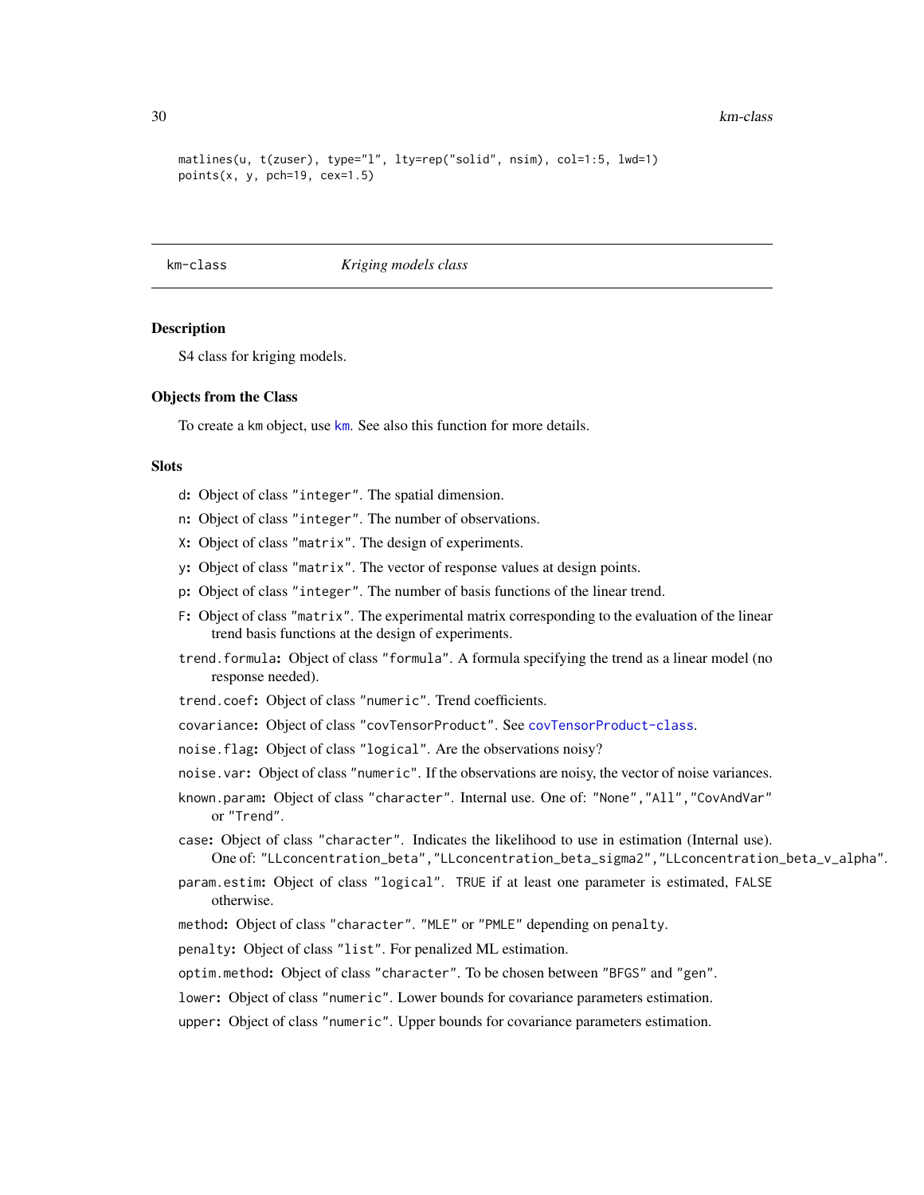```
matlines(u, t(zuser), type="l", lty=rep("solid", nsim), col=1:5, lwd=1)
points(x, y, pch=19, cex=1.5)
```

---

## km-class — *Kriging models class*

---

### Description

S4 class for kriging models.

### Objects from the Class

To create a km object, use km. See also this function for more details.

### Slots

- **d**: Object of class "integer". The spatial dimension.
- **n**: Object of class "integer". The number of observations.
- **X**: Object of class "matrix". The design of experiments.
- **y**: Object of class "matrix". The vector of response values at design points.
- **p**: Object of class "integer". The number of basis functions of the linear trend.
- **F**: Object of class "matrix". The experimental matrix corresponding to the evaluation of the linear trend basis functions at the design of experiments.
- **trend.formula**: Object of class "formula". A formula specifying the trend as a linear model (no response needed).
- **trend.coef**: Object of class "numeric". Trend coefficients.
- **covariance**: Object of class "covTensorProduct". See covTensorProduct-class.
- **noise.flag**: Object of class "logical". Are the observations noisy?
- **noise.var**: Object of class "numeric". If the observations are noisy, the vector of noise variances.
- **known.param**: Object of class "character". Internal use. One of: "None","All","CovAndVar" or "Trend".
- **case**: Object of class "character". Indicates the likelihood to use in estimation (Internal use). One of: "LLconcentration_beta","LLconcentration_beta_sigma2","LLconcentration_beta_v_alpha".
- **param.estim**: Object of class "logical". TRUE if at least one parameter is estimated, FALSE otherwise.
- **method**: Object of class "character". "MLE" or "PMLE" depending on penalty.
- **penalty**: Object of class "list". For penalized ML estimation.
- **optim.method**: Object of class "character". To be chosen between "BFGS" and "gen".
- **lower**: Object of class "numeric". Lower bounds for covariance parameters estimation.
- **upper**: Object of class "numeric". Upper bounds for covariance parameters estimation.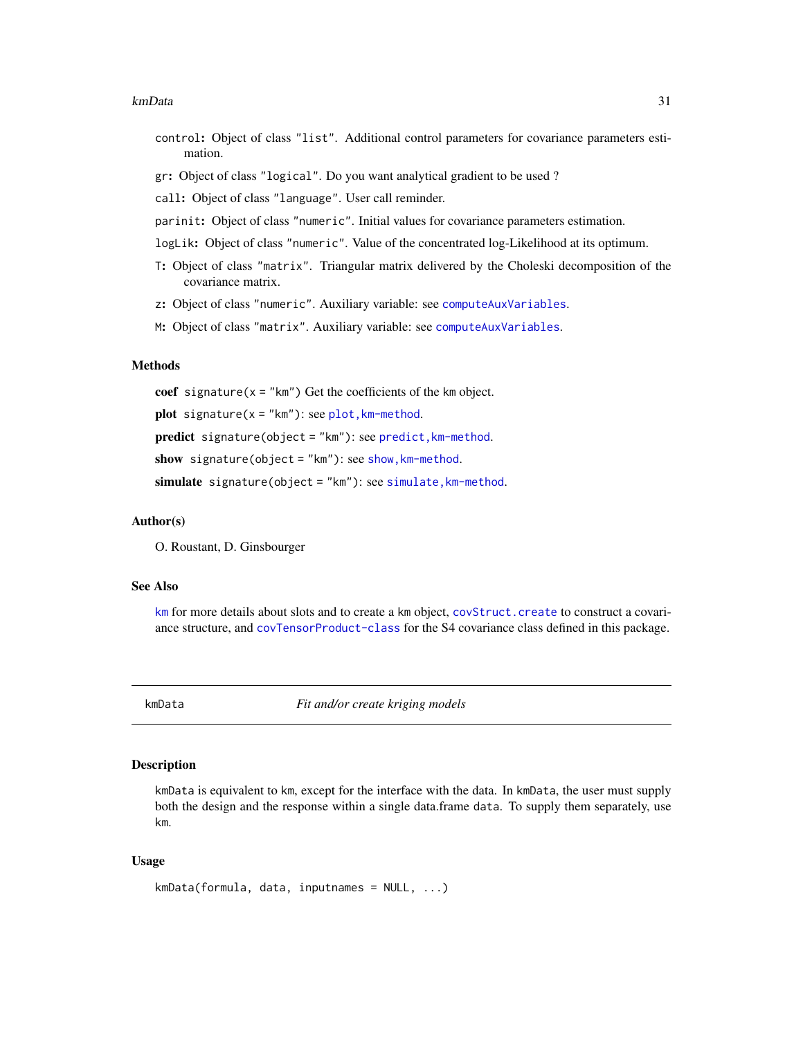`control`: Object of class `"list"`. Additional control parameters for covariance parameters estimation.

`gr`: Object of class `"logical"`. Do you want analytical gradient to be used ?

`call`: Object of class `"language"`. User call reminder.

`parinit`: Object of class `"numeric"`. Initial values for covariance parameters estimation.

`logLik`: Object of class `"numeric"`. Value of the concentrated log-Likelihood at its optimum.

`T`: Object of class `"matrix"`. Triangular matrix delivered by the Choleski decomposition of the covariance matrix.

`z`: Object of class `"numeric"`. Auxiliary variable: see `computeAuxVariables`.

`M`: Object of class `"matrix"`. Auxiliary variable: see `computeAuxVariables`.

### Methods

**coef** `signature(x = "km")` Get the coefficients of the km object.

**plot** `signature(x = "km")`: see `plot,km-method`.

**predict** `signature(object = "km")`: see `predict,km-method`.

**show** `signature(object = "km")`: see `show,km-method`.

**simulate** `signature(object = "km")`: see `simulate,km-method`.

### Author(s)

O. Roustant, D. Ginsbourger

### See Also

`km` for more details about slots and to create a km object, `covStruct.create` to construct a covariance structure, and `covTensorProduct-class` for the S4 covariance class defined in this package.

---

## kmData — *Fit and/or create kriging models*

---

### Description

`kmData` is equivalent to `km`, except for the interface with the data. In `kmData`, the user must supply both the design and the response within a single data.frame `data`. To supply them separately, use `km`.

### Usage

```
kmData(formula, data, inputnames = NULL, ...)
```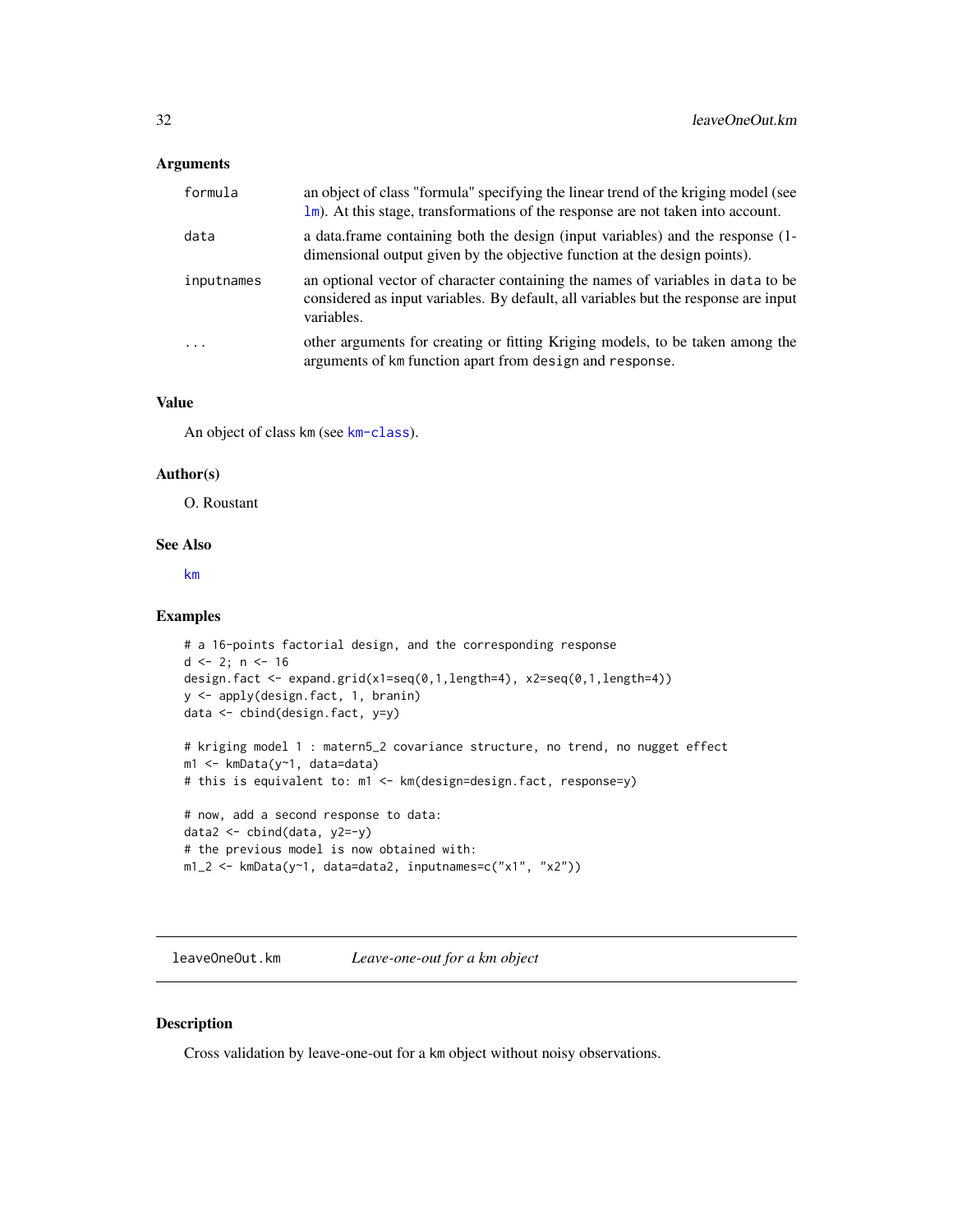### Arguments

| | |
|---|---|
| `formula` | an object of class "formula" specifying the linear trend of the kriging model (see `lm`). At this stage, transformations of the response are not taken into account. |
| `data` | a data.frame containing both the design (input variables) and the response (1-dimensional output given by the objective function at the design points). |
| `inputnames` | an optional vector of character containing the names of variables in `data` to be considered as input variables. By default, all variables but the response are input variables. |
| `...` | other arguments for creating or fitting Kriging models, to be taken among the arguments of `km` function apart from `design` and `response`. |

### Value

An object of class `km` (see `km-class`).

### Author(s)

O. Roustant

### See Also

`km`

### Examples

```
# a 16-points factorial design, and the corresponding response
d <- 2; n <- 16
design.fact <- expand.grid(x1=seq(0,1,length=4), x2=seq(0,1,length=4))
y <- apply(design.fact, 1, branin)
data <- cbind(design.fact, y=y)

# kriging model 1 : matern5_2 covariance structure, no trend, no nugget effect
m1 <- kmData(y~1, data=data)
# this is equivalent to: m1 <- km(design=design.fact, response=y)

# now, add a second response to data:
data2 <- cbind(data, y2=-y)
# the previous model is now obtained with:
m1_2 <- kmData(y~1, data=data2, inputnames=c("x1", "x2"))
```

---

## leaveOneOut.km — *Leave-one-out for a km object*

### Description

Cross validation by leave-one-out for a `km` object without noisy observations.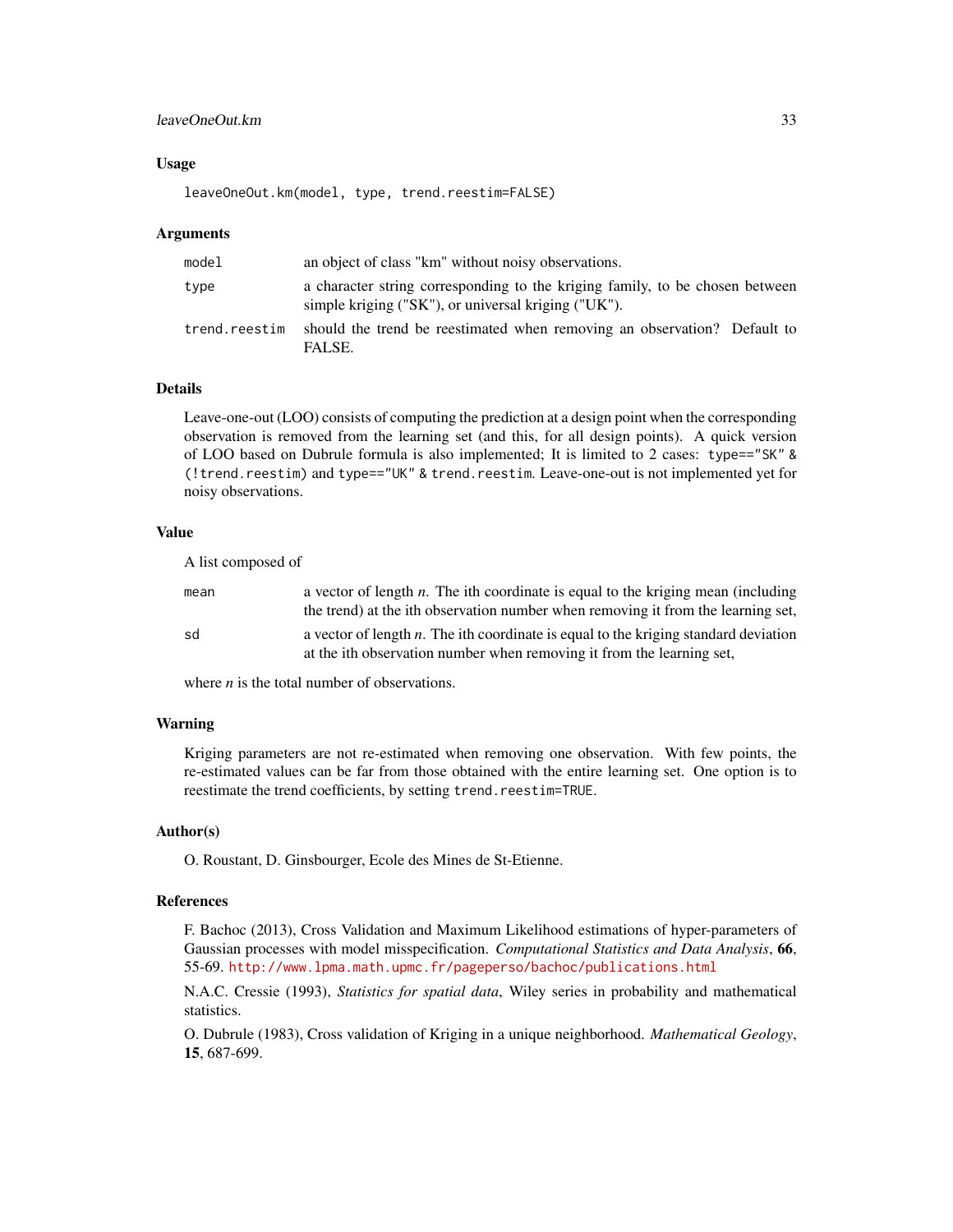## Usage

```
leaveOneOut.km(model, type, trend.reestim=FALSE)
```

## Arguments

| | |
|---|---|
| `model` | an object of class "km" without noisy observations. |
| `type` | a character string corresponding to the kriging family, to be chosen between simple kriging ("SK"), or universal kriging ("UK"). |
| `trend.reestim` | should the trend be reestimated when removing an observation? Default to FALSE. |

## Details

Leave-one-out (LOO) consists of computing the prediction at a design point when the corresponding observation is removed from the learning set (and this, for all design points). A quick version of LOO based on Dubrule formula is also implemented; It is limited to 2 cases: `type=="SK" & (!trend.reestim)` and `type=="UK" & trend.reestim`. Leave-one-out is not implemented yet for noisy observations.

## Value

A list composed of

| | |
|---|---|
| `mean` | a vector of length $n$. The ith coordinate is equal to the kriging mean (including the trend) at the ith observation number when removing it from the learning set, |
| `sd` | a vector of length $n$. The ith coordinate is equal to the kriging standard deviation at the ith observation number when removing it from the learning set, |

where $n$ is the total number of observations.

## Warning

Kriging parameters are not re-estimated when removing one observation. With few points, the re-estimated values can be far from those obtained with the entire learning set. One option is to reestimate the trend coefficients, by setting `trend.reestim=TRUE`.

## Author(s)

O. Roustant, D. Ginsbourger, Ecole des Mines de St-Etienne.

## References

F. Bachoc (2013), Cross Validation and Maximum Likelihood estimations of hyper-parameters of Gaussian processes with model misspecification. *Computational Statistics and Data Analysis*, **66**, 55-69. http://www.lpma.math.upmc.fr/pageperso/bachoc/publications.html

N.A.C. Cressie (1993), *Statistics for spatial data*, Wiley series in probability and mathematical statistics.

O. Dubrule (1983), Cross validation of Kriging in a unique neighborhood. *Mathematical Geology*, **15**, 687-699.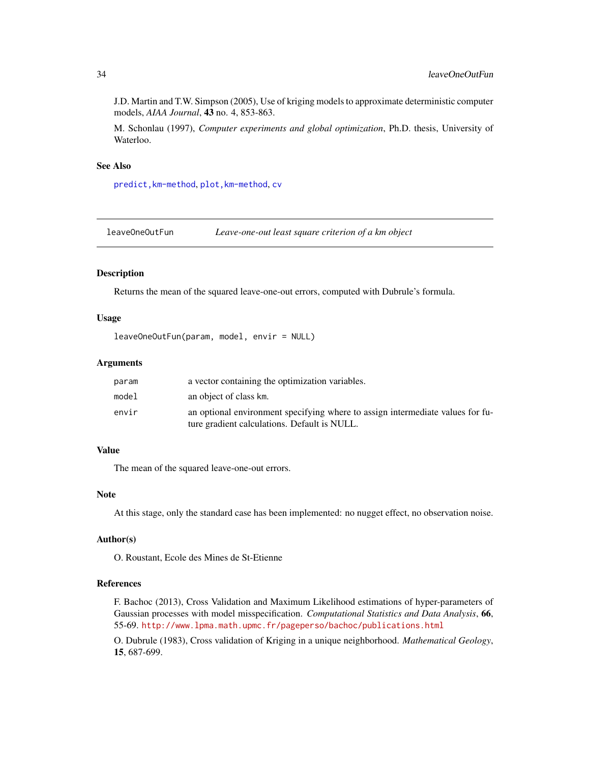J.D. Martin and T.W. Simpson (2005), Use of kriging models to approximate deterministic computer models, *AIAA Journal*, **43** no. 4, 853-863.

M. Schonlau (1997), *Computer experiments and global optimization*, Ph.D. thesis, University of Waterloo.

## See Also

`predict,km-method`, `plot,km-method`, `cv`

---

## leaveOneOutFun — *Leave-one-out least square criterion of a km object*

### Description

Returns the mean of the squared leave-one-out errors, computed with Dubrule's formula.

### Usage

```
leaveOneOutFun(param, model, envir = NULL)
```

### Arguments

| | |
|---|---|
| `param` | a vector containing the optimization variables. |
| `model` | an object of class km. |
| `envir` | an optional environment specifying where to assign intermediate values for future gradient calculations. Default is NULL. |

### Value

The mean of the squared leave-one-out errors.

### Note

At this stage, only the standard case has been implemented: no nugget effect, no observation noise.

### Author(s)

O. Roustant, Ecole des Mines de St-Etienne

### References

F. Bachoc (2013), Cross Validation and Maximum Likelihood estimations of hyper-parameters of Gaussian processes with model misspecification. *Computational Statistics and Data Analysis*, **66**, 55-69. http://www.lpma.math.upmc.fr/pageperso/bachoc/publications.html

O. Dubrule (1983), Cross validation of Kriging in a unique neighborhood. *Mathematical Geology*, **15**, 687-699.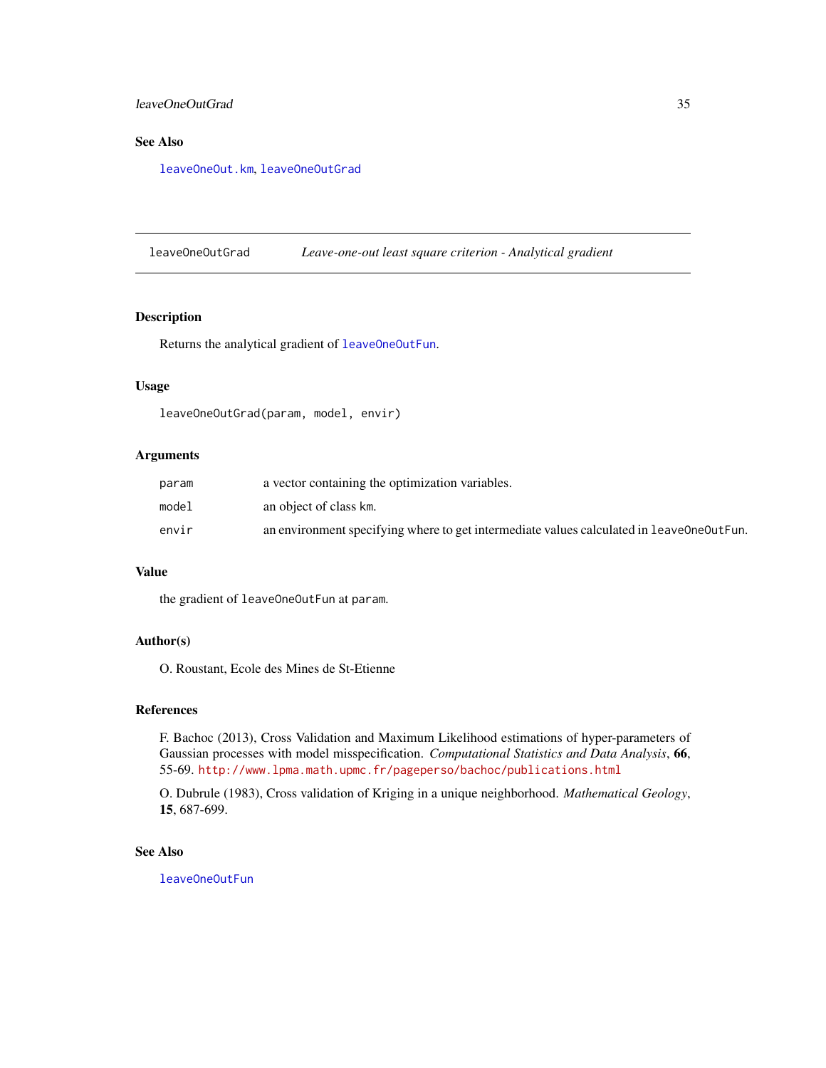## See Also

`leaveOneOut.km`, `leaveOneOutGrad`

---

## leaveOneOutGrad — *Leave-one-out least square criterion - Analytical gradient*

### Description

Returns the analytical gradient of `leaveOneOutFun`.

### Usage

```
leaveOneOutGrad(param, model, envir)
```

### Arguments

| | |
|---|---|
| `param` | a vector containing the optimization variables. |
| `model` | an object of class `km`. |
| `envir` | an environment specifying where to get intermediate values calculated in `leaveOneOutFun`. |

### Value

the gradient of `leaveOneOutFun` at `param`.

### Author(s)

O. Roustant, Ecole des Mines de St-Etienne

### References

F. Bachoc (2013), Cross Validation and Maximum Likelihood estimations of hyper-parameters of Gaussian processes with model misspecification. *Computational Statistics and Data Analysis*, **66**, 55-69. http://www.lpma.math.upmc.fr/pageperso/bachoc/publications.html

O. Dubrule (1983), Cross validation of Kriging in a unique neighborhood. *Mathematical Geology*, **15**, 687-699.

### See Also

`leaveOneOutFun`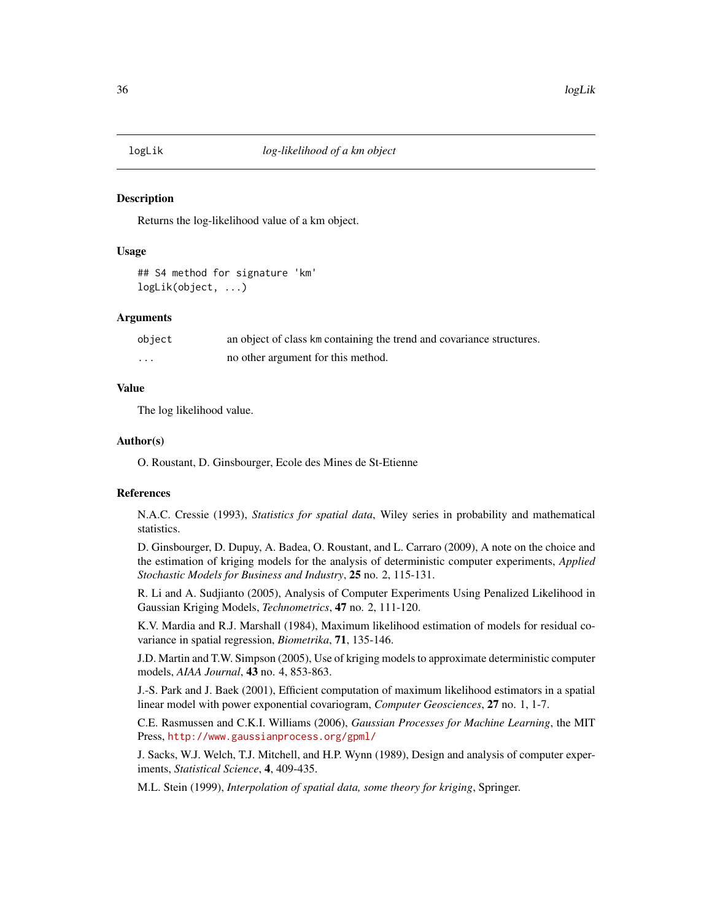# logLik — *log-likelihood of a km object*

## Description

Returns the log-likelihood value of a km object.

## Usage

```
## S4 method for signature 'km'
logLik(object, ...)
```

## Arguments

| | |
|---|---|
| `object` | an object of class `km` containing the trend and covariance structures. |
| `...` | no other argument for this method. |

## Value

The log likelihood value.

## Author(s)

O. Roustant, D. Ginsbourger, Ecole des Mines de St-Etienne

## References

N.A.C. Cressie (1993), *Statistics for spatial data*, Wiley series in probability and mathematical statistics.

D. Ginsbourger, D. Dupuy, A. Badea, O. Roustant, and L. Carraro (2009), A note on the choice and the estimation of kriging models for the analysis of deterministic computer experiments, *Applied Stochastic Models for Business and Industry*, **25** no. 2, 115-131.

R. Li and A. Sudjianto (2005), Analysis of Computer Experiments Using Penalized Likelihood in Gaussian Kriging Models, *Technometrics*, **47** no. 2, 111-120.

K.V. Mardia and R.J. Marshall (1984), Maximum likelihood estimation of models for residual covariance in spatial regression, *Biometrika*, **71**, 135-146.

J.D. Martin and T.W. Simpson (2005), Use of kriging models to approximate deterministic computer models, *AIAA Journal*, **43** no. 4, 853-863.

J.-S. Park and J. Baek (2001), Efficient computation of maximum likelihood estimators in a spatial linear model with power exponential covariogram, *Computer Geosciences*, **27** no. 1, 1-7.

C.E. Rasmussen and C.K.I. Williams (2006), *Gaussian Processes for Machine Learning*, the MIT Press, http://www.gaussianprocess.org/gpml/

J. Sacks, W.J. Welch, T.J. Mitchell, and H.P. Wynn (1989), Design and analysis of computer experiments, *Statistical Science*, **4**, 409-435.

M.L. Stein (1999), *Interpolation of spatial data, some theory for kriging*, Springer.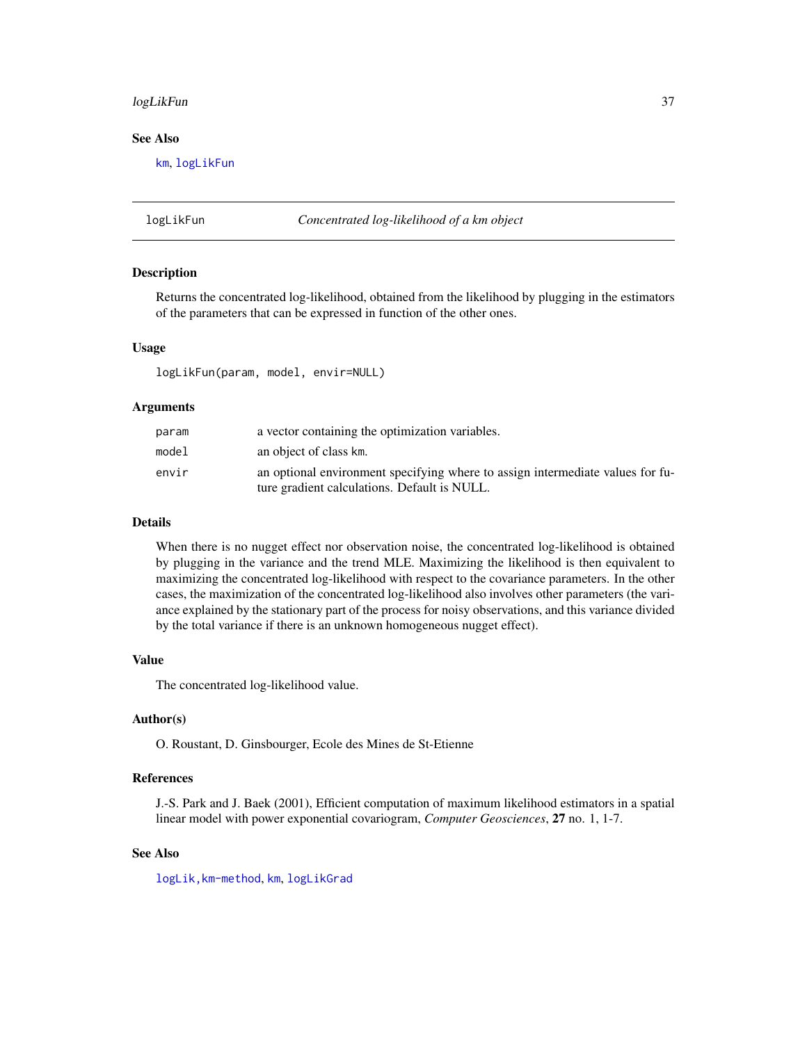## See Also

km, logLikFun

---

# logLikFun — *Concentrated log-likelihood of a km object*

## Description

Returns the concentrated log-likelihood, obtained from the likelihood by plugging in the estimators of the parameters that can be expressed in function of the other ones.

## Usage

```
logLikFun(param, model, envir=NULL)
```

## Arguments

| | |
|---|---|
| param | a vector containing the optimization variables. |
| model | an object of class km. |
| envir | an optional environment specifying where to assign intermediate values for future gradient calculations. Default is NULL. |

## Details

When there is no nugget effect nor observation noise, the concentrated log-likelihood is obtained by plugging in the variance and the trend MLE. Maximizing the likelihood is then equivalent to maximizing the concentrated log-likelihood with respect to the covariance parameters. In the other cases, the maximization of the concentrated log-likelihood also involves other parameters (the variance explained by the stationary part of the process for noisy observations, and this variance divided by the total variance if there is an unknown homogeneous nugget effect).

## Value

The concentrated log-likelihood value.

## Author(s)

O. Roustant, D. Ginsbourger, Ecole des Mines de St-Etienne

## References

J.-S. Park and J. Baek (2001), Efficient computation of maximum likelihood estimators in a spatial linear model with power exponential covariogram, *Computer Geosciences*, **27** no. 1, 1-7.

## See Also

logLik,km-method, km, logLikGrad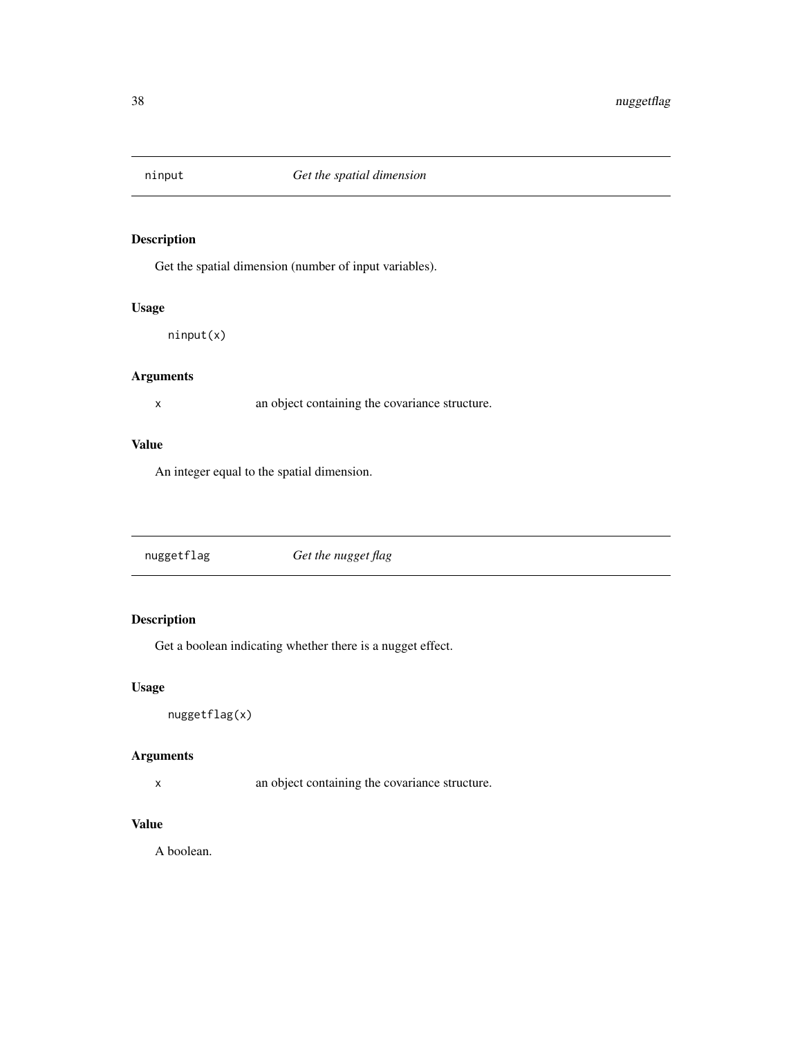## ninput *Get the spatial dimension*

### Description

Get the spatial dimension (number of input variables).

### Usage

```
ninput(x)
```

### Arguments

| | |
|---|---|
| x | an object containing the covariance structure. |

### Value

An integer equal to the spatial dimension.

## nuggetflag *Get the nugget flag*

### Description

Get a boolean indicating whether there is a nugget effect.

### Usage

```
nuggetflag(x)
```

### Arguments

| | |
|---|---|
| x | an object containing the covariance structure. |

### Value

A boolean.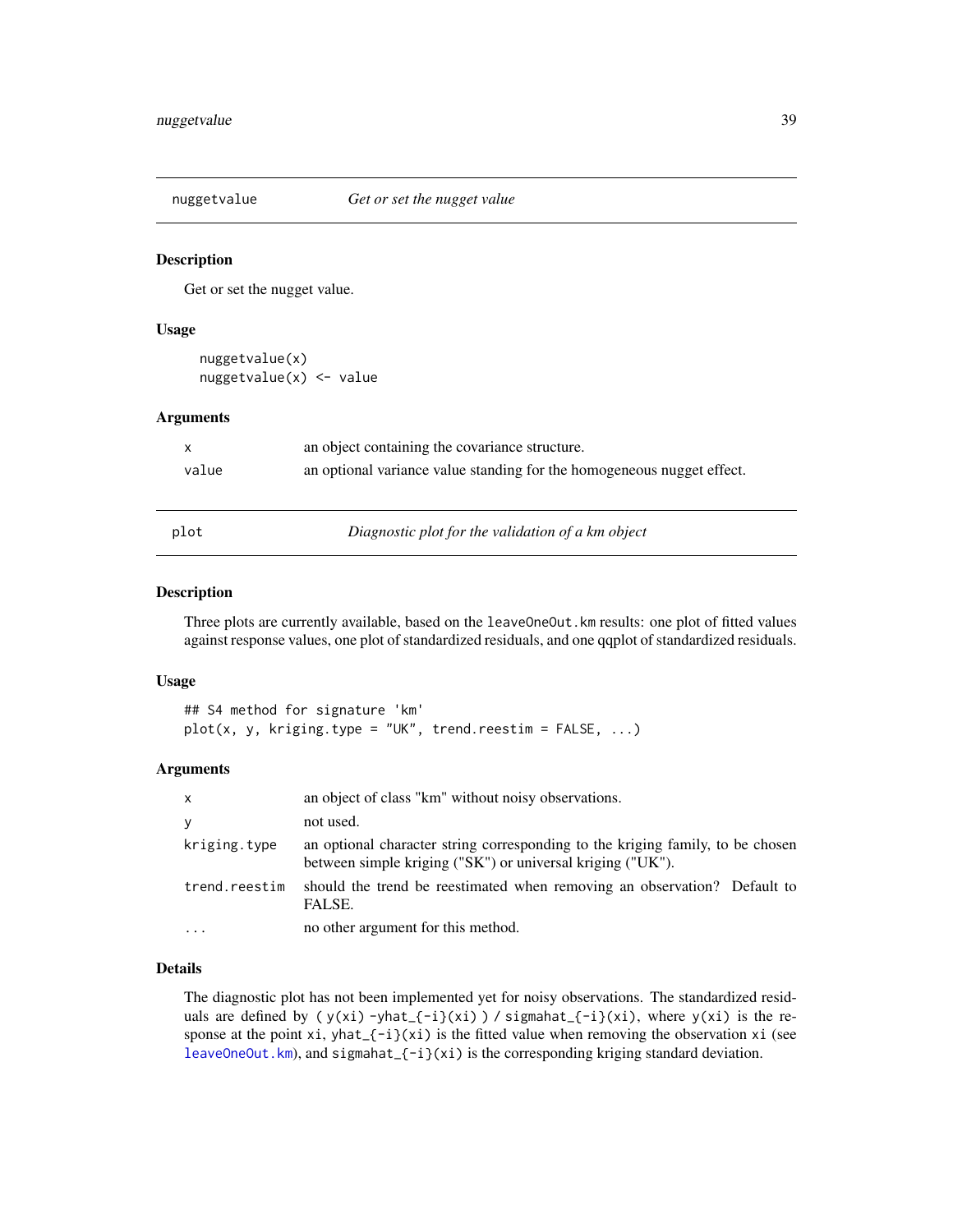## nuggetvalue — *Get or set the nugget value*

### Description

Get or set the nugget value.

### Usage

```
nuggetvalue(x)
nuggetvalue(x) <- value
```

### Arguments

| | |
|---|---|
| x | an object containing the covariance structure. |
| value | an optional variance value standing for the homogeneous nugget effect. |

## plot — *Diagnostic plot for the validation of a km object*

### Description

Three plots are currently available, based on the `leaveOneOut.km` results: one plot of fitted values against response values, one plot of standardized residuals, and one qqplot of standardized residuals.

### Usage

```
## S4 method for signature 'km'
plot(x, y, kriging.type = "UK", trend.reestim = FALSE, ...)
```

### Arguments

| | |
|---|---|
| x | an object of class "km" without noisy observations. |
| y | not used. |
| kriging.type | an optional character string corresponding to the kriging family, to be chosen between simple kriging ("SK") or universal kriging ("UK"). |
| trend.reestim | should the trend be reestimated when removing an observation? Default to FALSE. |
| ... | no other argument for this method. |

### Details

The diagnostic plot has not been implemented yet for noisy observations. The standardized residuals are defined by `( y(xi) -yhat_{-i}(xi) ) / sigmahat_{-i}(xi)`, where `y(xi)` is the response at the point `xi`, `yhat_{-i}(xi)` is the fitted value when removing the observation `xi` (see `leaveOneOut.km`), and `sigmahat_{-i}(xi)` is the corresponding kriging standard deviation.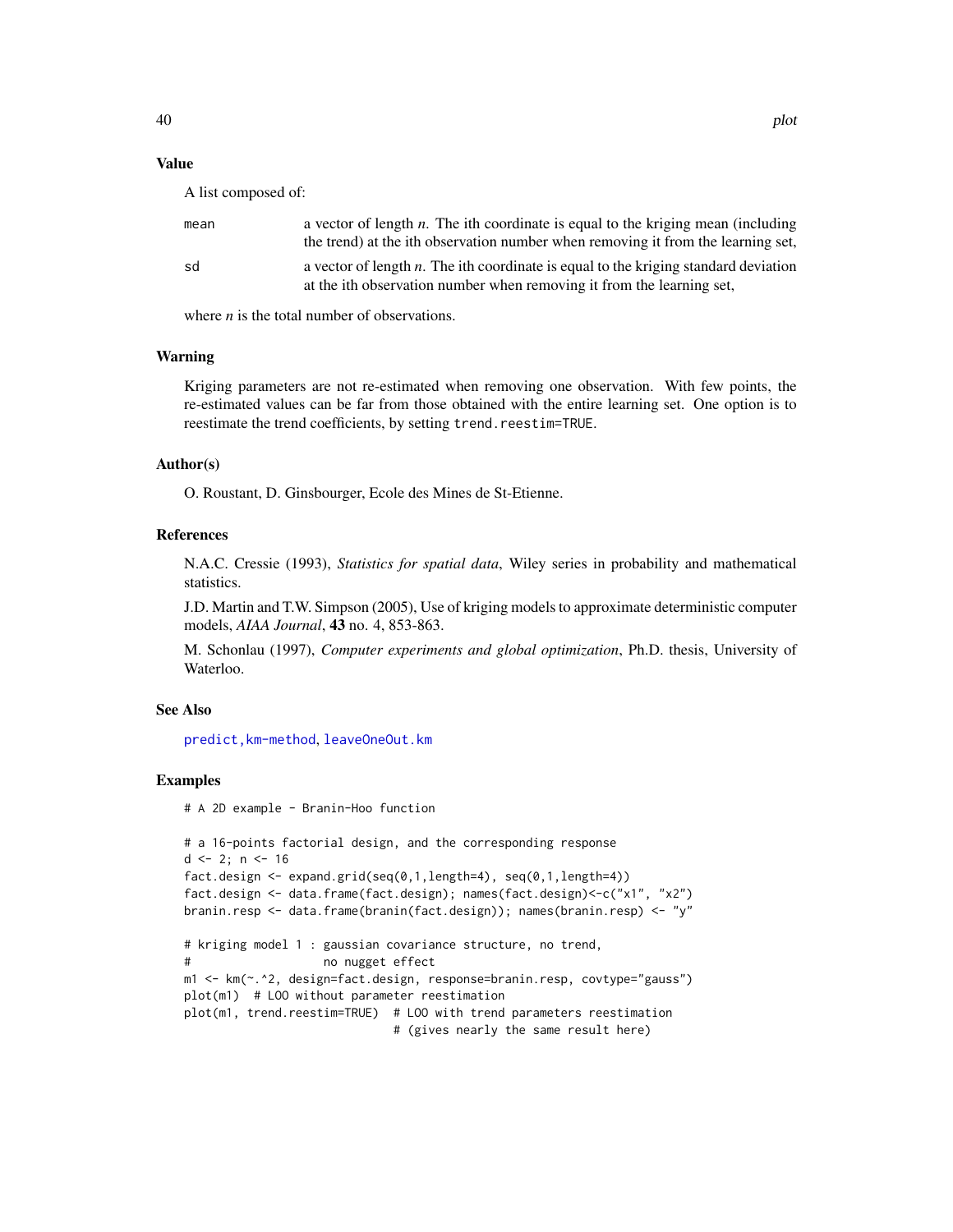## Value

A list composed of:

| | |
|---|---|
| mean | a vector of length $n$. The ith coordinate is equal to the kriging mean (including the trend) at the ith observation number when removing it from the learning set, |
| sd | a vector of length $n$. The ith coordinate is equal to the kriging standard deviation at the ith observation number when removing it from the learning set, |

where $n$ is the total number of observations.

## Warning

Kriging parameters are not re-estimated when removing one observation. With few points, the re-estimated values can be far from those obtained with the entire learning set. One option is to reestimate the trend coefficients, by setting `trend.reestim=TRUE`.

## Author(s)

O. Roustant, D. Ginsbourger, Ecole des Mines de St-Etienne.

## References

N.A.C. Cressie (1993), *Statistics for spatial data*, Wiley series in probability and mathematical statistics.

J.D. Martin and T.W. Simpson (2005), Use of kriging models to approximate deterministic computer models, *AIAA Journal*, **43** no. 4, 853-863.

M. Schonlau (1997), *Computer experiments and global optimization*, Ph.D. thesis, University of Waterloo.

## See Also

`predict,km-method`, `leaveOneOut.km`

## Examples

```
# A 2D example - Branin-Hoo function

# a 16-points factorial design, and the corresponding response
d <- 2; n <- 16
fact.design <- expand.grid(seq(0,1,length=4), seq(0,1,length=4))
fact.design <- data.frame(fact.design); names(fact.design)<-c("x1", "x2")
branin.resp <- data.frame(branin(fact.design)); names(branin.resp) <- "y"

# kriging model 1 : gaussian covariance structure, no trend,
#                  no nugget effect
m1 <- km(~.^2, design=fact.design, response=branin.resp, covtype="gauss")
plot(m1)  # LOO without parameter reestimation
plot(m1, trend.reestim=TRUE)  # LOO with trend parameters reestimation
                              # (gives nearly the same result here)
```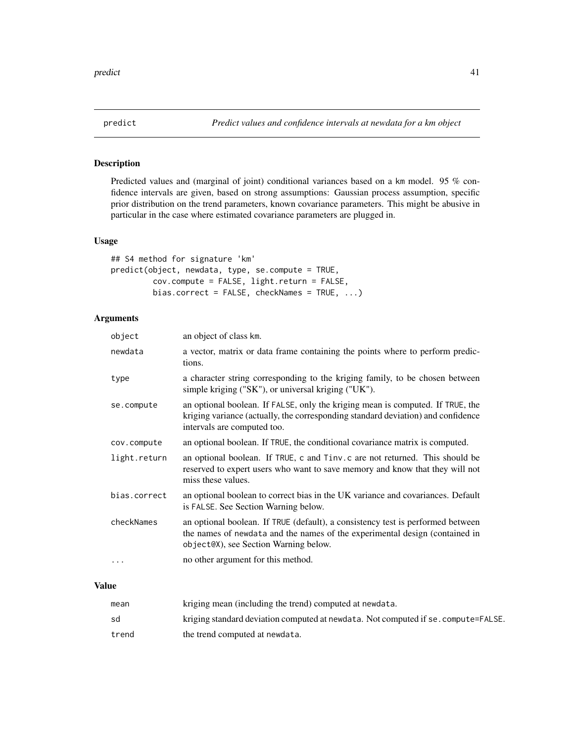# predict — *Predict values and confidence intervals at newdata for a km object*

## Description

Predicted values and (marginal of joint) conditional variances based on a km model. 95 % confidence intervals are given, based on strong assumptions: Gaussian process assumption, specific prior distribution on the trend parameters, known covariance parameters. This might be abusive in particular in the case where estimated covariance parameters are plugged in.

## Usage

```
## S4 method for signature 'km'
predict(object, newdata, type, se.compute = TRUE,
         cov.compute = FALSE, light.return = FALSE,
         bias.correct = FALSE, checkNames = TRUE, ...)
```

## Arguments

| | |
|---|---|
| object | an object of class km. |
| newdata | a vector, matrix or data frame containing the points where to perform predictions. |
| type | a character string corresponding to the kriging family, to be chosen between simple kriging ("SK"), or universal kriging ("UK"). |
| se.compute | an optional boolean. If FALSE, only the kriging mean is computed. If TRUE, the kriging variance (actually, the corresponding standard deviation) and confidence intervals are computed too. |
| cov.compute | an optional boolean. If TRUE, the conditional covariance matrix is computed. |
| light.return | an optional boolean. If TRUE, c and Tinv.c are not returned. This should be reserved to expert users who want to save memory and know that they will not miss these values. |
| bias.correct | an optional boolean to correct bias in the UK variance and covariances. Default is FALSE. See Section Warning below. |
| checkNames | an optional boolean. If TRUE (default), a consistency test is performed between the names of newdata and the names of the experimental design (contained in object@X), see Section Warning below. |
| ... | no other argument for this method. |

## Value

| | |
|---|---|
| mean | kriging mean (including the trend) computed at newdata. |
| sd | kriging standard deviation computed at newdata. Not computed if se.compute=FALSE. |
| trend | the trend computed at newdata. |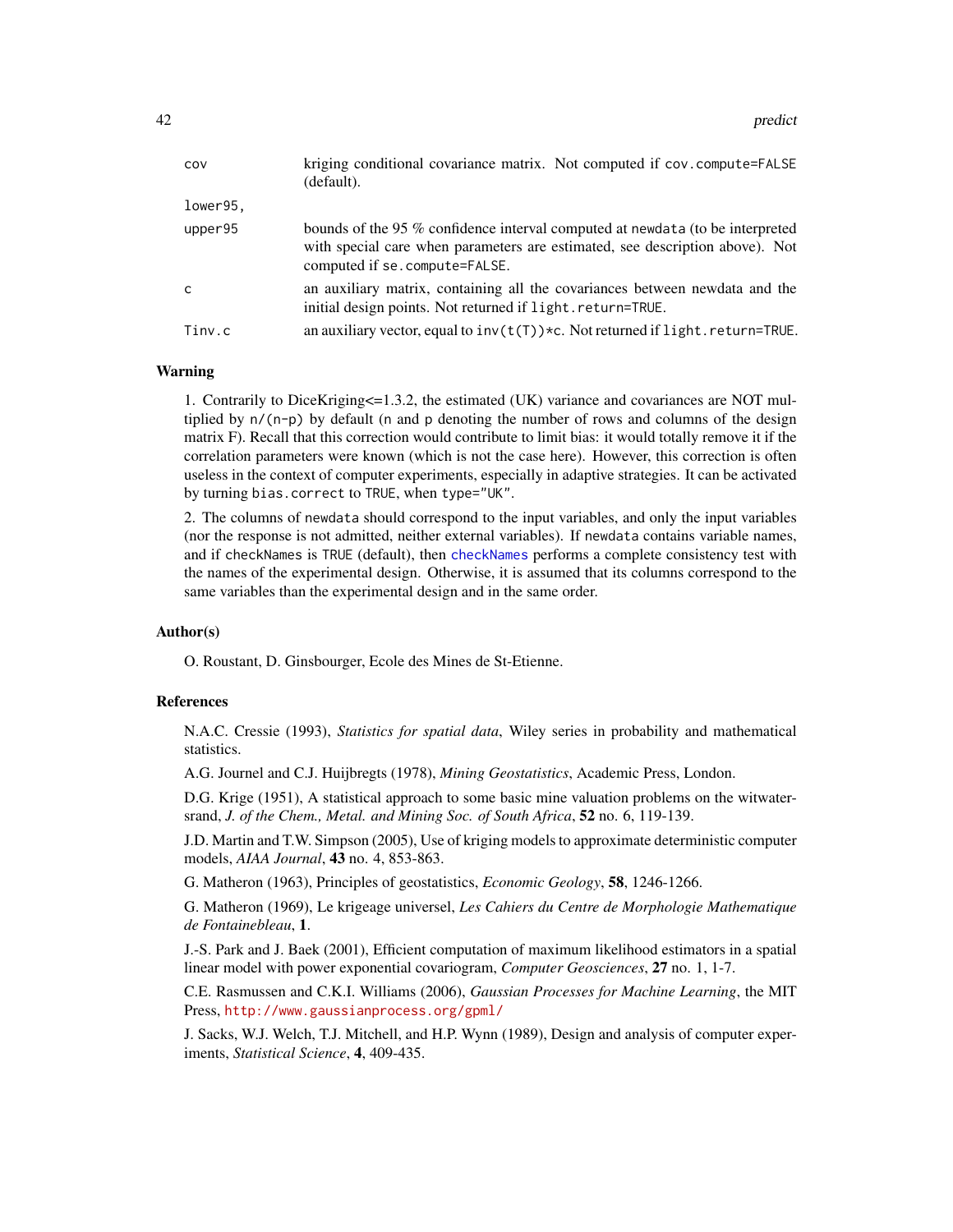| | |
|---|---|
| `cov` | kriging conditional covariance matrix. Not computed if `cov.compute=FALSE` (default). |
| `lower95`, `upper95` | bounds of the 95 % confidence interval computed at `newdata` (to be interpreted with special care when parameters are estimated, see description above). Not computed if `se.compute=FALSE`. |
| `c` | an auxiliary matrix, containing all the covariances between newdata and the initial design points. Not returned if `light.return=TRUE`. |
| `Tinv.c` | an auxiliary vector, equal to `inv(t(T))*c`. Not returned if `light.return=TRUE`. |

### Warning

1. Contrarily to DiceKriging<=1.3.2, the estimated (UK) variance and covariances are NOT multiplied by `n/(n-p)` by default (`n` and `p` denoting the number of rows and columns of the design matrix F). Recall that this correction would contribute to limit bias: it would totally remove it if the correlation parameters were known (which is not the case here). However, this correction is often useless in the context of computer experiments, especially in adaptive strategies. It can be activated by turning `bias.correct` to `TRUE`, when `type="UK"`.

2. The columns of `newdata` should correspond to the input variables, and only the input variables (nor the response is not admitted, neither external variables). If `newdata` contains variable names, and if `checkNames` is `TRUE` (default), then `checkNames` performs a complete consistency test with the names of the experimental design. Otherwise, it is assumed that its columns correspond to the same variables than the experimental design and in the same order.

### Author(s)

O. Roustant, D. Ginsbourger, Ecole des Mines de St-Etienne.

### References

N.A.C. Cressie (1993), *Statistics for spatial data*, Wiley series in probability and mathematical statistics.

A.G. Journel and C.J. Huijbregts (1978), *Mining Geostatistics*, Academic Press, London.

D.G. Krige (1951), A statistical approach to some basic mine valuation problems on the witwatersrand, *J. of the Chem., Metal. and Mining Soc. of South Africa*, **52** no. 6, 119-139.

J.D. Martin and T.W. Simpson (2005), Use of kriging models to approximate deterministic computer models, *AIAA Journal*, **43** no. 4, 853-863.

G. Matheron (1963), Principles of geostatistics, *Economic Geology*, **58**, 1246-1266.

G. Matheron (1969), Le krigeage universel, *Les Cahiers du Centre de Morphologie Mathematique de Fontainebleau*, **1**.

J.-S. Park and J. Baek (2001), Efficient computation of maximum likelihood estimators in a spatial linear model with power exponential covariogram, *Computer Geosciences*, **27** no. 1, 1-7.

C.E. Rasmussen and C.K.I. Williams (2006), *Gaussian Processes for Machine Learning*, the MIT Press, http://www.gaussianprocess.org/gpml/

J. Sacks, W.J. Welch, T.J. Mitchell, and H.P. Wynn (1989), Design and analysis of computer experiments, *Statistical Science*, **4**, 409-435.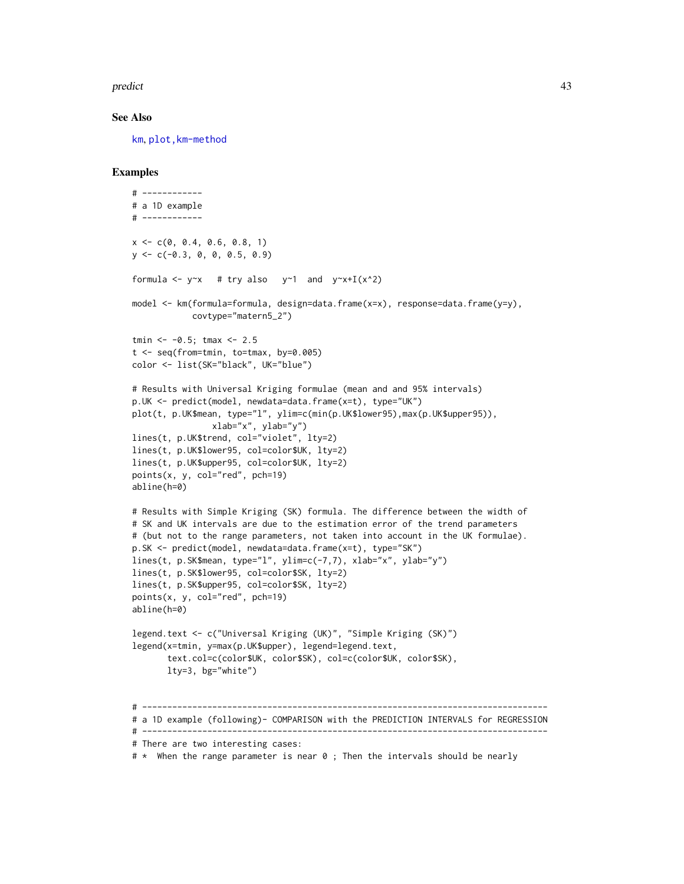## See Also

km, plot,km-method

## Examples

```
# ------------
# a 1D example
# ------------

x <- c(0, 0.4, 0.6, 0.8, 1)
y <- c(-0.3, 0, 0, 0.5, 0.9)

formula <- y~x   # try also   y~1  and  y~x+I(x^2)

model <- km(formula=formula, design=data.frame(x=x), response=data.frame(y=y),
            covtype="matern5_2")

tmin <- -0.5; tmax <- 2.5
t <- seq(from=tmin, to=tmax, by=0.005)
color <- list(SK="black", UK="blue")

# Results with Universal Kriging formulae (mean and and 95% intervals)
p.UK <- predict(model, newdata=data.frame(x=t), type="UK")
plot(t, p.UK$mean, type="l", ylim=c(min(p.UK$lower95),max(p.UK$upper95)),
                xlab="x", ylab="y")
lines(t, p.UK$trend, col="violet", lty=2)
lines(t, p.UK$lower95, col=color$UK, lty=2)
lines(t, p.UK$upper95, col=color$UK, lty=2)
points(x, y, col="red", pch=19)
abline(h=0)

# Results with Simple Kriging (SK) formula. The difference between the width of
# SK and UK intervals are due to the estimation error of the trend parameters
# (but not to the range parameters, not taken into account in the UK formulae).
p.SK <- predict(model, newdata=data.frame(x=t), type="SK")
lines(t, p.SK$mean, type="l", ylim=c(-7,7), xlab="x", ylab="y")
lines(t, p.SK$lower95, col=color$SK, lty=2)
lines(t, p.SK$upper95, col=color$SK, lty=2)
points(x, y, col="red", pch=19)
abline(h=0)

legend.text <- c("Universal Kriging (UK)", "Simple Kriging (SK)")
legend(x=tmin, y=max(p.UK$upper), legend=legend.text,
       text.col=c(color$UK, color$SK), col=c(color$UK, color$SK),
       lty=3, bg="white")


# ---------------------------------------------------------------------------------
# a 1D example (following)- COMPARISON with the PREDICTION INTERVALS for REGRESSION
# ---------------------------------------------------------------------------------
# There are two interesting cases:
# *  When the range parameter is near 0 ; Then the intervals should be nearly
```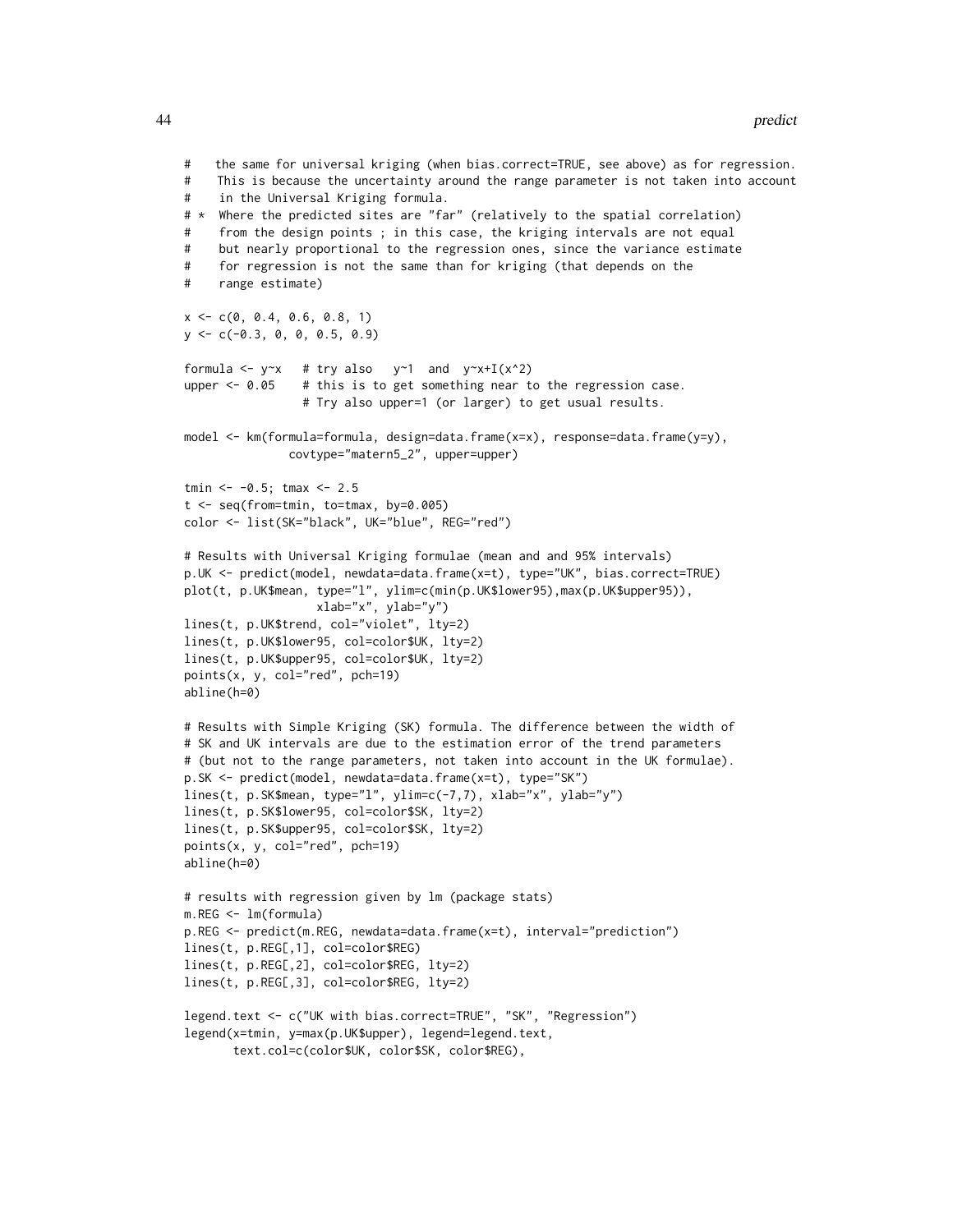```
#    the same for universal kriging (when bias.correct=TRUE, see above) as for regression.
#    This is because the uncertainty around the range parameter is not taken into account
#    in the Universal Kriging formula.
# *  Where the predicted sites are "far" (relatively to the spatial correlation)
#    from the design points ; in this case, the kriging intervals are not equal
#    but nearly proportional to the regression ones, since the variance estimate
#    for regression is not the same than for kriging (that depends on the
#    range estimate)

x <- c(0, 0.4, 0.6, 0.8, 1)
y <- c(-0.3, 0, 0, 0.5, 0.9)

formula <- y~x   # try also   y~1  and  y~x+I(x^2)
upper <- 0.05    # this is to get something near to the regression case.
                 # Try also upper=1 (or larger) to get usual results.

model <- km(formula=formula, design=data.frame(x=x), response=data.frame(y=y),
              covtype="matern5_2", upper=upper)

tmin <- -0.5; tmax <- 2.5
t <- seq(from=tmin, to=tmax, by=0.005)
color <- list(SK="black", UK="blue", REG="red")

# Results with Universal Kriging formulae (mean and and 95% intervals)
p.UK <- predict(model, newdata=data.frame(x=t), type="UK", bias.correct=TRUE)
plot(t, p.UK$mean, type="l", ylim=c(min(p.UK$lower95),max(p.UK$upper95)),
                  xlab="x", ylab="y")
lines(t, p.UK$trend, col="violet", lty=2)
lines(t, p.UK$lower95, col=color$UK, lty=2)
lines(t, p.UK$upper95, col=color$UK, lty=2)
points(x, y, col="red", pch=19)
abline(h=0)

# Results with Simple Kriging (SK) formula. The difference between the width of
# SK and UK intervals are due to the estimation error of the trend parameters
# (but not to the range parameters, not taken into account in the UK formulae).
p.SK <- predict(model, newdata=data.frame(x=t), type="SK")
lines(t, p.SK$mean, type="l", ylim=c(-7,7), xlab="x", ylab="y")
lines(t, p.SK$lower95, col=color$SK, lty=2)
lines(t, p.SK$upper95, col=color$SK, lty=2)
points(x, y, col="red", pch=19)
abline(h=0)

# results with regression given by lm (package stats)
m.REG <- lm(formula)
p.REG <- predict(m.REG, newdata=data.frame(x=t), interval="prediction")
lines(t, p.REG[,1], col=color$REG)
lines(t, p.REG[,2], col=color$REG, lty=2)
lines(t, p.REG[,3], col=color$REG, lty=2)

legend.text <- c("UK with bias.correct=TRUE", "SK", "Regression")
legend(x=tmin, y=max(p.UK$upper), legend=legend.text,
       text.col=c(color$UK, color$SK, color$REG),
```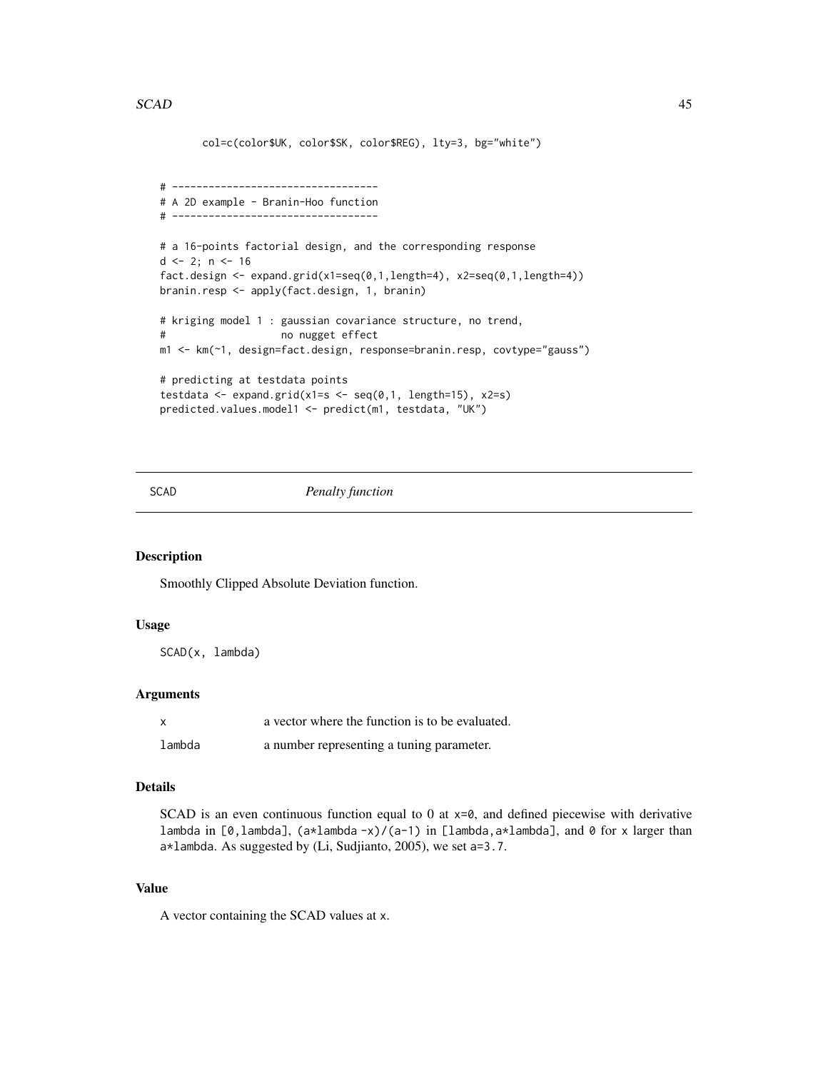```
        col=c(color$UK, color$SK, color$REG), lty=3, bg="white")


# ----------------------------------
# A 2D example - Branin-Hoo function
# ----------------------------------

# a 16-points factorial design, and the corresponding response
d <- 2; n <- 16
fact.design <- expand.grid(x1=seq(0,1,length=4), x2=seq(0,1,length=4))
branin.resp <- apply(fact.design, 1, branin)

# kriging model 1 : gaussian covariance structure, no trend,
#                   no nugget effect
m1 <- km(~1, design=fact.design, response=branin.resp, covtype="gauss")

# predicting at testdata points
testdata <- expand.grid(x1=s <- seq(0,1, length=15), x2=s)
predicted.values.model1 <- predict(m1, testdata, "UK")
```

---

## SCAD *Penalty function*

### Description

Smoothly Clipped Absolute Deviation function.

### Usage

```
SCAD(x, lambda)
```

### Arguments

| | |
|---|---|
| x | a vector where the function is to be evaluated. |
| lambda | a number representing a tuning parameter. |

### Details

SCAD is an even continuous function equal to 0 at `x=0`, and defined piecewise with derivative `lambda` in `[0,lambda]`, `(a*lambda -x)/(a-1)` in `[lambda,a*lambda]`, and `0` for `x` larger than `a*lambda`. As suggested by (Li, Sudjianto, 2005), we set `a=3.7`.

### Value

A vector containing the SCAD values at `x`.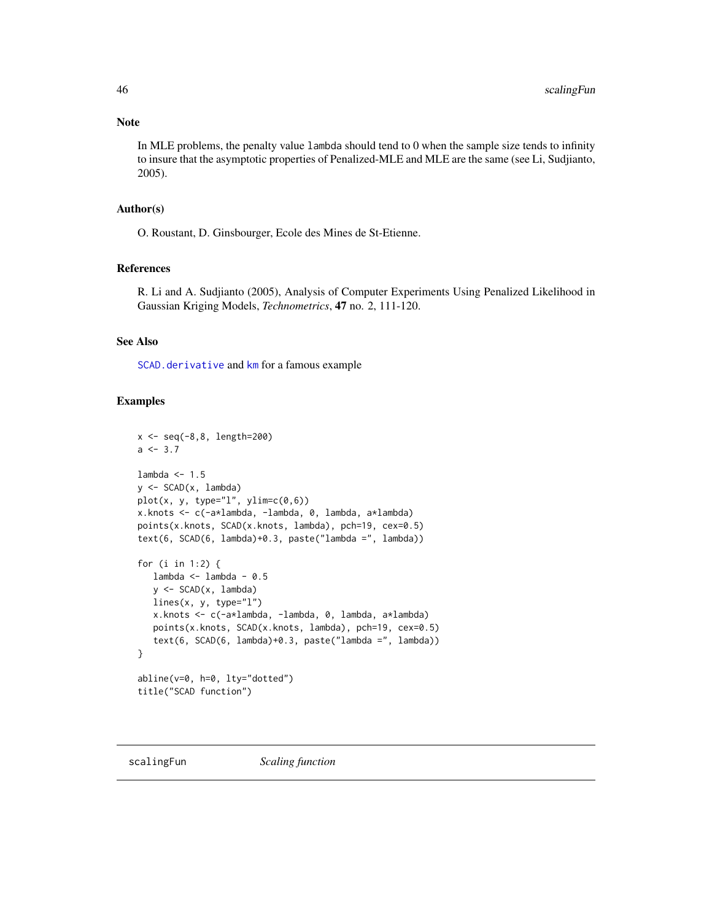## Note

In MLE problems, the penalty value `lambda` should tend to 0 when the sample size tends to infinity to insure that the asymptotic properties of Penalized-MLE and MLE are the same (see Li, Sudjianto, 2005).

## Author(s)

O. Roustant, D. Ginsbourger, Ecole des Mines de St-Etienne.

## References

R. Li and A. Sudjianto (2005), Analysis of Computer Experiments Using Penalized Likelihood in Gaussian Kriging Models, *Technometrics*, **47** no. 2, 111-120.

## See Also

`SCAD.derivative` and `km` for a famous example

## Examples

```
x <- seq(-8,8, length=200)
a <- 3.7

lambda <- 1.5
y <- SCAD(x, lambda)
plot(x, y, type="l", ylim=c(0,6))
x.knots <- c(-a*lambda, -lambda, 0, lambda, a*lambda)
points(x.knots, SCAD(x.knots, lambda), pch=19, cex=0.5)
text(6, SCAD(6, lambda)+0.3, paste("lambda =", lambda))

for (i in 1:2) {
   lambda <- lambda - 0.5
   y <- SCAD(x, lambda)
   lines(x, y, type="l")
   x.knots <- c(-a*lambda, -lambda, 0, lambda, a*lambda)
   points(x.knots, SCAD(x.knots, lambda), pch=19, cex=0.5)
   text(6, SCAD(6, lambda)+0.3, paste("lambda =", lambda))
}

abline(v=0, h=0, lty="dotted")
title("SCAD function")
```

---

# scalingFun *Scaling function*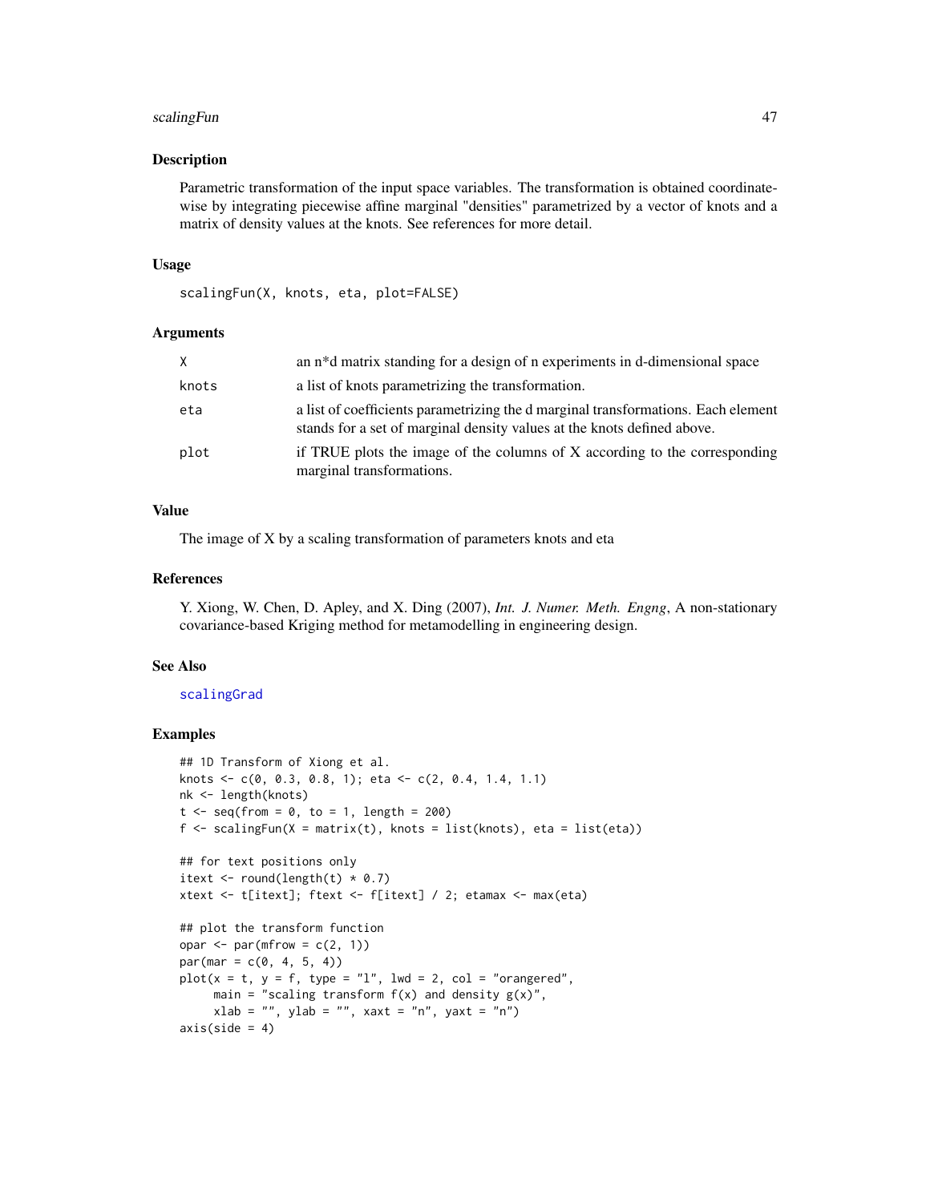## Description

Parametric transformation of the input space variables. The transformation is obtained coordinatewise by integrating piecewise affine marginal "densities" parametrized by a vector of knots and a matrix of density values at the knots. See references for more detail.

## Usage

```
scalingFun(X, knots, eta, plot=FALSE)
```

## Arguments

| | |
|---|---|
| X | an n*d matrix standing for a design of n experiments in d-dimensional space |
| knots | a list of knots parametrizing the transformation. |
| eta | a list of coefficients parametrizing the d marginal transformations. Each element stands for a set of marginal density values at the knots defined above. |
| plot | if TRUE plots the image of the columns of X according to the corresponding marginal transformations. |

## Value

The image of X by a scaling transformation of parameters knots and eta

## References

Y. Xiong, W. Chen, D. Apley, and X. Ding (2007), *Int. J. Numer. Meth. Engng*, A non-stationary covariance-based Kriging method for metamodelling in engineering design.

## See Also

scalingGrad

## Examples

```
## 1D Transform of Xiong et al.
knots <- c(0, 0.3, 0.8, 1); eta <- c(2, 0.4, 1.4, 1.1)
nk <- length(knots)
t <- seq(from = 0, to = 1, length = 200)
f <- scalingFun(X = matrix(t), knots = list(knots), eta = list(eta))

## for text positions only
itext <- round(length(t) * 0.7)
xtext <- t[itext]; ftext <- f[itext] / 2; etamax <- max(eta)

## plot the transform function
opar <- par(mfrow = c(2, 1))
par(mar = c(0, 4, 5, 4))
plot(x = t, y = f, type = "l", lwd = 2, col = "orangered",
     main = "scaling transform f(x) and density g(x)",
     xlab = "", ylab = "", xaxt = "n", yaxt = "n")
axis(side = 4)
```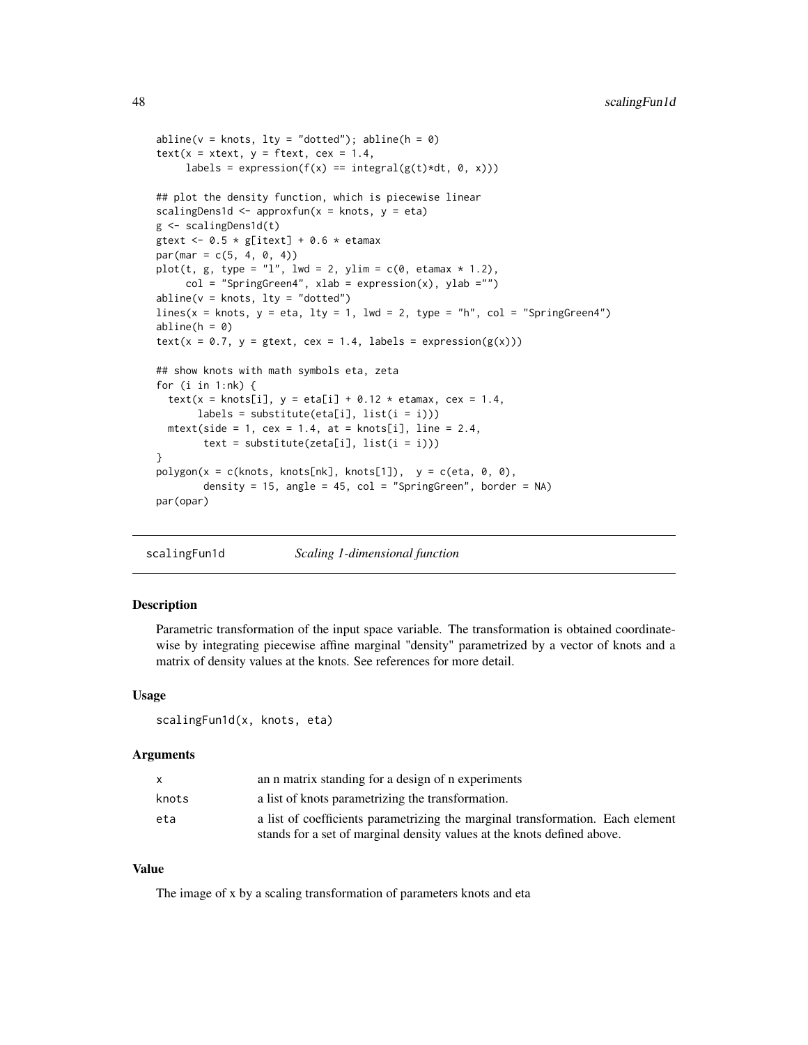```
abline(v = knots, lty = "dotted"); abline(h = 0)
text(x = xtext, y = ftext, cex = 1.4,
     labels = expression(f(x) == integral(g(t)*dt, 0, x)))

## plot the density function, which is piecewise linear
scalingDens1d <- approxfun(x = knots, y = eta)
g <- scalingDens1d(t)
gtext <- 0.5 * g[itext] + 0.6 * etamax
par(mar = c(5, 4, 0, 4))
plot(t, g, type = "l", lwd = 2, ylim = c(0, etamax * 1.2),
     col = "SpringGreen4", xlab = expression(x), ylab ="")
abline(v = knots, lty = "dotted")
lines(x = knots, y = eta, lty = 1, lwd = 2, type = "h", col = "SpringGreen4")
abline(h = 0)
text(x = 0.7, y = gtext, cex = 1.4, labels = expression(g(x)))

## show knots with math symbols eta, zeta
for (i in 1:nk) {
  text(x = knots[i], y = eta[i] + 0.12 * etamax, cex = 1.4,
       labels = substitute(eta[i], list(i = i)))
  mtext(side = 1, cex = 1.4, at = knots[i], line = 2.4,
        text = substitute(zeta[i], list(i = i)))
}
polygon(x = c(knots, knots[nk], knots[1]),  y = c(eta, 0, 0),
        density = 15, angle = 45, col = "SpringGreen", border = NA)
par(opar)
```

---

## scalingFun1d *Scaling 1-dimensional function*

### Description

Parametric transformation of the input space variable. The transformation is obtained coordinatewise by integrating piecewise affine marginal "density" parametrized by a vector of knots and a matrix of density values at the knots. See references for more detail.

### Usage

```
scalingFun1d(x, knots, eta)
```

### Arguments

| | |
|---|---|
| x | an n matrix standing for a design of n experiments |
| knots | a list of knots parametrizing the transformation. |
| eta | a list of coefficients parametrizing the marginal transformation. Each element stands for a set of marginal density values at the knots defined above. |

### Value

The image of x by a scaling transformation of parameters knots and eta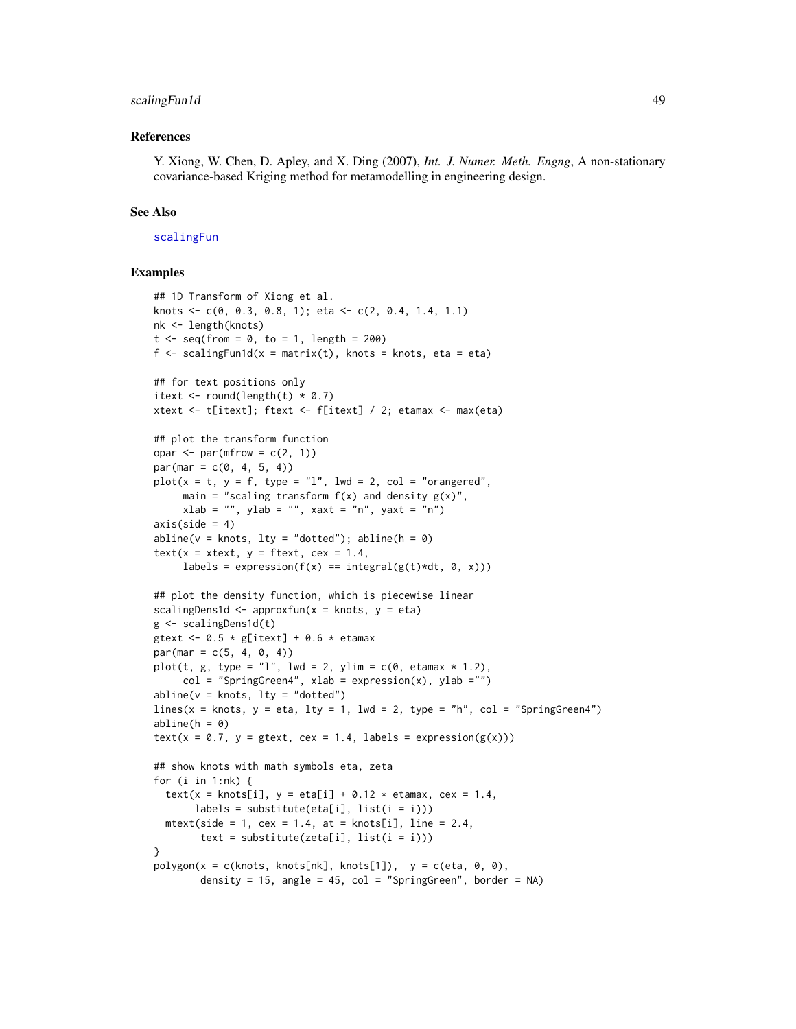## References

Y. Xiong, W. Chen, D. Apley, and X. Ding (2007), *Int. J. Numer. Meth. Engng*, A non-stationary covariance-based Kriging method for metamodelling in engineering design.

## See Also

scalingFun

## Examples

```
## 1D Transform of Xiong et al.
knots <- c(0, 0.3, 0.8, 1); eta <- c(2, 0.4, 1.4, 1.1)
nk <- length(knots)
t <- seq(from = 0, to = 1, length = 200)
f <- scalingFun1d(x = matrix(t), knots = knots, eta = eta)

## for text positions only
itext <- round(length(t) * 0.7)
xtext <- t[itext]; ftext <- f[itext] / 2; etamax <- max(eta)

## plot the transform function
opar <- par(mfrow = c(2, 1))
par(mar = c(0, 4, 5, 4))
plot(x = t, y = f, type = "l", lwd = 2, col = "orangered",
     main = "scaling transform f(x) and density g(x)",
     xlab = "", ylab = "", xaxt = "n", yaxt = "n")
axis(side = 4)
abline(v = knots, lty = "dotted"); abline(h = 0)
text(x = xtext, y = ftext, cex = 1.4,
     labels = expression(f(x) == integral(g(t)*dt, 0, x)))

## plot the density function, which is piecewise linear
scalingDens1d <- approxfun(x = knots, y = eta)
g <- scalingDens1d(t)
gtext <- 0.5 * g[itext] + 0.6 * etamax
par(mar = c(5, 4, 0, 4))
plot(t, g, type = "l", lwd = 2, ylim = c(0, etamax * 1.2),
     col = "SpringGreen4", xlab = expression(x), ylab ="")
abline(v = knots, lty = "dotted")
lines(x = knots, y = eta, lty = 1, lwd = 2, type = "h", col = "SpringGreen4")
abline(h = 0)
text(x = 0.7, y = gtext, cex = 1.4, labels = expression(g(x)))

## show knots with math symbols eta, zeta
for (i in 1:nk) {
  text(x = knots[i], y = eta[i] + 0.12 * etamax, cex = 1.4,
       labels = substitute(eta[i], list(i = i)))
  mtext(side = 1, cex = 1.4, at = knots[i], line = 2.4,
        text = substitute(zeta[i], list(i = i)))
}
polygon(x = c(knots, knots[nk], knots[1]),  y = c(eta, 0, 0),
        density = 15, angle = 45, col = "SpringGreen", border = NA)
```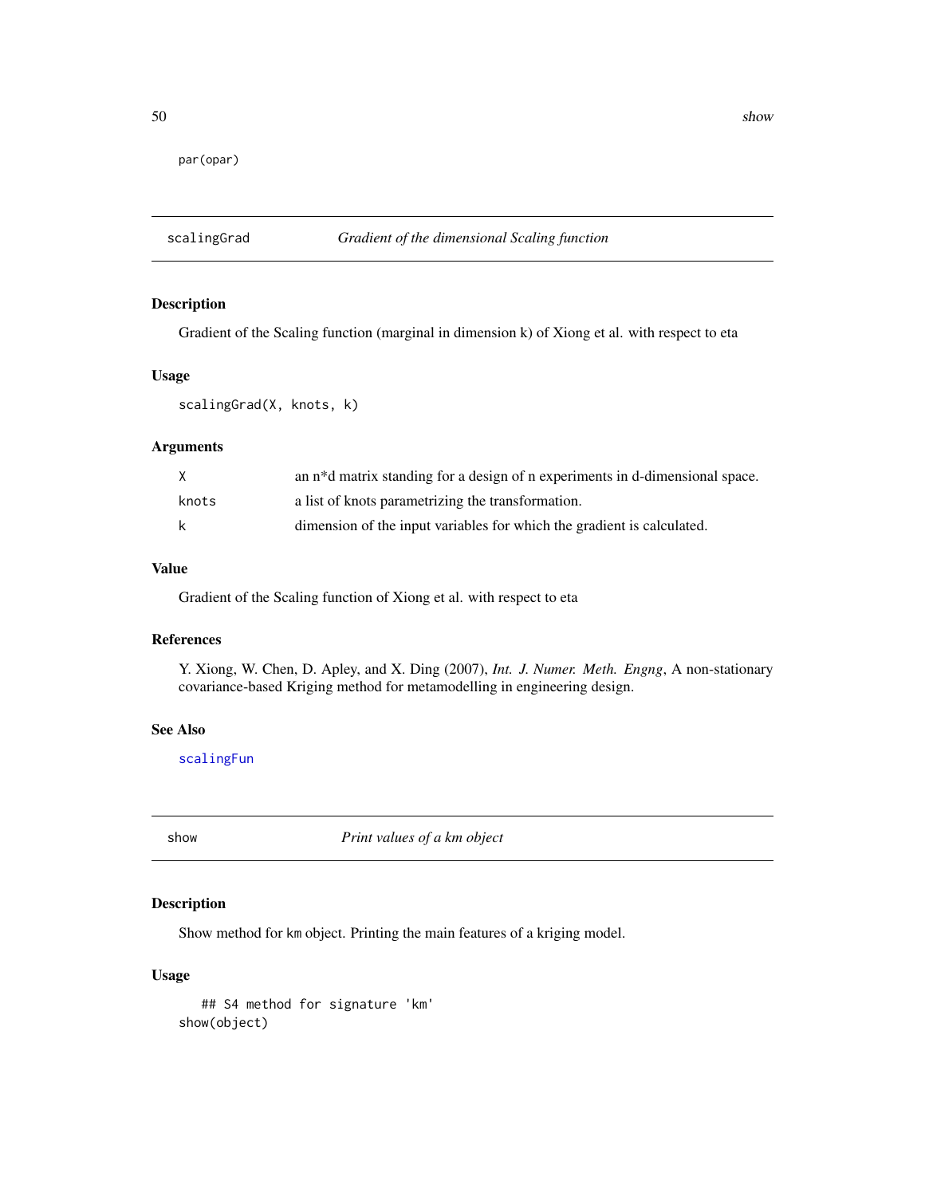```
par(opar)
```

## scalingGrad — *Gradient of the dimensional Scaling function*

### Description

Gradient of the Scaling function (marginal in dimension k) of Xiong et al. with respect to eta

### Usage

```
scalingGrad(X, knots, k)
```

### Arguments

| | |
|---|---|
| X | an n*d matrix standing for a design of n experiments in d-dimensional space. |
| knots | a list of knots parametrizing the transformation. |
| k | dimension of the input variables for which the gradient is calculated. |

### Value

Gradient of the Scaling function of Xiong et al. with respect to eta

### References

Y. Xiong, W. Chen, D. Apley, and X. Ding (2007), *Int. J. Numer. Meth. Engng*, A non-stationary covariance-based Kriging method for metamodelling in engineering design.

### See Also

scalingFun

## show — *Print values of a km object*

### Description

Show method for km object. Printing the main features of a kriging model.

### Usage

```
    ## S4 method for signature 'km'
show(object)
```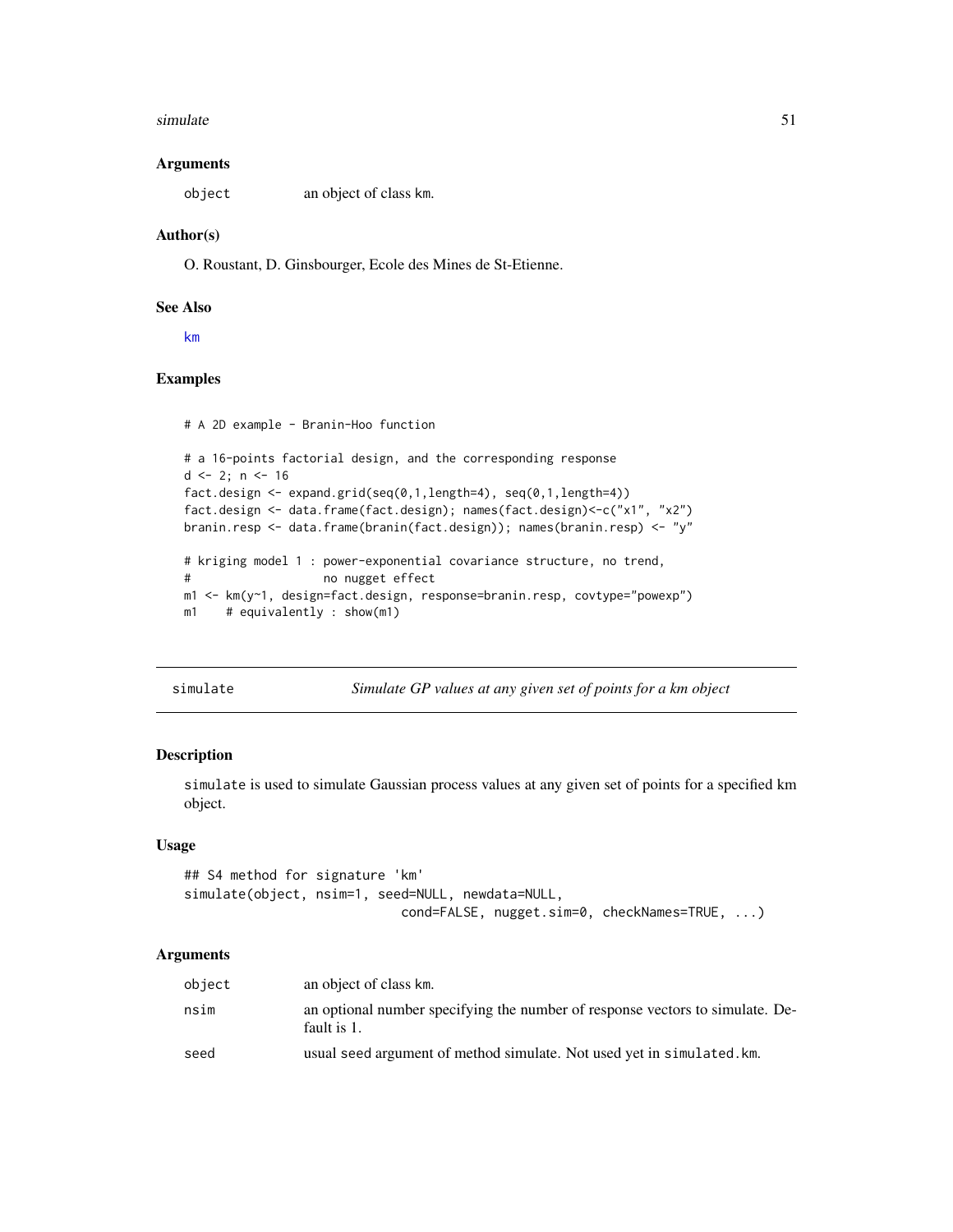### Arguments

| | |
|---|---|
| object | an object of class km. |

### Author(s)

O. Roustant, D. Ginsbourger, Ecole des Mines de St-Etienne.

### See Also

km

### Examples

```
# A 2D example - Branin-Hoo function

# a 16-points factorial design, and the corresponding response
d <- 2; n <- 16
fact.design <- expand.grid(seq(0,1,length=4), seq(0,1,length=4))
fact.design <- data.frame(fact.design); names(fact.design)<-c("x1", "x2")
branin.resp <- data.frame(branin(fact.design)); names(branin.resp) <- "y"

# kriging model 1 : power-exponential covariance structure, no trend,
#                   no nugget effect
m1 <- km(y~1, design=fact.design, response=branin.resp, covtype="powexp")
m1    # equivalently : show(m1)
```

---

## simulate — *Simulate GP values at any given set of points for a km object*

### Description

simulate is used to simulate Gaussian process values at any given set of points for a specified km object.

### Usage

```
## S4 method for signature 'km'
simulate(object, nsim=1, seed=NULL, newdata=NULL,
                          cond=FALSE, nugget.sim=0, checkNames=TRUE, ...)
```

### Arguments

| | |
|---|---|
| object | an object of class km. |
| nsim | an optional number specifying the number of response vectors to simulate. Default is 1. |
| seed | usual seed argument of method simulate. Not used yet in simulated.km. |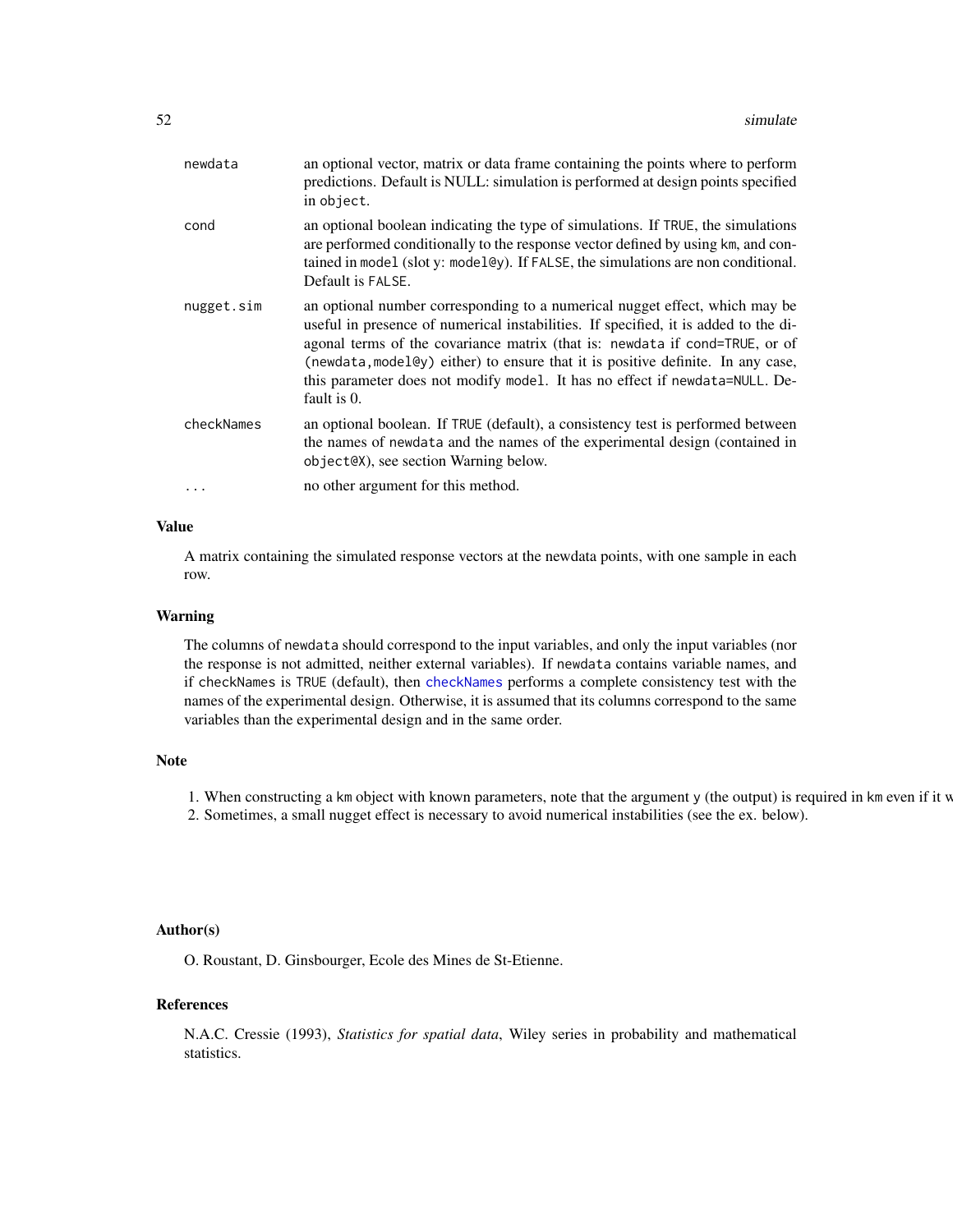| | |
|---|---|
| `newdata` | an optional vector, matrix or data frame containing the points where to perform predictions. Default is NULL: simulation is performed at design points specified in `object`. |
| `cond` | an optional boolean indicating the type of simulations. If `TRUE`, the simulations are performed conditionally to the response vector defined by using `km`, and contained in `model` (slot y: `model@y`). If `FALSE`, the simulations are non conditional. Default is `FALSE`. |
| `nugget.sim` | an optional number corresponding to a numerical nugget effect, which may be useful in presence of numerical instabilities. If specified, it is added to the diagonal terms of the covariance matrix (that is: `newdata` if `cond=TRUE`, or of `(newdata,model@y)` either) to ensure that it is positive definite. In any case, this parameter does not modify `model`. It has no effect if `newdata=NULL`. Default is 0. |
| `checkNames` | an optional boolean. If `TRUE` (default), a consistency test is performed between the names of `newdata` and the names of the experimental design (contained in `object@X`), see section Warning below. |
| `...` | no other argument for this method. |

## Value

A matrix containing the simulated response vectors at the newdata points, with one sample in each row.

## Warning

The columns of `newdata` should correspond to the input variables, and only the input variables (nor the response is not admitted, neither external variables). If `newdata` contains variable names, and if `checkNames` is `TRUE` (default), then `checkNames` performs a complete consistency test with the names of the experimental design. Otherwise, it is assumed that its columns correspond to the same variables than the experimental design and in the same order.

## Note

1. When constructing a `km` object with known parameters, note that the argument `y` (the output) is required in `km` even if it w
2. Sometimes, a small nugget effect is necessary to avoid numerical instabilities (see the ex. below).

## Author(s)

O. Roustant, D. Ginsbourger, Ecole des Mines de St-Etienne.

## References

N.A.C. Cressie (1993), *Statistics for spatial data*, Wiley series in probability and mathematical statistics.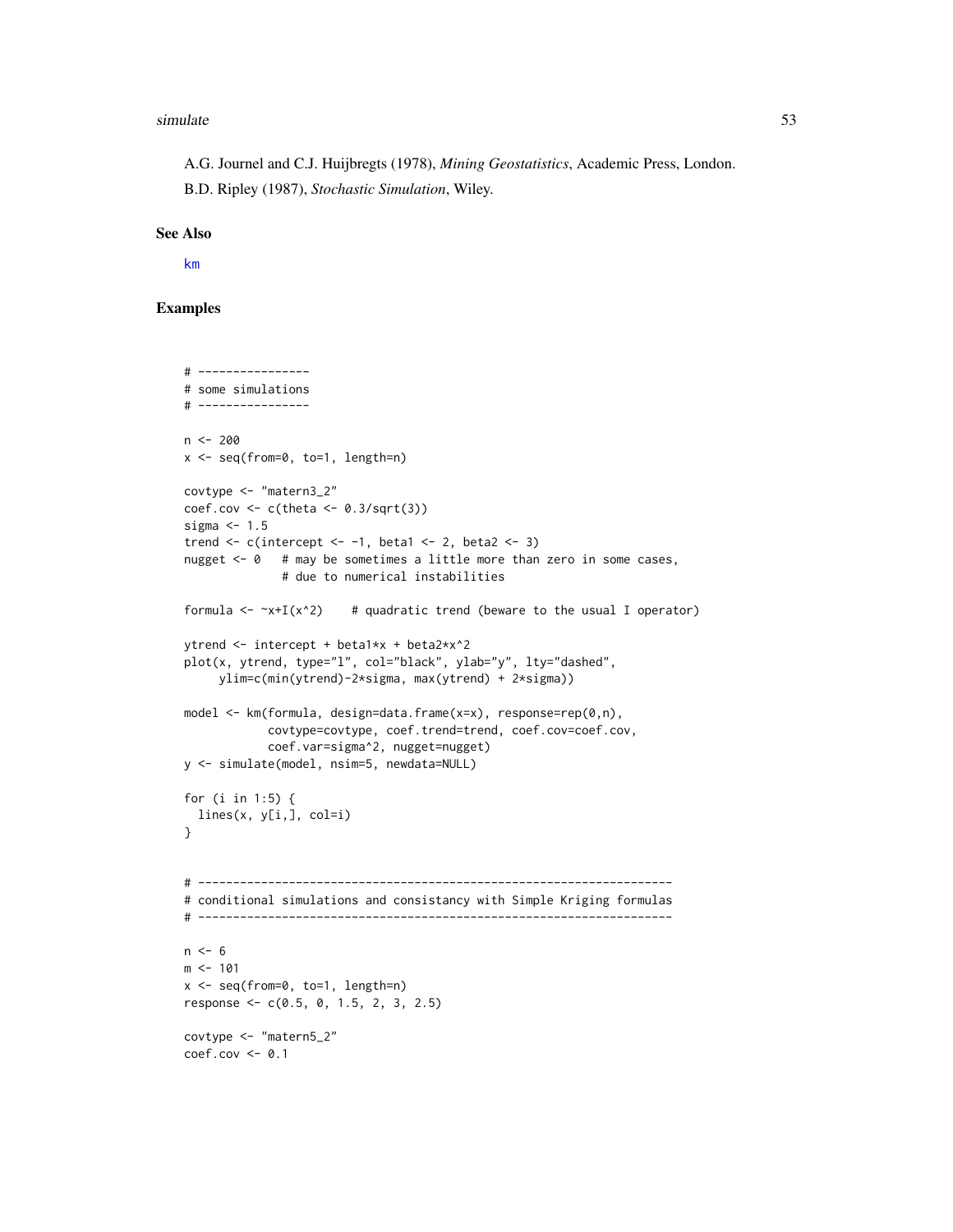A.G. Journel and C.J. Huijbregts (1978), *Mining Geostatistics*, Academic Press, London.

B.D. Ripley (1987), *Stochastic Simulation*, Wiley.

## See Also

km

## Examples

```
# ----------------
# some simulations
# ----------------

n <- 200
x <- seq(from=0, to=1, length=n)

covtype <- "matern3_2"
coef.cov <- c(theta <- 0.3/sqrt(3))
sigma <- 1.5
trend <- c(intercept <- -1, beta1 <- 2, beta2 <- 3)
nugget <- 0   # may be sometimes a little more than zero in some cases,
              # due to numerical instabilities

formula <- ~x+I(x^2)    # quadratic trend (beware to the usual I operator)

ytrend <- intercept + beta1*x + beta2*x^2
plot(x, ytrend, type="l", col="black", ylab="y", lty="dashed",
     ylim=c(min(ytrend)-2*sigma, max(ytrend) + 2*sigma))

model <- km(formula, design=data.frame(x=x), response=rep(0,n),
            covtype=covtype, coef.trend=trend, coef.cov=coef.cov,
            coef.var=sigma^2, nugget=nugget)
y <- simulate(model, nsim=5, newdata=NULL)

for (i in 1:5) {
  lines(x, y[i,], col=i)
}


# --------------------------------------------------------------------
# conditional simulations and consistancy with Simple Kriging formulas
# --------------------------------------------------------------------

n <- 6
m <- 101
x <- seq(from=0, to=1, length=n)
response <- c(0.5, 0, 1.5, 2, 3, 2.5)

covtype <- "matern5_2"
coef.cov <- 0.1
```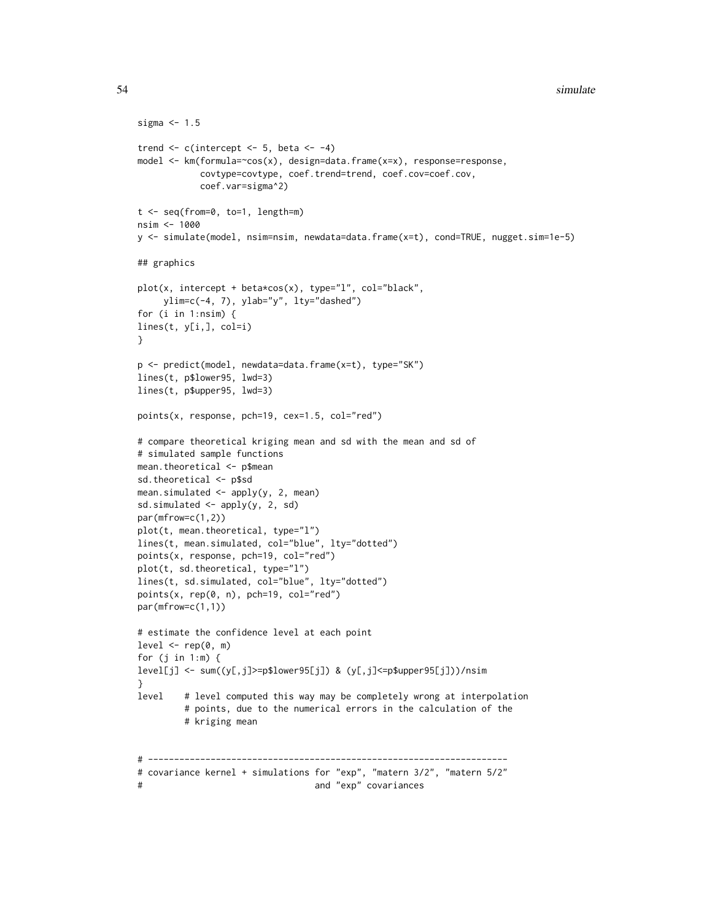```
sigma <- 1.5

trend <- c(intercept <- 5, beta <- -4)
model <- km(formula=~cos(x), design=data.frame(x=x), response=response,
            covtype=covtype, coef.trend=trend, coef.cov=coef.cov,
            coef.var=sigma^2)

t <- seq(from=0, to=1, length=m)
nsim <- 1000
y <- simulate(model, nsim=nsim, newdata=data.frame(x=t), cond=TRUE, nugget.sim=1e-5)

## graphics

plot(x, intercept + beta*cos(x), type="l", col="black",
     ylim=c(-4, 7), ylab="y", lty="dashed")
for (i in 1:nsim) {
lines(t, y[i,], col=i)
}

p <- predict(model, newdata=data.frame(x=t), type="SK")
lines(t, p$lower95, lwd=3)
lines(t, p$upper95, lwd=3)

points(x, response, pch=19, cex=1.5, col="red")

# compare theoretical kriging mean and sd with the mean and sd of
# simulated sample functions
mean.theoretical <- p$mean
sd.theoretical <- p$sd
mean.simulated <- apply(y, 2, mean)
sd.simulated <- apply(y, 2, sd)
par(mfrow=c(1,2))
plot(t, mean.theoretical, type="l")
lines(t, mean.simulated, col="blue", lty="dotted")
points(x, response, pch=19, col="red")
plot(t, sd.theoretical, type="l")
lines(t, sd.simulated, col="blue", lty="dotted")
points(x, rep(0, n), pch=19, col="red")
par(mfrow=c(1,1))

# estimate the confidence level at each point
level <- rep(0, m)
for (j in 1:m) {
level[j] <- sum((y[,j]>=p$lower95[j]) & (y[,j]<=p$upper95[j]))/nsim
}
level    # level computed this way may be completely wrong at interpolation
         # points, due to the numerical errors in the calculation of the
         # kriging mean


# ---------------------------------------------------------------------
# covariance kernel + simulations for "exp", "matern 3/2", "matern 5/2"
#                                  and "exp" covariances
```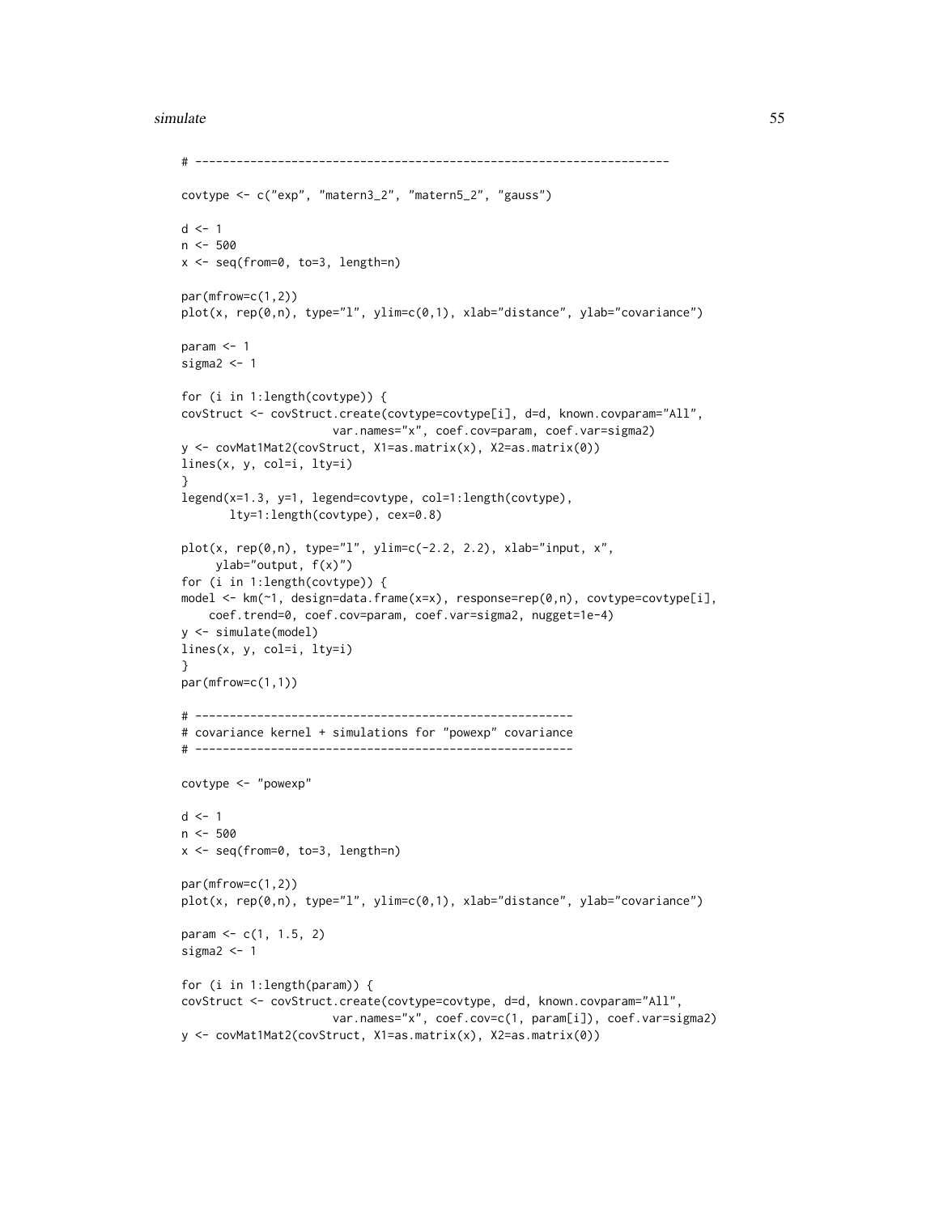```
# ----------------------------------------------------------------------

covtype <- c("exp", "matern3_2", "matern5_2", "gauss")

d <- 1
n <- 500
x <- seq(from=0, to=3, length=n)

par(mfrow=c(1,2))
plot(x, rep(0,n), type="l", ylim=c(0,1), xlab="distance", ylab="covariance")

param <- 1
sigma2 <- 1

for (i in 1:length(covtype)) {
covStruct <- covStruct.create(covtype=covtype[i], d=d, known.covparam="All",
                      var.names="x", coef.cov=param, coef.var=sigma2)
y <- covMat1Mat2(covStruct, X1=as.matrix(x), X2=as.matrix(0))
lines(x, y, col=i, lty=i)
}
legend(x=1.3, y=1, legend=covtype, col=1:length(covtype),
       lty=1:length(covtype), cex=0.8)

plot(x, rep(0,n), type="l", ylim=c(-2.2, 2.2), xlab="input, x",
     ylab="output, f(x)")
for (i in 1:length(covtype)) {
model <- km(~1, design=data.frame(x=x), response=rep(0,n), covtype=covtype[i],
    coef.trend=0, coef.cov=param, coef.var=sigma2, nugget=1e-4)
y <- simulate(model)
lines(x, y, col=i, lty=i)
}
par(mfrow=c(1,1))

# -------------------------------------------------------
# covariance kernel + simulations for "powexp" covariance
# -------------------------------------------------------

covtype <- "powexp"

d <- 1
n <- 500
x <- seq(from=0, to=3, length=n)

par(mfrow=c(1,2))
plot(x, rep(0,n), type="l", ylim=c(0,1), xlab="distance", ylab="covariance")

param <- c(1, 1.5, 2)
sigma2 <- 1

for (i in 1:length(param)) {
covStruct <- covStruct.create(covtype=covtype, d=d, known.covparam="All",
                      var.names="x", coef.cov=c(1, param[i]), coef.var=sigma2)
y <- covMat1Mat2(covStruct, X1=as.matrix(x), X2=as.matrix(0))
```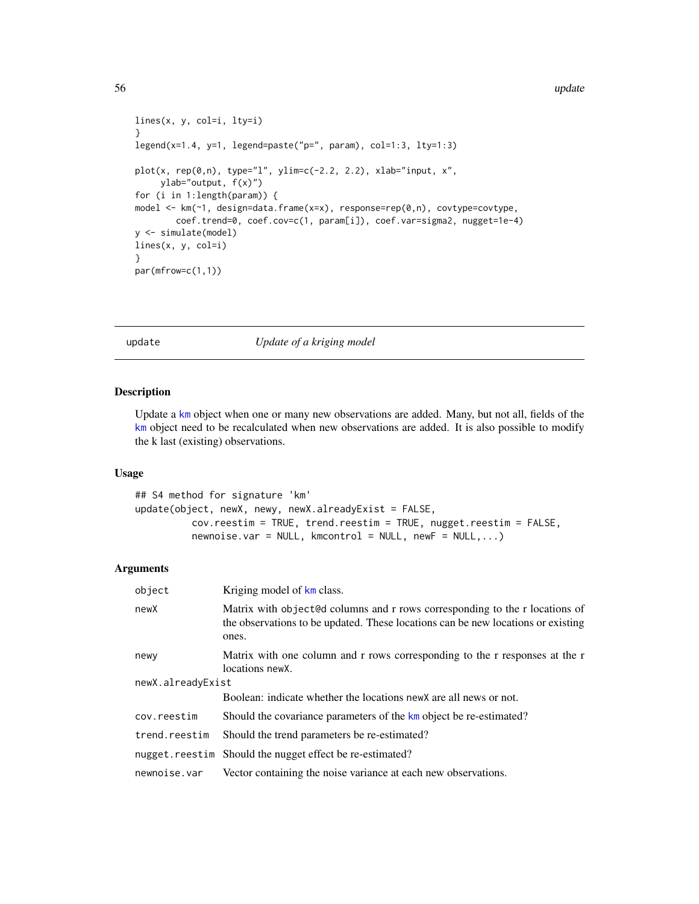```
lines(x, y, col=i, lty=i)
}
legend(x=1.4, y=1, legend=paste("p=", param), col=1:3, lty=1:3)

plot(x, rep(0,n), type="l", ylim=c(-2.2, 2.2), xlab="input, x",
     ylab="output, f(x)")
for (i in 1:length(param)) {
model <- km(~1, design=data.frame(x=x), response=rep(0,n), covtype=covtype,
       coef.trend=0, coef.cov=c(1, param[i]), coef.var=sigma2, nugget=1e-4)
y <- simulate(model)
lines(x, y, col=i)
}
par(mfrow=c(1,1))
```

## update — *Update of a kriging model*

### Description

Update a km object when one or many new observations are added. Many, but not all, fields of the km object need to be recalculated when new observations are added. It is also possible to modify the k last (existing) observations.

### Usage

```
## S4 method for signature 'km'
update(object, newX, newy, newX.alreadyExist = FALSE,
          cov.reestim = TRUE, trend.reestim = TRUE, nugget.reestim = FALSE,
          newnoise.var = NULL, kmcontrol = NULL, newF = NULL,...)
```

### Arguments

| | |
|---|---|
| `object` | Kriging model of km class. |
| `newX` | Matrix with `object@d` columns and r rows corresponding to the r locations of the observations to be updated. These locations can be new locations or existing ones. |
| `newy` | Matrix with one column and r rows corresponding to the r responses at the r locations `newX`. |
| `newX.alreadyExist` | Boolean: indicate whether the locations `newX` are all news or not. |
| `cov.reestim` | Should the covariance parameters of the km object be re-estimated? |
| `trend.reestim` | Should the trend parameters be re-estimated? |
| `nugget.reestim` | Should the nugget effect be re-estimated? |
| `newnoise.var` | Vector containing the noise variance at each new observations. |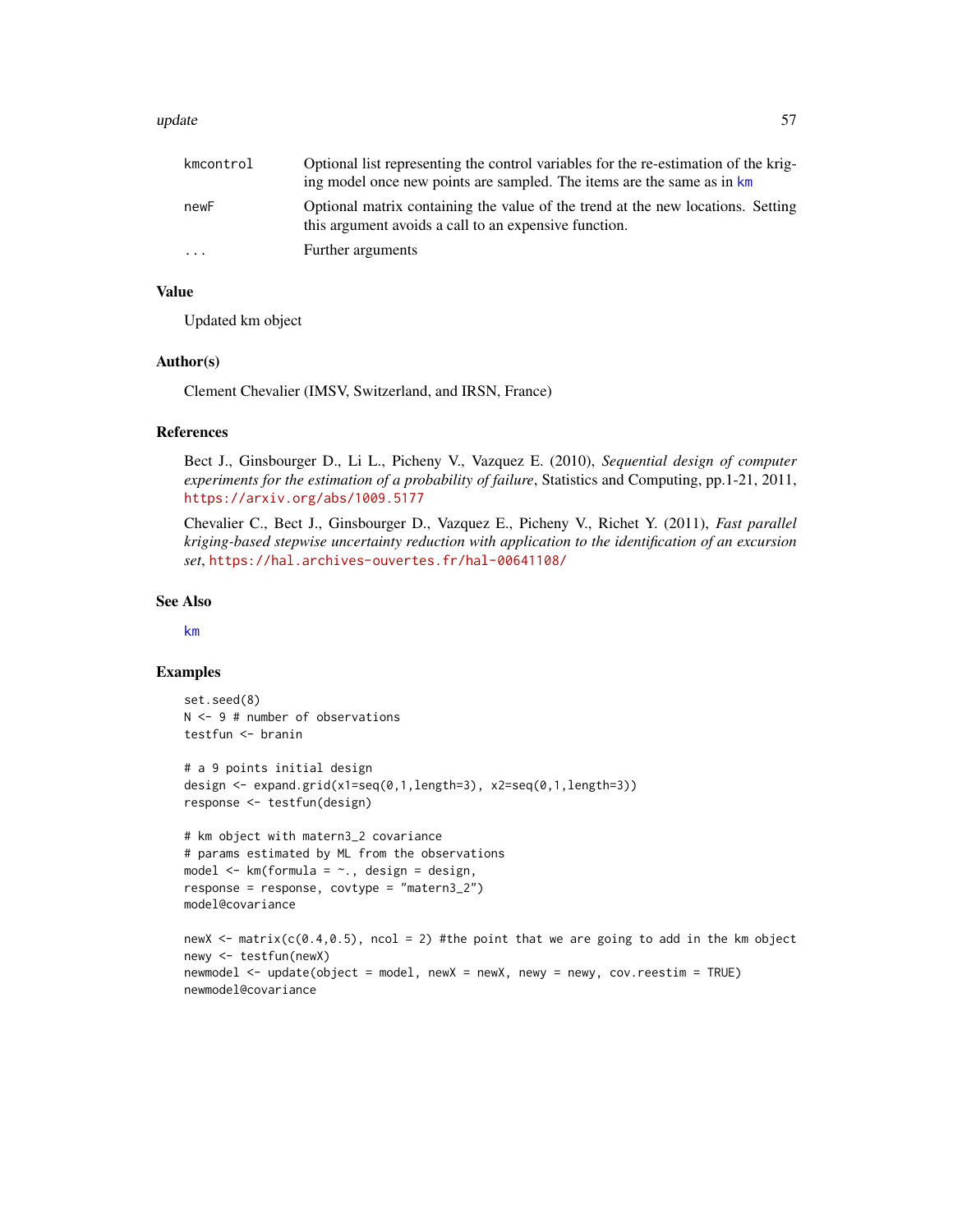| | |
|---|---|
| kmcontrol | Optional list representing the control variables for the re-estimation of the kriging model once new points are sampled. The items are the same as in km |
| newF | Optional matrix containing the value of the trend at the new locations. Setting this argument avoids a call to an expensive function. |
| ... | Further arguments |

## Value

Updated km object

## Author(s)

Clement Chevalier (IMSV, Switzerland, and IRSN, France)

## References

Bect J., Ginsbourger D., Li L., Picheny V., Vazquez E. (2010), *Sequential design of computer experiments for the estimation of a probability of failure*, Statistics and Computing, pp.1-21, 2011, https://arxiv.org/abs/1009.5177

Chevalier C., Bect J., Ginsbourger D., Vazquez E., Picheny V., Richet Y. (2011), *Fast parallel kriging-based stepwise uncertainty reduction with application to the identification of an excursion set*, https://hal.archives-ouvertes.fr/hal-00641108/

## See Also

km

## Examples

```
set.seed(8)
N <- 9 # number of observations
testfun <- branin

# a 9 points initial design
design <- expand.grid(x1=seq(0,1,length=3), x2=seq(0,1,length=3))
response <- testfun(design)

# km object with matern3_2 covariance
# params estimated by ML from the observations
model <- km(formula = ~., design = design,
response = response, covtype = "matern3_2")
model@covariance

newX <- matrix(c(0.4,0.5), ncol = 2) #the point that we are going to add in the km object
newy <- testfun(newX)
newmodel <- update(object = model, newX = newX, newy = newy, cov.reestim = TRUE)
newmodel@covariance
```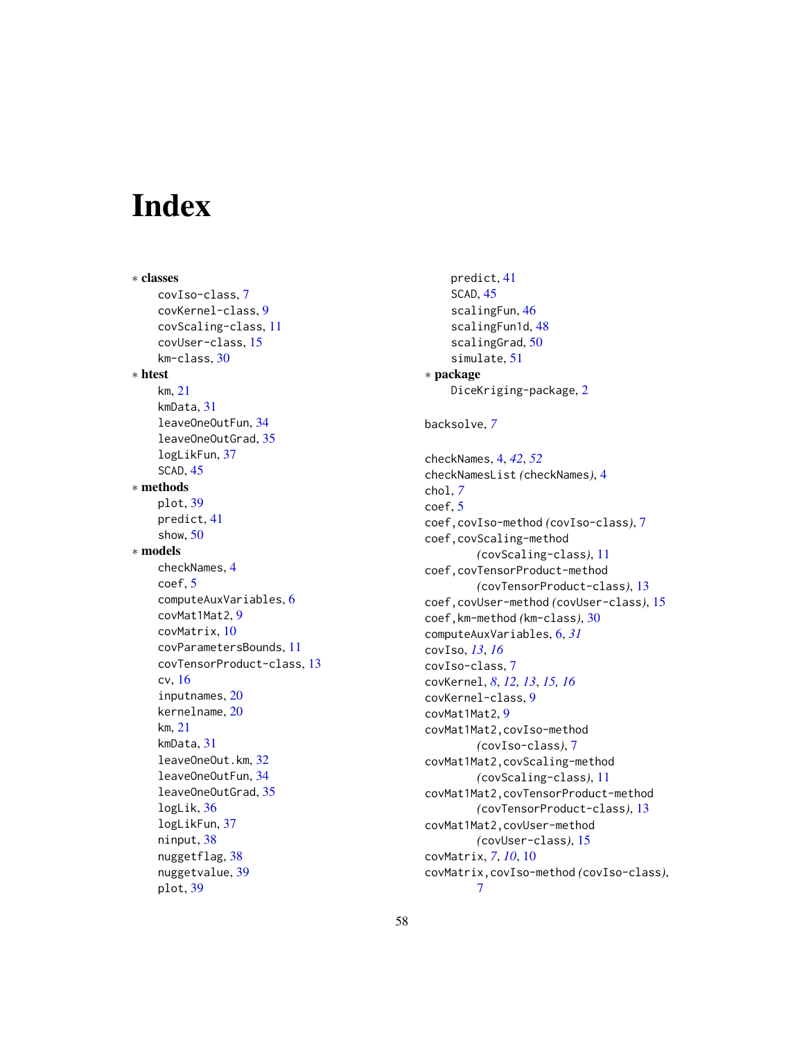# Index

∗ **classes**

covIso-class, 7
covKernel-class, 9
covScaling-class, 11
covUser-class, 15
km-class, 30

∗ **htest**

km, 21
kmData, 31
leaveOneOutFun, 34
leaveOneOutGrad, 35
logLikFun, 37
SCAD, 45

∗ **methods**

plot, 39
predict, 41
show, 50

∗ **models**

checkNames, 4
coef, 5
computeAuxVariables, 6
covMat1Mat2, 9
covMatrix, 10
covParametersBounds, 11
covTensorProduct-class, 13
cv, 16
inputnames, 20
kernelname, 20
km, 21
kmData, 31
leaveOneOut.km, 32
leaveOneOutFun, 34
leaveOneOutGrad, 35
logLik, 36
logLikFun, 37
ninput, 38
nuggetflag, 38
nuggetvalue, 39
plot, 39
predict, 41
SCAD, 45
scalingFun, 46
scalingFun1d, 48
scalingGrad, 50
simulate, 51

∗ **package**

DiceKriging-package, 2

backsolve, *7*

checkNames, 4, *42*, *52*
checkNamesList *(checkNames)*, 4
chol, *7*
coef, 5
coef,covIso-method *(covIso-class)*, 7
coef,covScaling-method *(covScaling-class)*, 11
coef,covTensorProduct-method *(covTensorProduct-class)*, 13
coef,covUser-method *(covUser-class)*, 15
coef,km-method *(km-class)*, 30
computeAuxVariables, 6, *31*
covIso, *13*, *16*
covIso-class, 7
covKernel, *8*, *12*, *13*, *15*, *16*
covKernel-class, 9
covMat1Mat2, 9
covMat1Mat2,covIso-method *(covIso-class)*, 7
covMat1Mat2,covScaling-method *(covScaling-class)*, 11
covMat1Mat2,covTensorProduct-method *(covTensorProduct-class)*, 13
covMat1Mat2,covUser-method *(covUser-class)*, 15
covMatrix, *7*, *10*, 10
covMatrix,covIso-method *(covIso-class)*, 7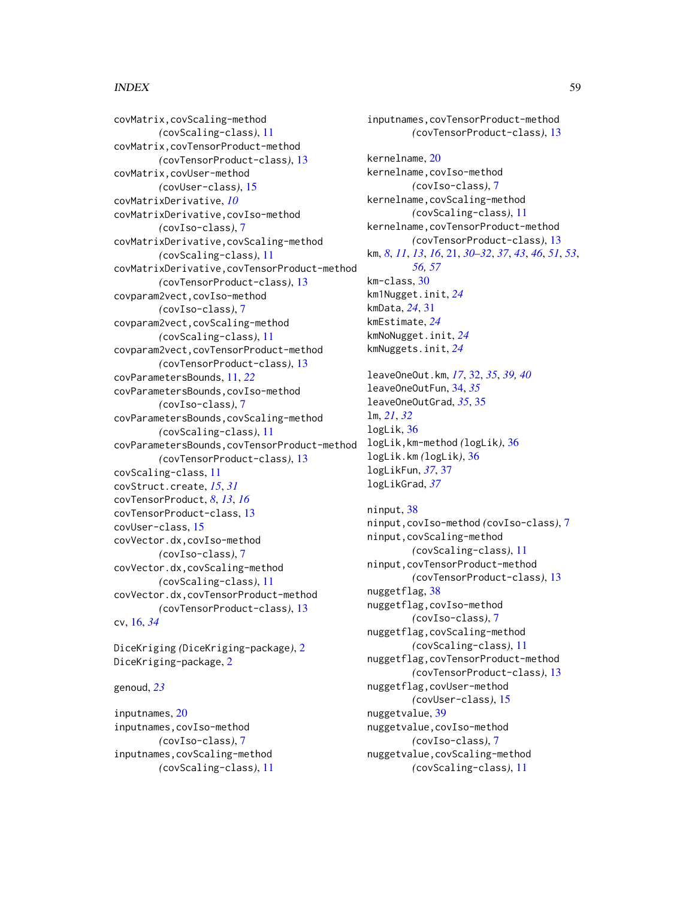covMatrix,covScaling-method
*(*covScaling-class*)*, 11
covMatrix,covTensorProduct-method
*(*covTensorProduct-class*)*, 13
covMatrix,covUser-method
*(*covUser-class*)*, 15
covMatrixDerivative, *10*
covMatrixDerivative,covIso-method
*(*covIso-class*)*, 7
covMatrixDerivative,covScaling-method
*(*covScaling-class*)*, 11
covMatrixDerivative,covTensorProduct-method
*(*covTensorProduct-class*)*, 13
covparam2vect,covIso-method
*(*covIso-class*)*, 7
covparam2vect,covScaling-method
*(*covScaling-class*)*, 11
covparam2vect,covTensorProduct-method
*(*covTensorProduct-class*)*, 13
covParametersBounds, 11, *22*
covParametersBounds,covIso-method
*(*covIso-class*)*, 7
covParametersBounds,covScaling-method
*(*covScaling-class*)*, 11
covParametersBounds,covTensorProduct-method
*(*covTensorProduct-class*)*, 13
covScaling-class, 11
covStruct.create, *15*, *31*
covTensorProduct, *8*, *13*, *16*
covTensorProduct-class, 13
covUser-class, 15
covVector.dx,covIso-method
*(*covIso-class*)*, 7
covVector.dx,covScaling-method
*(*covScaling-class*)*, 11
covVector.dx,covTensorProduct-method
*(*covTensorProduct-class*)*, 13
cv, 16, *34*

DiceKriging *(*DiceKriging-package*)*, 2
DiceKriging-package, 2

genoud, *23*

inputnames, 20
inputnames,covIso-method
*(*covIso-class*)*, 7
inputnames,covScaling-method
*(*covScaling-class*)*, 11
inputnames,covTensorProduct-method
*(*covTensorProduct-class*)*, 13

kernelname, 20
kernelname,covIso-method
*(*covIso-class*)*, 7
kernelname,covScaling-method
*(*covScaling-class*)*, 11
kernelname,covTensorProduct-method
*(*covTensorProduct-class*)*, 13
km, *8*, *11*, *13*, *16*, 21, *30–32*, *37*, *43*, *46*, *51*, *53*, *56*, *57*
km-class, 30
km1Nugget.init, *24*
kmData, *24*, 31
kmEstimate, *24*
kmNoNugget.init, *24*
kmNuggets.init, *24*

leaveOneOut.km, *17*, 32, *35*, *39*, *40*
leaveOneOutFun, 34, *35*
leaveOneOutGrad, *35*, 35
lm, *21*, *32*
logLik, 36
logLik,km-method *(*logLik*)*, 36
logLik.km *(*logLik*)*, 36
logLikFun, *37*, 37
logLikGrad, *37*

ninput, 38
ninput,covIso-method *(*covIso-class*)*, 7
ninput,covScaling-method
*(*covScaling-class*)*, 11
ninput,covTensorProduct-method
*(*covTensorProduct-class*)*, 13
nuggetflag, 38
nuggetflag,covIso-method
*(*covIso-class*)*, 7
nuggetflag,covScaling-method
*(*covScaling-class*)*, 11
nuggetflag,covTensorProduct-method
*(*covTensorProduct-class*)*, 13
nuggetflag,covUser-method
*(*covUser-class*)*, 15
nuggetvalue, 39
nuggetvalue,covIso-method
*(*covIso-class*)*, 7
nuggetvalue,covScaling-method
*(*covScaling-class*)*, 11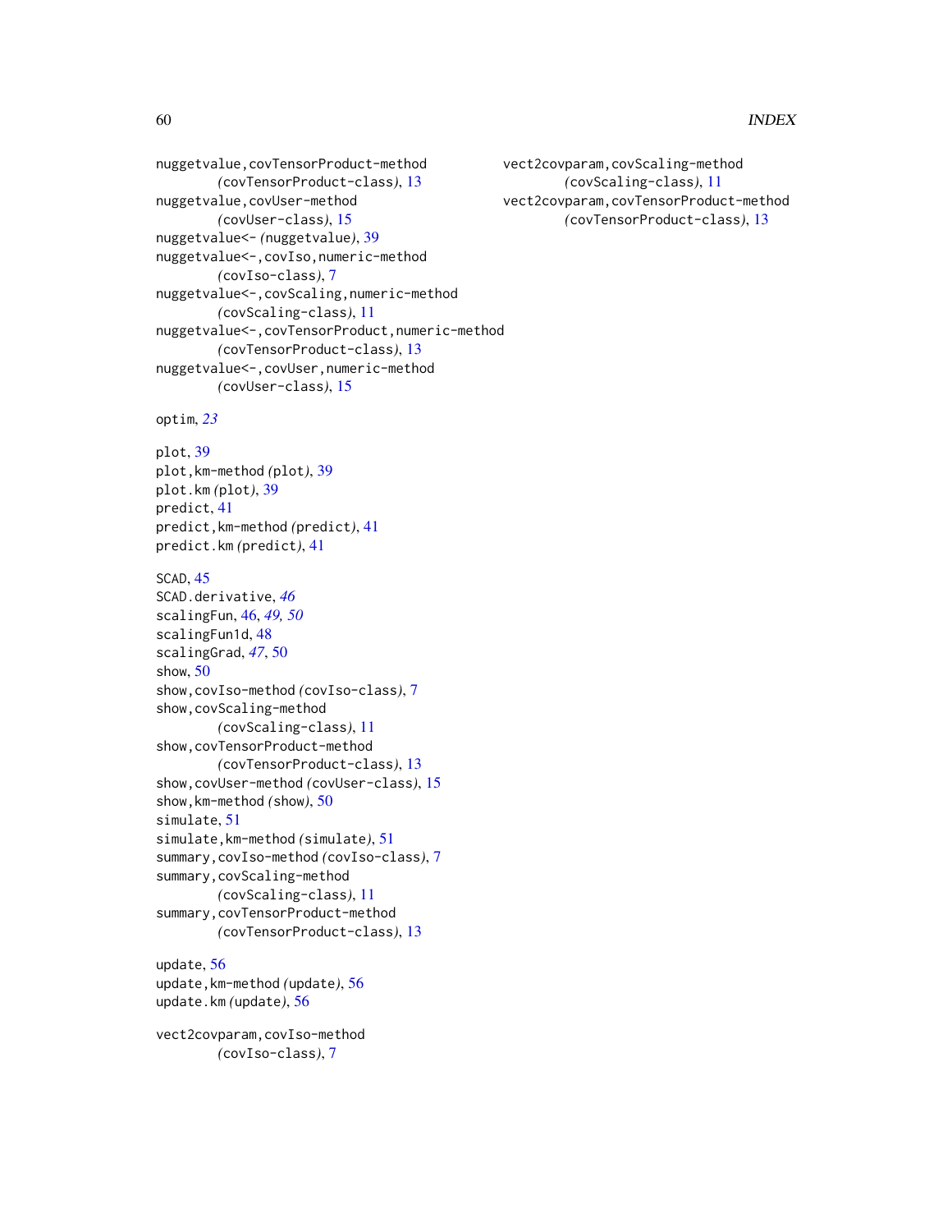nuggetvalue,covTensorProduct-method
*(covTensorProduct-class)*, 13
nuggetvalue,covUser-method
*(covUser-class)*, 15
nuggetvalue<- *(nuggetvalue)*, 39
nuggetvalue<-,covIso,numeric-method
*(covIso-class)*, 7
nuggetvalue<-,covScaling,numeric-method
*(covScaling-class)*, 11
nuggetvalue<-,covTensorProduct,numeric-method
*(covTensorProduct-class)*, 13
nuggetvalue<-,covUser,numeric-method
*(covUser-class)*, 15

optim, *23*

plot, 39
plot,km-method *(plot)*, 39
plot.km *(plot)*, 39
predict, 41
predict,km-method *(predict)*, 41
predict.km *(predict)*, 41

SCAD, 45
SCAD.derivative, *46*
scalingFun, 46, *49*, *50*
scalingFun1d, 48
scalingGrad, *47*, 50
show, 50
show,covIso-method *(covIso-class)*, 7
show,covScaling-method
*(covScaling-class)*, 11
show,covTensorProduct-method
*(covTensorProduct-class)*, 13
show,covUser-method *(covUser-class)*, 15
show,km-method *(show)*, 50
simulate, 51
simulate,km-method *(simulate)*, 51
summary,covIso-method *(covIso-class)*, 7
summary,covScaling-method
*(covScaling-class)*, 11
summary,covTensorProduct-method
*(covTensorProduct-class)*, 13

update, 56
update,km-method *(update)*, 56
update.km *(update)*, 56

vect2covparam,covIso-method
*(covIso-class)*, 7
vect2covparam,covScaling-method
*(covScaling-class)*, 11
vect2covparam,covTensorProduct-method
*(covTensorProduct-class)*, 13